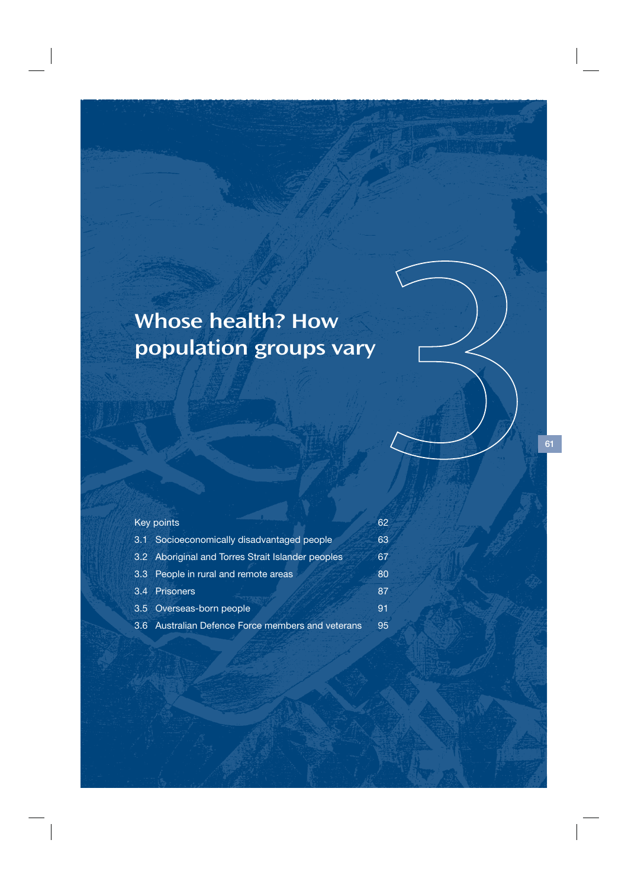# Whose health? How population groups vary

3

| | |
|---|---|
| Key points | 62 |
| 3.1 Socioeconomically disadvantaged people | 63 |
| 3.2 Aboriginal and Torres Strait Islander peoples | 67 |
| 3.3 People in rural and remote areas | 80 |
| 3.4 Prisoners | 87 |
| 3.5 Overseas-born people | 91 |
| 3.6 Australian Defence Force members and veterans | 95 |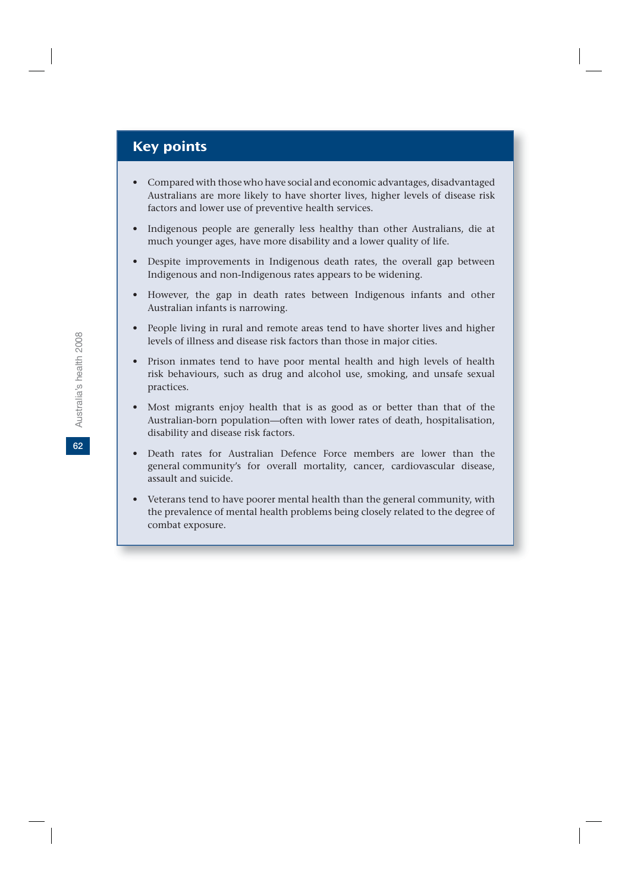## Key points

- Compared with those who have social and economic advantages, disadvantaged Australians are more likely to have shorter lives, higher levels of disease risk factors and lower use of preventive health services.
- Indigenous people are generally less healthy than other Australians, die at much younger ages, have more disability and a lower quality of life.
- Despite improvements in Indigenous death rates, the overall gap between Indigenous and non-Indigenous rates appears to be widening.
- However, the gap in death rates between Indigenous infants and other Australian infants is narrowing.
- People living in rural and remote areas tend to have shorter lives and higher levels of illness and disease risk factors than those in major cities.
- Prison inmates tend to have poor mental health and high levels of health risk behaviours, such as drug and alcohol use, smoking, and unsafe sexual practices.
- Most migrants enjoy health that is as good as or better than that of the Australian-born population—often with lower rates of death, hospitalisation, disability and disease risk factors.
- Death rates for Australian Defence Force members are lower than the general community's for overall mortality, cancer, cardiovascular disease, assault and suicide.
- Veterans tend to have poorer mental health than the general community, with the prevalence of mental health problems being closely related to the degree of combat exposure.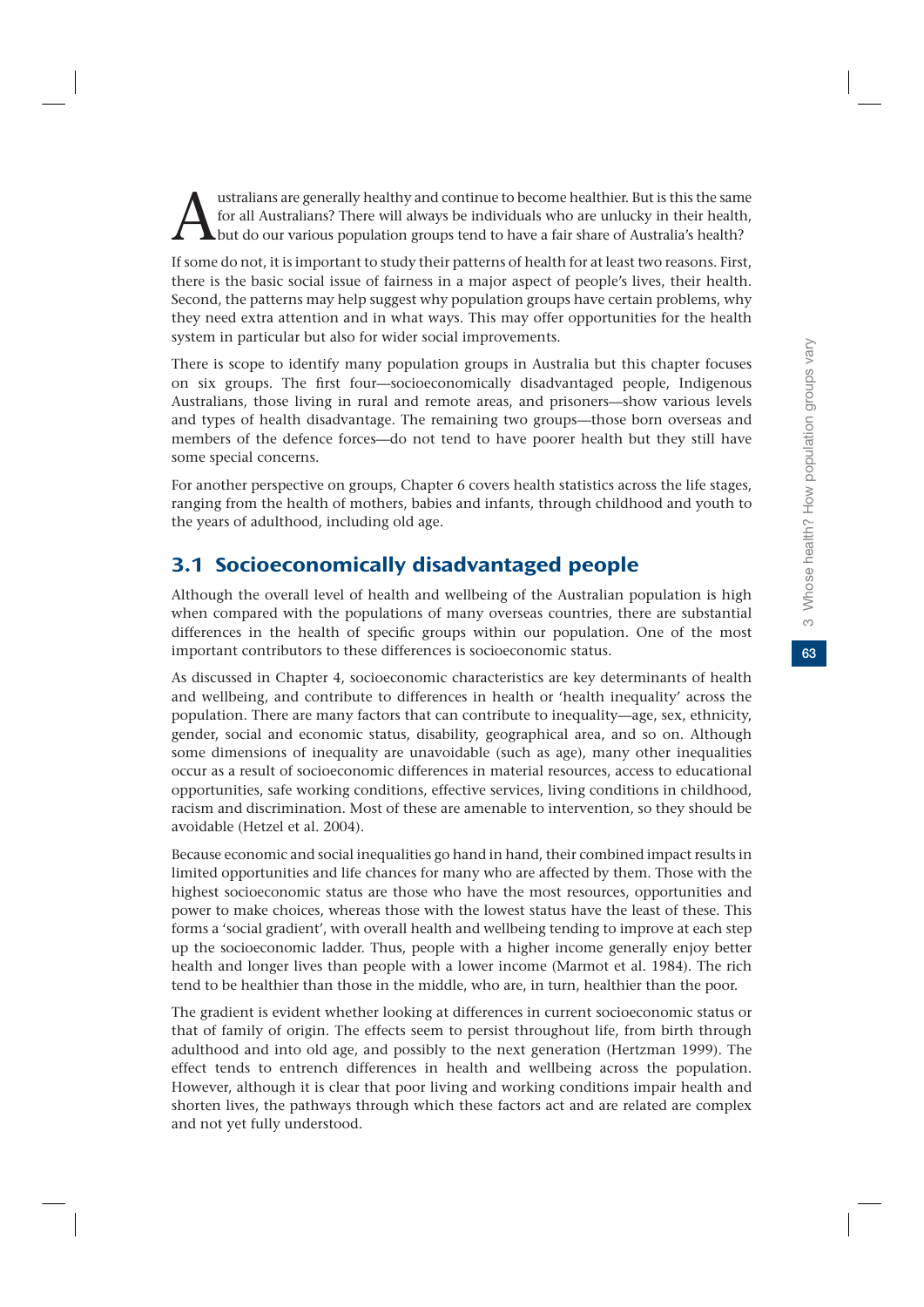Australians are generally healthy and continue to become healthier. But is this the same for all Australians? There will always be individuals who are unlucky in their health, but do our various population groups tend to have a fair share of Australia's health?

If some do not, it is important to study their patterns of health for at least two reasons. First, there is the basic social issue of fairness in a major aspect of people's lives, their health. Second, the patterns may help suggest why population groups have certain problems, why they need extra attention and in what ways. This may offer opportunities for the health system in particular but also for wider social improvements.

There is scope to identify many population groups in Australia but this chapter focuses on six groups. The first four—socioeconomically disadvantaged people, Indigenous Australians, those living in rural and remote areas, and prisoners—show various levels and types of health disadvantage. The remaining two groups—those born overseas and members of the defence forces—do not tend to have poorer health but they still have some special concerns.

For another perspective on groups, Chapter 6 covers health statistics across the life stages, ranging from the health of mothers, babies and infants, through childhood and youth to the years of adulthood, including old age.

## 3.1 Socioeconomically disadvantaged people

Although the overall level of health and wellbeing of the Australian population is high when compared with the populations of many overseas countries, there are substantial differences in the health of specific groups within our population. One of the most important contributors to these differences is socioeconomic status.

As discussed in Chapter 4, socioeconomic characteristics are key determinants of health and wellbeing, and contribute to differences in health or 'health inequality' across the population. There are many factors that can contribute to inequality—age, sex, ethnicity, gender, social and economic status, disability, geographical area, and so on. Although some dimensions of inequality are unavoidable (such as age), many other inequalities occur as a result of socioeconomic differences in material resources, access to educational opportunities, safe working conditions, effective services, living conditions in childhood, racism and discrimination. Most of these are amenable to intervention, so they should be avoidable (Hetzel et al. 2004).

Because economic and social inequalities go hand in hand, their combined impact results in limited opportunities and life chances for many who are affected by them. Those with the highest socioeconomic status are those who have the most resources, opportunities and power to make choices, whereas those with the lowest status have the least of these. This forms a 'social gradient', with overall health and wellbeing tending to improve at each step up the socioeconomic ladder. Thus, people with a higher income generally enjoy better health and longer lives than people with a lower income (Marmot et al. 1984). The rich tend to be healthier than those in the middle, who are, in turn, healthier than the poor.

The gradient is evident whether looking at differences in current socioeconomic status or that of family of origin. The effects seem to persist throughout life, from birth through adulthood and into old age, and possibly to the next generation (Hertzman 1999). The effect tends to entrench differences in health and wellbeing across the population. However, although it is clear that poor living and working conditions impair health and shorten lives, the pathways through which these factors act and are related are complex and not yet fully understood.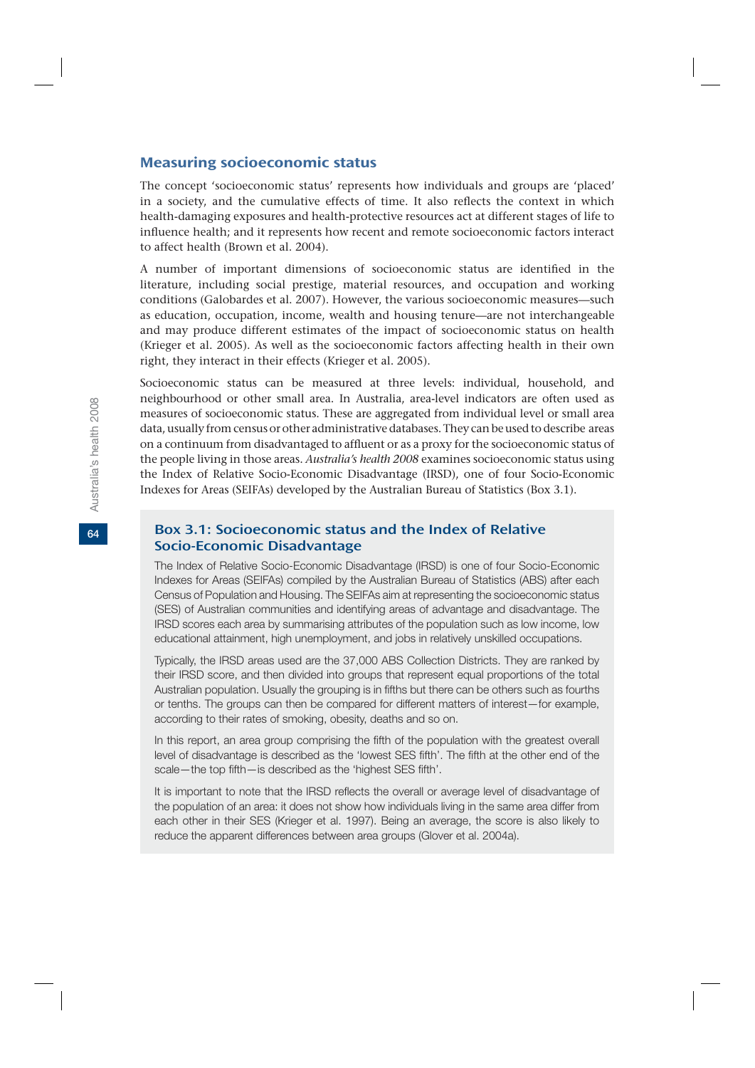## Measuring socioeconomic status

The concept 'socioeconomic status' represents how individuals and groups are 'placed' in a society, and the cumulative effects of time. It also reflects the context in which health-damaging exposures and health-protective resources act at different stages of life to influence health; and it represents how recent and remote socioeconomic factors interact to affect health (Brown et al. 2004).

A number of important dimensions of socioeconomic status are identified in the literature, including social prestige, material resources, and occupation and working conditions (Galobardes et al. 2007). However, the various socioeconomic measures—such as education, occupation, income, wealth and housing tenure—are not interchangeable and may produce different estimates of the impact of socioeconomic status on health (Krieger et al. 2005). As well as the socioeconomic factors affecting health in their own right, they interact in their effects (Krieger et al. 2005).

Socioeconomic status can be measured at three levels: individual, household, and neighbourhood or other small area. In Australia, area-level indicators are often used as measures of socioeconomic status. These are aggregated from individual level or small area data, usually from census or other administrative databases. They can be used to describe areas on a continuum from disadvantaged to affluent or as a proxy for the socioeconomic status of the people living in those areas. *Australia's health 2008* examines socioeconomic status using the Index of Relative Socio-Economic Disadvantage (IRSD), one of four Socio-Economic Indexes for Areas (SEIFAs) developed by the Australian Bureau of Statistics (Box 3.1).

### Box 3.1: Socioeconomic status and the Index of Relative Socio-Economic Disadvantage

The Index of Relative Socio-Economic Disadvantage (IRSD) is one of four Socio-Economic Indexes for Areas (SEIFAs) compiled by the Australian Bureau of Statistics (ABS) after each Census of Population and Housing. The SEIFAs aim at representing the socioeconomic status (SES) of Australian communities and identifying areas of advantage and disadvantage. The IRSD scores each area by summarising attributes of the population such as low income, low educational attainment, high unemployment, and jobs in relatively unskilled occupations.

Typically, the IRSD areas used are the 37,000 ABS Collection Districts. They are ranked by their IRSD score, and then divided into groups that represent equal proportions of the total Australian population. Usually the grouping is in fifths but there can be others such as fourths or tenths. The groups can then be compared for different matters of interest—for example, according to their rates of smoking, obesity, deaths and so on.

In this report, an area group comprising the fifth of the population with the greatest overall level of disadvantage is described as the 'lowest SES fifth'. The fifth at the other end of the scale—the top fifth—is described as the 'highest SES fifth'.

It is important to note that the IRSD reflects the overall or average level of disadvantage of the population of an area: it does not show how individuals living in the same area differ from each other in their SES (Krieger et al. 1997). Being an average, the score is also likely to reduce the apparent differences between area groups (Glover et al. 2004a).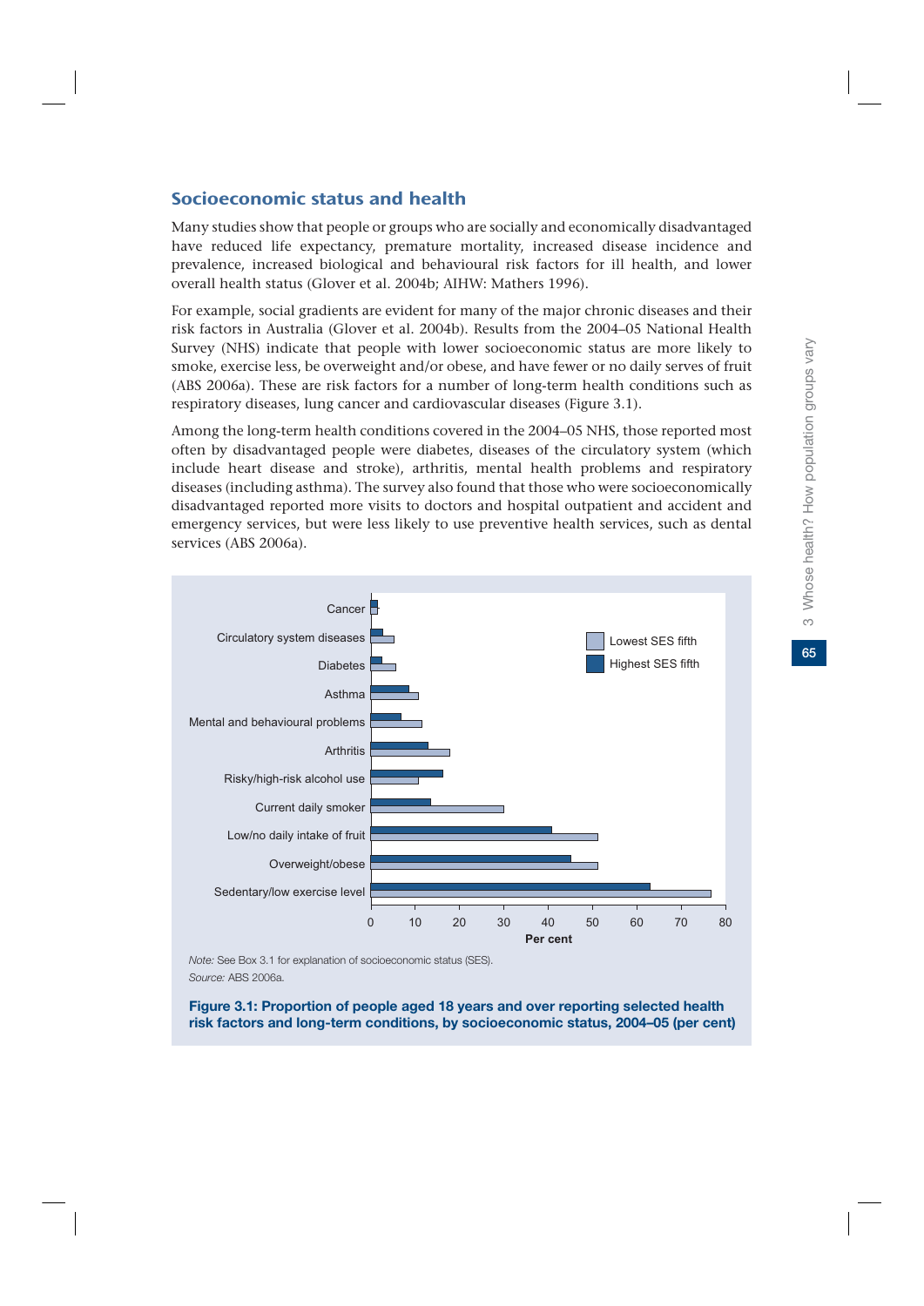## Socioeconomic status and health

Many studies show that people or groups who are socially and economically disadvantaged have reduced life expectancy, premature mortality, increased disease incidence and prevalence, increased biological and behavioural risk factors for ill health, and lower overall health status (Glover et al. 2004b; AIHW: Mathers 1996).

For example, social gradients are evident for many of the major chronic diseases and their risk factors in Australia (Glover et al. 2004b). Results from the 2004–05 National Health Survey (NHS) indicate that people with lower socioeconomic status are more likely to smoke, exercise less, be overweight and/or obese, and have fewer or no daily serves of fruit (ABS 2006a). These are risk factors for a number of long-term health conditions such as respiratory diseases, lung cancer and cardiovascular diseases (Figure 3.1).

Among the long-term health conditions covered in the 2004–05 NHS, those reported most often by disadvantaged people were diabetes, diseases of the circulatory system (which include heart disease and stroke), arthritis, mental health problems and respiratory diseases (including asthma). The survey also found that those who were socioeconomically disadvantaged reported more visits to doctors and hospital outpatient and accident and emergency services, but were less likely to use preventive health services, such as dental services (ABS 2006a).

*Note:* See Box 3.1 for explanation of socioeconomic status (SES).
*Source:* ABS 2006a.

**Figure 3.1: Proportion of people aged 18 years and over reporting selected health risk factors and long-term conditions, by socioeconomic status, 2004–05 (per cent)**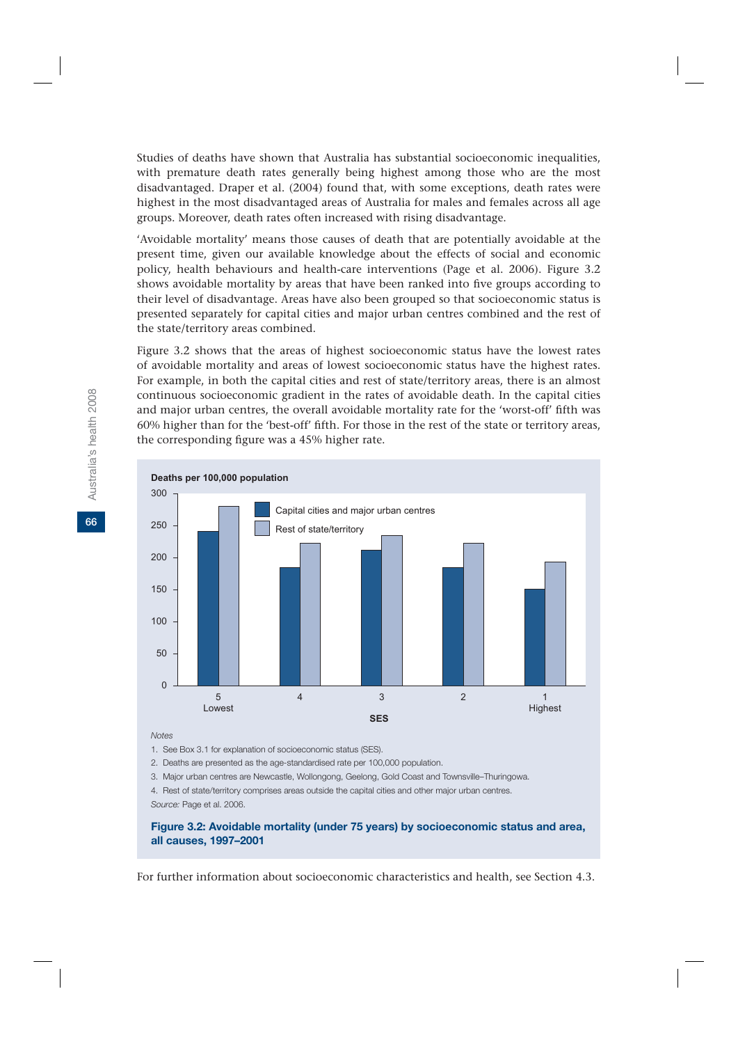Studies of deaths have shown that Australia has substantial socioeconomic inequalities, with premature death rates generally being highest among those who are the most disadvantaged. Draper et al. (2004) found that, with some exceptions, death rates were highest in the most disadvantaged areas of Australia for males and females across all age groups. Moreover, death rates often increased with rising disadvantage.

'Avoidable mortality' means those causes of death that are potentially avoidable at the present time, given our available knowledge about the effects of social and economic policy, health behaviours and health-care interventions (Page et al. 2006). Figure 3.2 shows avoidable mortality by areas that have been ranked into five groups according to their level of disadvantage. Areas have also been grouped so that socioeconomic status is presented separately for capital cities and major urban centres combined and the rest of the state/territory areas combined.

Figure 3.2 shows that the areas of highest socioeconomic status have the lowest rates of avoidable mortality and areas of lowest socioeconomic status have the highest rates. For example, in both the capital cities and rest of state/territory areas, there is an almost continuous socioeconomic gradient in the rates of avoidable death. In the capital cities and major urban centres, the overall avoidable mortality rate for the 'worst-off' fifth was 60% higher than for the 'best-off' fifth. For those in the rest of the state or territory areas, the corresponding figure was a 45% higher rate.

*Notes*

1. See Box 3.1 for explanation of socioeconomic status (SES).
2. Deaths are presented as the age-standardised rate per 100,000 population.
3. Major urban centres are Newcastle, Wollongong, Geelong, Gold Coast and Townsville–Thuringowa.
4. Rest of state/territory comprises areas outside the capital cities and other major urban centres.

*Source:* Page et al. 2006.

**Figure 3.2: Avoidable mortality (under 75 years) by socioeconomic status and area, all causes, 1997–2001**

For further information about socioeconomic characteristics and health, see Section 4.3.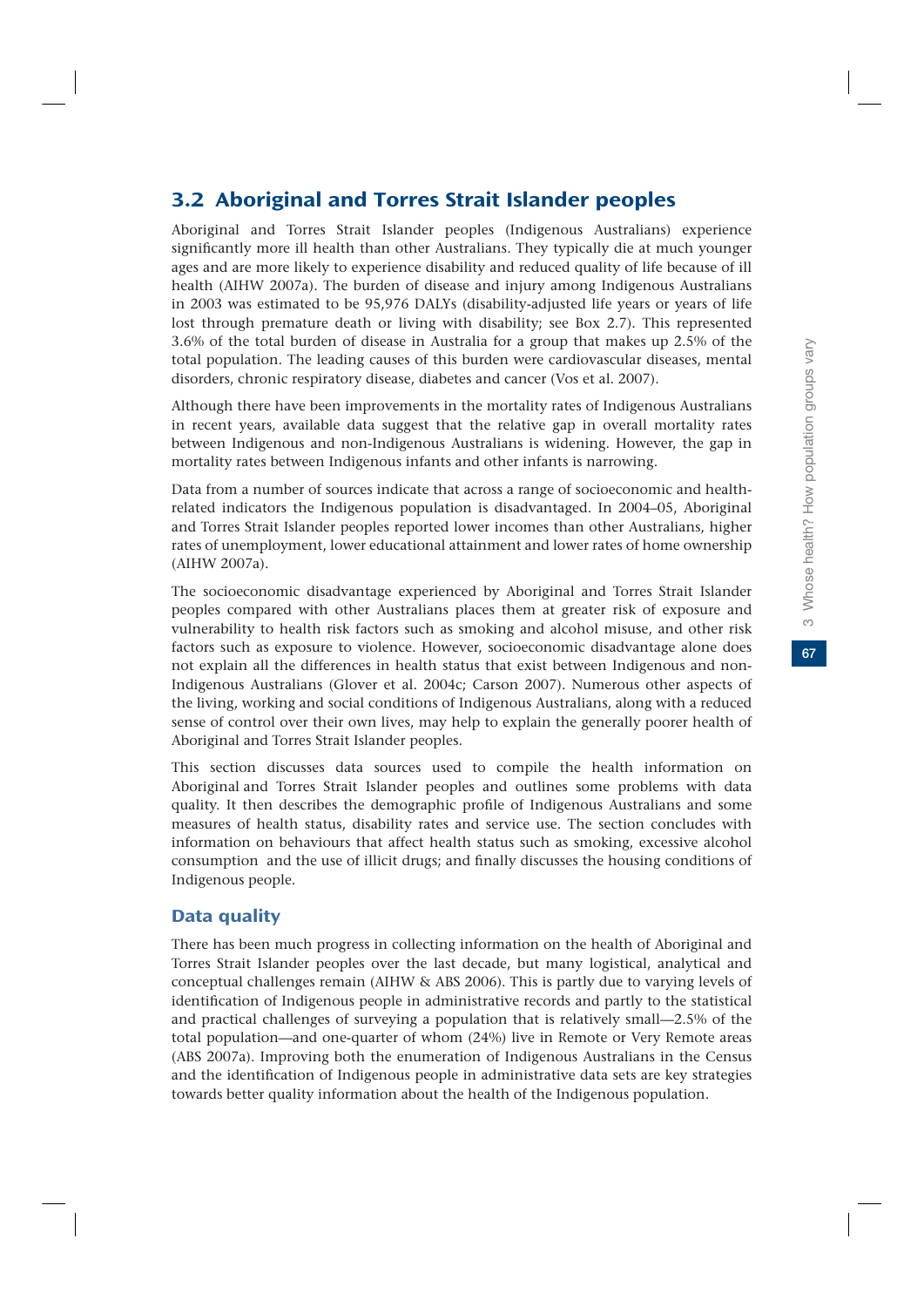## 3.2 Aboriginal and Torres Strait Islander peoples

Aboriginal and Torres Strait Islander peoples (Indigenous Australians) experience significantly more ill health than other Australians. They typically die at much younger ages and are more likely to experience disability and reduced quality of life because of ill health (AIHW 2007a). The burden of disease and injury among Indigenous Australians in 2003 was estimated to be 95,976 DALYs (disability-adjusted life years or years of life lost through premature death or living with disability; see Box 2.7). This represented 3.6% of the total burden of disease in Australia for a group that makes up 2.5% of the total population. The leading causes of this burden were cardiovascular diseases, mental disorders, chronic respiratory disease, diabetes and cancer (Vos et al. 2007).

Although there have been improvements in the mortality rates of Indigenous Australians in recent years, available data suggest that the relative gap in overall mortality rates between Indigenous and non-Indigenous Australians is widening. However, the gap in mortality rates between Indigenous infants and other infants is narrowing.

Data from a number of sources indicate that across a range of socioeconomic and health-related indicators the Indigenous population is disadvantaged. In 2004–05, Aboriginal and Torres Strait Islander peoples reported lower incomes than other Australians, higher rates of unemployment, lower educational attainment and lower rates of home ownership (AIHW 2007a).

The socioeconomic disadvantage experienced by Aboriginal and Torres Strait Islander peoples compared with other Australians places them at greater risk of exposure and vulnerability to health risk factors such as smoking and alcohol misuse, and other risk factors such as exposure to violence. However, socioeconomic disadvantage alone does not explain all the differences in health status that exist between Indigenous and non-Indigenous Australians (Glover et al. 2004c; Carson 2007). Numerous other aspects of the living, working and social conditions of Indigenous Australians, along with a reduced sense of control over their own lives, may help to explain the generally poorer health of Aboriginal and Torres Strait Islander peoples.

This section discusses data sources used to compile the health information on Aboriginal and Torres Strait Islander peoples and outlines some problems with data quality. It then describes the demographic profile of Indigenous Australians and some measures of health status, disability rates and service use. The section concludes with information on behaviours that affect health status such as smoking, excessive alcohol consumption and the use of illicit drugs; and finally discusses the housing conditions of Indigenous people.

### Data quality

There has been much progress in collecting information on the health of Aboriginal and Torres Strait Islander peoples over the last decade, but many logistical, analytical and conceptual challenges remain (AIHW & ABS 2006). This is partly due to varying levels of identification of Indigenous people in administrative records and partly to the statistical and practical challenges of surveying a population that is relatively small—2.5% of the total population—and one-quarter of whom (24%) live in Remote or Very Remote areas (ABS 2007a). Improving both the enumeration of Indigenous Australians in the Census and the identification of Indigenous people in administrative data sets are key strategies towards better quality information about the health of the Indigenous population.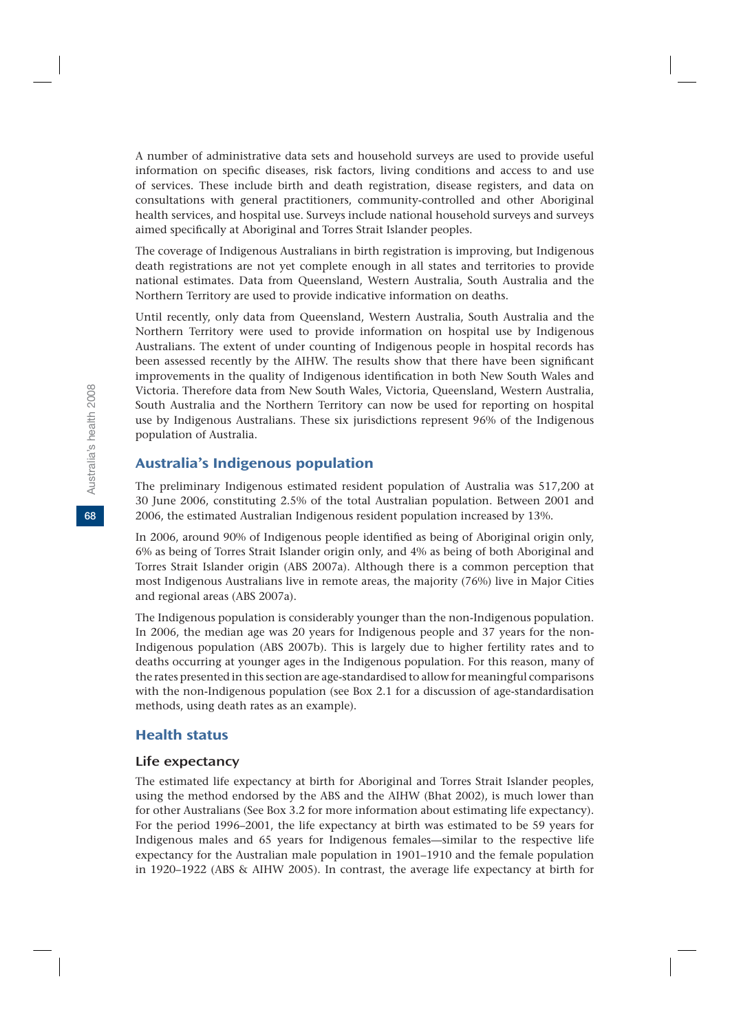A number of administrative data sets and household surveys are used to provide useful information on specific diseases, risk factors, living conditions and access to and use of services. These include birth and death registration, disease registers, and data on consultations with general practitioners, community-controlled and other Aboriginal health services, and hospital use. Surveys include national household surveys and surveys aimed specifically at Aboriginal and Torres Strait Islander peoples.

The coverage of Indigenous Australians in birth registration is improving, but Indigenous death registrations are not yet complete enough in all states and territories to provide national estimates. Data from Queensland, Western Australia, South Australia and the Northern Territory are used to provide indicative information on deaths.

Until recently, only data from Queensland, Western Australia, South Australia and the Northern Territory were used to provide information on hospital use by Indigenous Australians. The extent of under counting of Indigenous people in hospital records has been assessed recently by the AIHW. The results show that there have been significant improvements in the quality of Indigenous identification in both New South Wales and Victoria. Therefore data from New South Wales, Victoria, Queensland, Western Australia, South Australia and the Northern Territory can now be used for reporting on hospital use by Indigenous Australians. These six jurisdictions represent 96% of the Indigenous population of Australia.

## Australia's Indigenous population

The preliminary Indigenous estimated resident population of Australia was 517,200 at 30 June 2006, constituting 2.5% of the total Australian population. Between 2001 and 2006, the estimated Australian Indigenous resident population increased by 13%.

In 2006, around 90% of Indigenous people identified as being of Aboriginal origin only, 6% as being of Torres Strait Islander origin only, and 4% as being of both Aboriginal and Torres Strait Islander origin (ABS 2007a). Although there is a common perception that most Indigenous Australians live in remote areas, the majority (76%) live in Major Cities and regional areas (ABS 2007a).

The Indigenous population is considerably younger than the non-Indigenous population. In 2006, the median age was 20 years for Indigenous people and 37 years for the non-Indigenous population (ABS 2007b). This is largely due to higher fertility rates and to deaths occurring at younger ages in the Indigenous population. For this reason, many of the rates presented in this section are age-standardised to allow for meaningful comparisons with the non-Indigenous population (see Box 2.1 for a discussion of age-standardisation methods, using death rates as an example).

## Health status

### Life expectancy

The estimated life expectancy at birth for Aboriginal and Torres Strait Islander peoples, using the method endorsed by the ABS and the AIHW (Bhat 2002), is much lower than for other Australians (See Box 3.2 for more information about estimating life expectancy). For the period 1996–2001, the life expectancy at birth was estimated to be 59 years for Indigenous males and 65 years for Indigenous females—similar to the respective life expectancy for the Australian male population in 1901–1910 and the female population in 1920–1922 (ABS & AIHW 2005). In contrast, the average life expectancy at birth for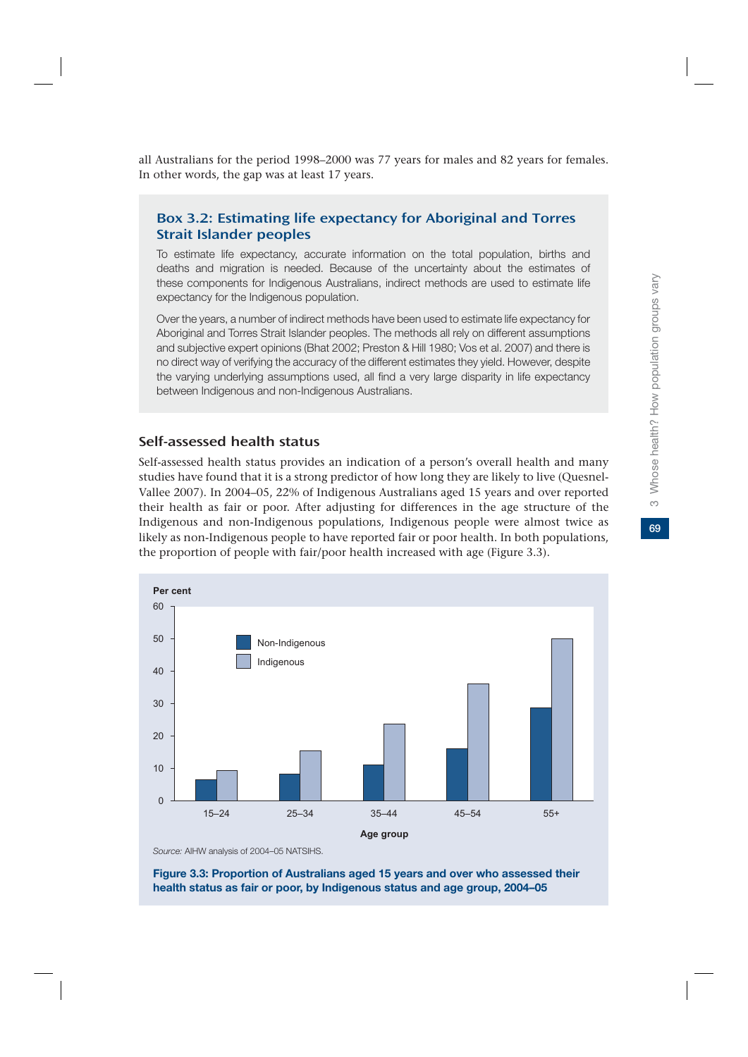all Australians for the period 1998–2000 was 77 years for males and 82 years for females. In other words, the gap was at least 17 years.

### Box 3.2: Estimating life expectancy for Aboriginal and Torres Strait Islander peoples

To estimate life expectancy, accurate information on the total population, births and deaths and migration is needed. Because of the uncertainty about the estimates of these components for Indigenous Australians, indirect methods are used to estimate life expectancy for the Indigenous population.

Over the years, a number of indirect methods have been used to estimate life expectancy for Aboriginal and Torres Strait Islander peoples. The methods all rely on different assumptions and subjective expert opinions (Bhat 2002; Preston & Hill 1980; Vos et al. 2007) and there is no direct way of verifying the accuracy of the different estimates they yield. However, despite the varying underlying assumptions used, all find a very large disparity in life expectancy between Indigenous and non-Indigenous Australians.

### Self-assessed health status

Self-assessed health status provides an indication of a person's overall health and many studies have found that it is a strong predictor of how long they are likely to live (Quesnel-Vallee 2007). In 2004–05, 22% of Indigenous Australians aged 15 years and over reported their health as fair or poor. After adjusting for differences in the age structure of the Indigenous and non-Indigenous populations, Indigenous people were almost twice as likely as non-Indigenous people to have reported fair or poor health. In both populations, the proportion of people with fair/poor health increased with age (Figure 3.3).

*Source:* AIHW analysis of 2004–05 NATSIHS.

**Figure 3.3: Proportion of Australians aged 15 years and over who assessed their health status as fair or poor, by Indigenous status and age group, 2004–05**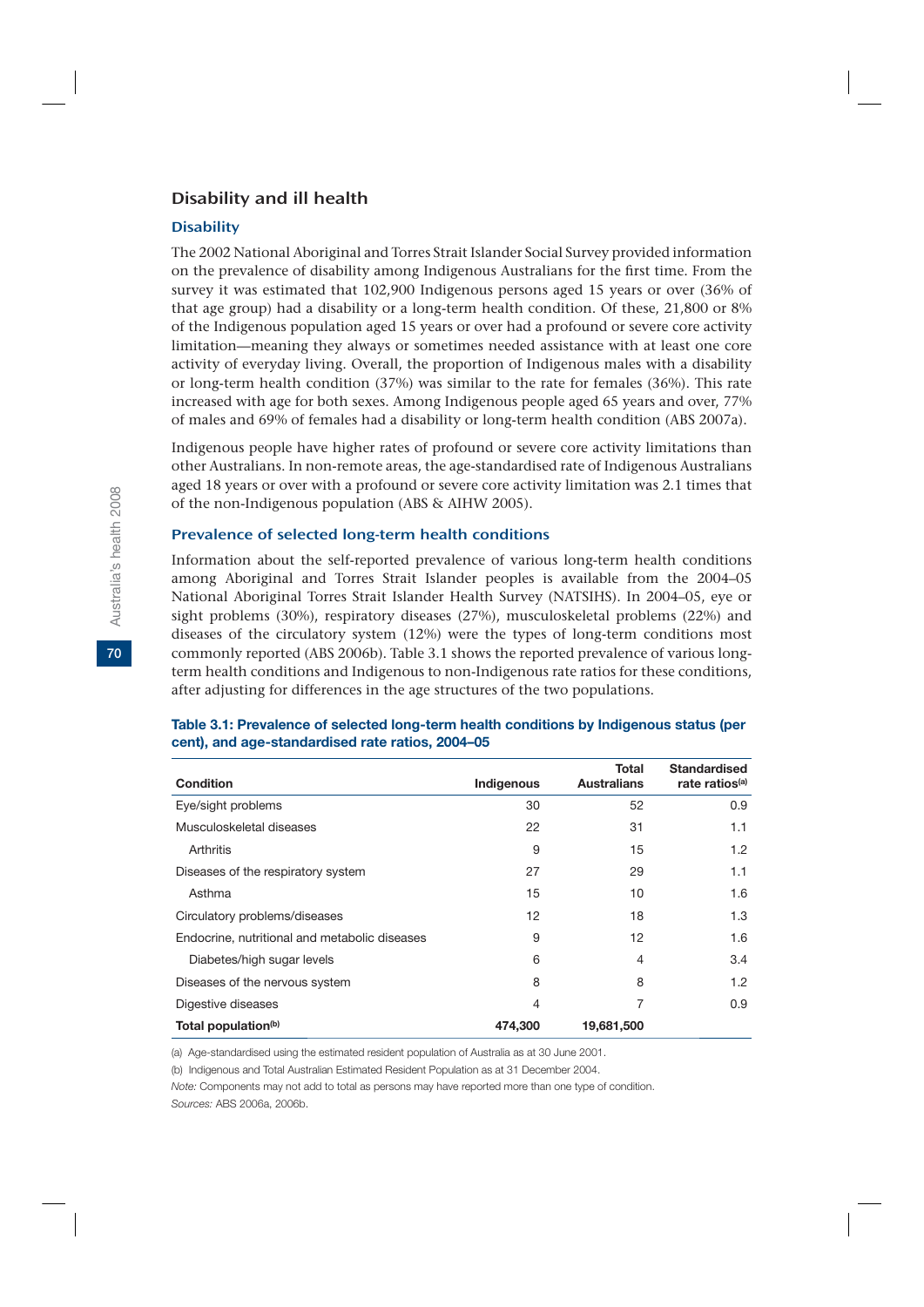## Disability and ill health

### Disability

The 2002 National Aboriginal and Torres Strait Islander Social Survey provided information on the prevalence of disability among Indigenous Australians for the first time. From the survey it was estimated that 102,900 Indigenous persons aged 15 years or over (36% of that age group) had a disability or a long-term health condition. Of these, 21,800 or 8% of the Indigenous population aged 15 years or over had a profound or severe core activity limitation—meaning they always or sometimes needed assistance with at least one core activity of everyday living. Overall, the proportion of Indigenous males with a disability or long-term health condition (37%) was similar to the rate for females (36%). This rate increased with age for both sexes. Among Indigenous people aged 65 years and over, 77% of males and 69% of females had a disability or long-term health condition (ABS 2007a).

Indigenous people have higher rates of profound or severe core activity limitations than other Australians. In non-remote areas, the age-standardised rate of Indigenous Australians aged 18 years or over with a profound or severe core activity limitation was 2.1 times that of the non-Indigenous population (ABS & AIHW 2005).

### Prevalence of selected long-term health conditions

Information about the self-reported prevalence of various long-term health conditions among Aboriginal and Torres Strait Islander peoples is available from the 2004–05 National Aboriginal Torres Strait Islander Health Survey (NATSIHS). In 2004–05, eye or sight problems (30%), respiratory diseases (27%), musculoskeletal problems (22%) and diseases of the circulatory system (12%) were the types of long-term conditions most commonly reported (ABS 2006b). Table 3.1 shows the reported prevalence of various long-term health conditions and Indigenous to non-Indigenous rate ratios for these conditions, after adjusting for differences in the age structures of the two populations.

**Table 3.1: Prevalence of selected long-term health conditions by Indigenous status (per cent), and age-standardised rate ratios, 2004–05**

| Condition | Indigenous | Total Australians | Standardised rate ratios[(a)] |
|---|---|---|---|
| Eye/sight problems | 30 | 52 | 0.9 |
| Musculoskeletal diseases | 22 | 31 | 1.1 |
| Arthritis | 9 | 15 | 1.2 |
| Diseases of the respiratory system | 27 | 29 | 1.1 |
| Asthma | 15 | 10 | 1.6 |
| Circulatory problems/diseases | 12 | 18 | 1.3 |
| Endocrine, nutritional and metabolic diseases | 9 | 12 | 1.6 |
| Diabetes/high sugar levels | 6 | 4 | 3.4 |
| Diseases of the nervous system | 8 | 8 | 1.2 |
| Digestive diseases | 4 | 7 | 0.9 |
| **Total population[(b)]** | **474,300** | **19,681,500** | |

(a) Age-standardised using the estimated resident population of Australia as at 30 June 2001.

(b) Indigenous and Total Australian Estimated Resident Population as at 31 December 2004.

*Note:* Components may not add to total as persons may have reported more than one type of condition.

*Sources:* ABS 2006a, 2006b.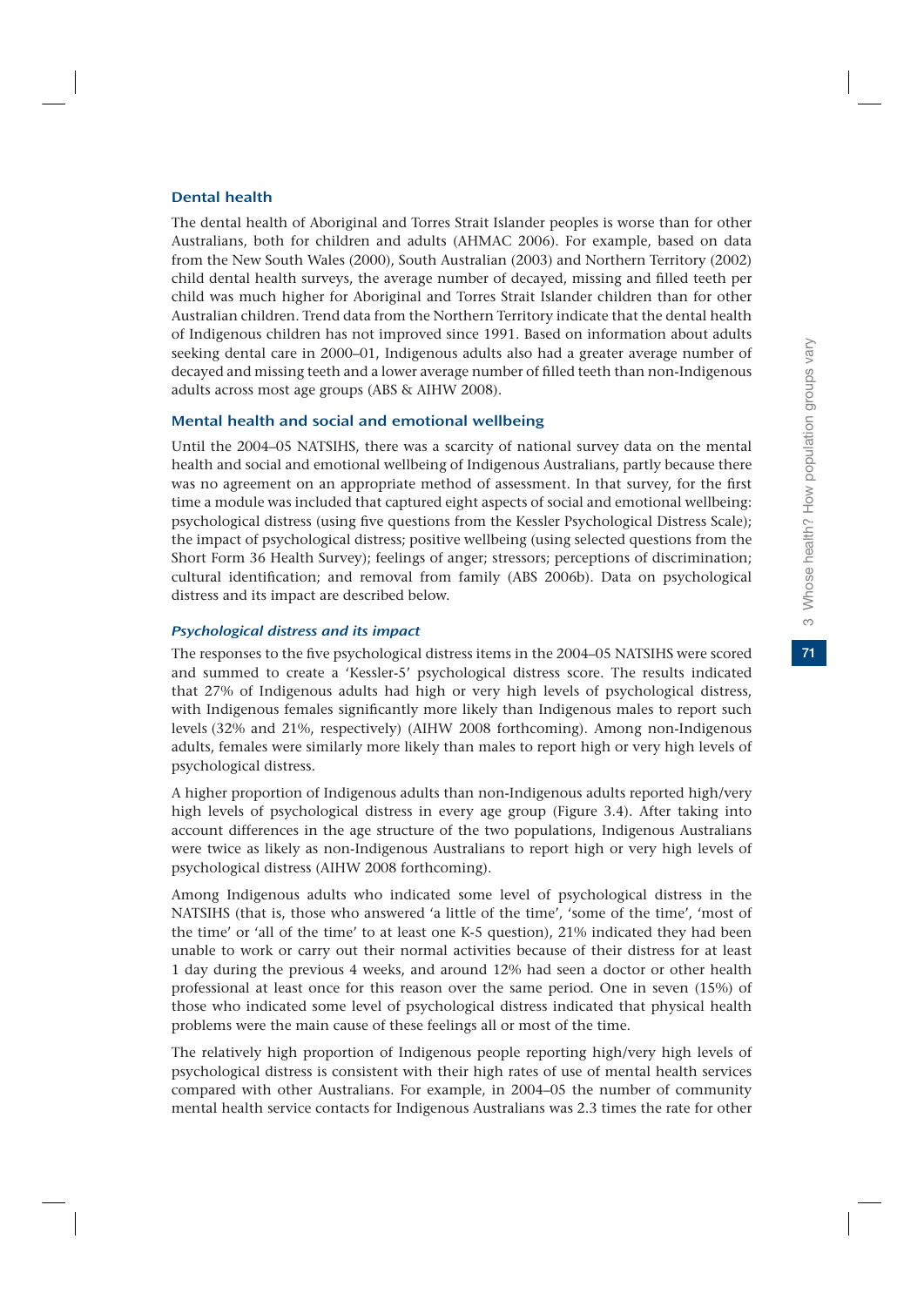### Dental health

The dental health of Aboriginal and Torres Strait Islander peoples is worse than for other Australians, both for children and adults (AHMAC 2006). For example, based on data from the New South Wales (2000), South Australian (2003) and Northern Territory (2002) child dental health surveys, the average number of decayed, missing and filled teeth per child was much higher for Aboriginal and Torres Strait Islander children than for other Australian children. Trend data from the Northern Territory indicate that the dental health of Indigenous children has not improved since 1991. Based on information about adults seeking dental care in 2000–01, Indigenous adults also had a greater average number of decayed and missing teeth and a lower average number of filled teeth than non-Indigenous adults across most age groups (ABS & AIHW 2008).

### Mental health and social and emotional wellbeing

Until the 2004–05 NATSIHS, there was a scarcity of national survey data on the mental health and social and emotional wellbeing of Indigenous Australians, partly because there was no agreement on an appropriate method of assessment. In that survey, for the first time a module was included that captured eight aspects of social and emotional wellbeing: psychological distress (using five questions from the Kessler Psychological Distress Scale); the impact of psychological distress; positive wellbeing (using selected questions from the Short Form 36 Health Survey); feelings of anger; stressors; perceptions of discrimination; cultural identification; and removal from family (ABS 2006b). Data on psychological distress and its impact are described below.

#### *Psychological distress and its impact*

The responses to the five psychological distress items in the 2004–05 NATSIHS were scored and summed to create a 'Kessler-5' psychological distress score. The results indicated that 27% of Indigenous adults had high or very high levels of psychological distress, with Indigenous females significantly more likely than Indigenous males to report such levels (32% and 21%, respectively) (AIHW 2008 forthcoming). Among non-Indigenous adults, females were similarly more likely than males to report high or very high levels of psychological distress.

A higher proportion of Indigenous adults than non-Indigenous adults reported high/very high levels of psychological distress in every age group (Figure 3.4). After taking into account differences in the age structure of the two populations, Indigenous Australians were twice as likely as non-Indigenous Australians to report high or very high levels of psychological distress (AIHW 2008 forthcoming).

Among Indigenous adults who indicated some level of psychological distress in the NATSIHS (that is, those who answered 'a little of the time', 'some of the time', 'most of the time' or 'all of the time' to at least one K-5 question), 21% indicated they had been unable to work or carry out their normal activities because of their distress for at least 1 day during the previous 4 weeks, and around 12% had seen a doctor or other health professional at least once for this reason over the same period. One in seven (15%) of those who indicated some level of psychological distress indicated that physical health problems were the main cause of these feelings all or most of the time.

The relatively high proportion of Indigenous people reporting high/very high levels of psychological distress is consistent with their high rates of use of mental health services compared with other Australians. For example, in 2004–05 the number of community mental health service contacts for Indigenous Australians was 2.3 times the rate for other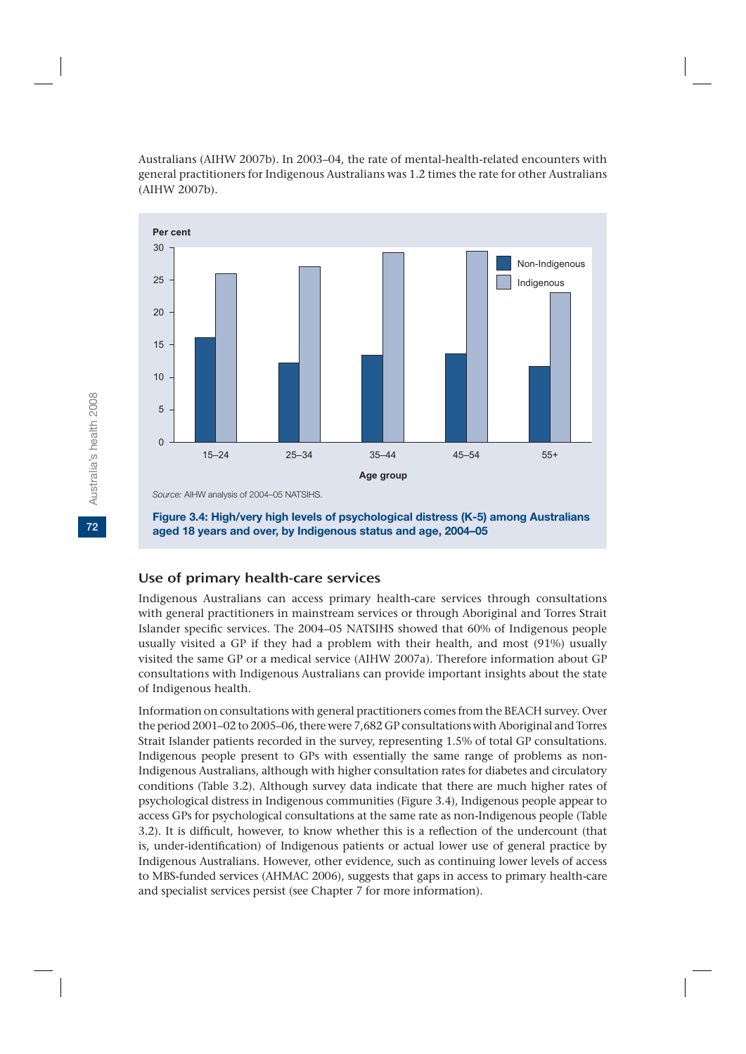Australians (AIHW 2007b). In 2003–04, the rate of mental-health-related encounters with general practitioners for Indigenous Australians was 1.2 times the rate for other Australians (AIHW 2007b).

*Source:* AIHW analysis of 2004–05 NATSIHS.

**Figure 3.4: High/very high levels of psychological distress (K-5) among Australians aged 18 years and over, by Indigenous status and age, 2004–05**

## Use of primary health-care services

Indigenous Australians can access primary health-care services through consultations with general practitioners in mainstream services or through Aboriginal and Torres Strait Islander specific services. The 2004–05 NATSIHS showed that 60% of Indigenous people usually visited a GP if they had a problem with their health, and most (91%) usually visited the same GP or a medical service (AIHW 2007a). Therefore information about GP consultations with Indigenous Australians can provide important insights about the state of Indigenous health.

Information on consultations with general practitioners comes from the BEACH survey. Over the period 2001–02 to 2005–06, there were 7,682 GP consultations with Aboriginal and Torres Strait Islander patients recorded in the survey, representing 1.5% of total GP consultations. Indigenous people present to GPs with essentially the same range of problems as non-Indigenous Australians, although with higher consultation rates for diabetes and circulatory conditions (Table 3.2). Although survey data indicate that there are much higher rates of psychological distress in Indigenous communities (Figure 3.4), Indigenous people appear to access GPs for psychological consultations at the same rate as non-Indigenous people (Table 3.2). It is difficult, however, to know whether this is a reflection of the undercount (that is, under-identification) of Indigenous patients or actual lower use of general practice by Indigenous Australians. However, other evidence, such as continuing lower levels of access to MBS-funded services (AHMAC 2006), suggests that gaps in access to primary health-care and specialist services persist (see Chapter 7 for more information).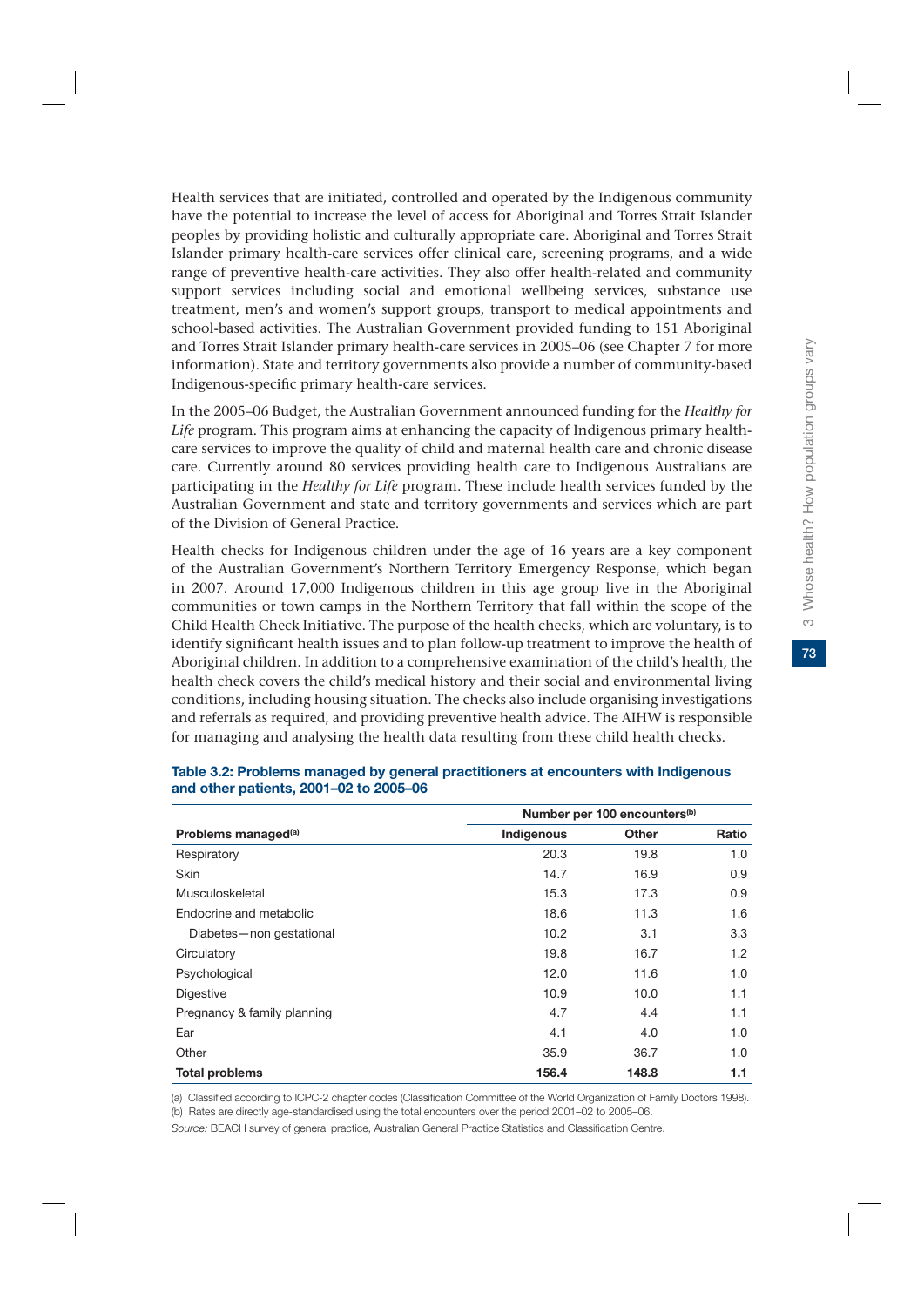Health services that are initiated, controlled and operated by the Indigenous community have the potential to increase the level of access for Aboriginal and Torres Strait Islander peoples by providing holistic and culturally appropriate care. Aboriginal and Torres Strait Islander primary health-care services offer clinical care, screening programs, and a wide range of preventive health-care activities. They also offer health-related and community support services including social and emotional wellbeing services, substance use treatment, men's and women's support groups, transport to medical appointments and school-based activities. The Australian Government provided funding to 151 Aboriginal and Torres Strait Islander primary health-care services in 2005–06 (see Chapter 7 for more information). State and territory governments also provide a number of community-based Indigenous-specific primary health-care services.

In the 2005–06 Budget, the Australian Government announced funding for the *Healthy for Life* program. This program aims at enhancing the capacity of Indigenous primary health-care services to improve the quality of child and maternal health care and chronic disease care. Currently around 80 services providing health care to Indigenous Australians are participating in the *Healthy for Life* program. These include health services funded by the Australian Government and state and territory governments and services which are part of the Division of General Practice.

Health checks for Indigenous children under the age of 16 years are a key component of the Australian Government's Northern Territory Emergency Response, which began in 2007. Around 17,000 Indigenous children in this age group live in the Aboriginal communities or town camps in the Northern Territory that fall within the scope of the Child Health Check Initiative. The purpose of the health checks, which are voluntary, is to identify significant health issues and to plan follow-up treatment to improve the health of Aboriginal children. In addition to a comprehensive examination of the child's health, the health check covers the child's medical history and their social and environmental living conditions, including housing situation. The checks also include organising investigations and referrals as required, and providing preventive health advice. The AIHW is responsible for managing and analysing the health data resulting from these child health checks.

**Table 3.2: Problems managed by general practitioners at encounters with Indigenous and other patients, 2001–02 to 2005–06**

| | Number per 100 encounters[(b)] | | |
|---|---|---|---|
| **Problems managed[(a)]** | **Indigenous** | **Other** | **Ratio** |
| Respiratory | 20.3 | 19.8 | 1.0 |
| Skin | 14.7 | 16.9 | 0.9 |
| Musculoskeletal | 15.3 | 17.3 | 0.9 |
| Endocrine and metabolic | 18.6 | 11.3 | 1.6 |
| Diabetes—non gestational | 10.2 | 3.1 | 3.3 |
| Circulatory | 19.8 | 16.7 | 1.2 |
| Psychological | 12.0 | 11.6 | 1.0 |
| Digestive | 10.9 | 10.0 | 1.1 |
| Pregnancy & family planning | 4.7 | 4.4 | 1.1 |
| Ear | 4.1 | 4.0 | 1.0 |
| Other | 35.9 | 36.7 | 1.0 |
| **Total problems** | **156.4** | **148.8** | **1.1** |

(a) Classified according to ICPC-2 chapter codes (Classification Committee of the World Organization of Family Doctors 1998).

(b) Rates are directly age-standardised using the total encounters over the period 2001–02 to 2005–06.

*Source:* BEACH survey of general practice, Australian General Practice Statistics and Classification Centre.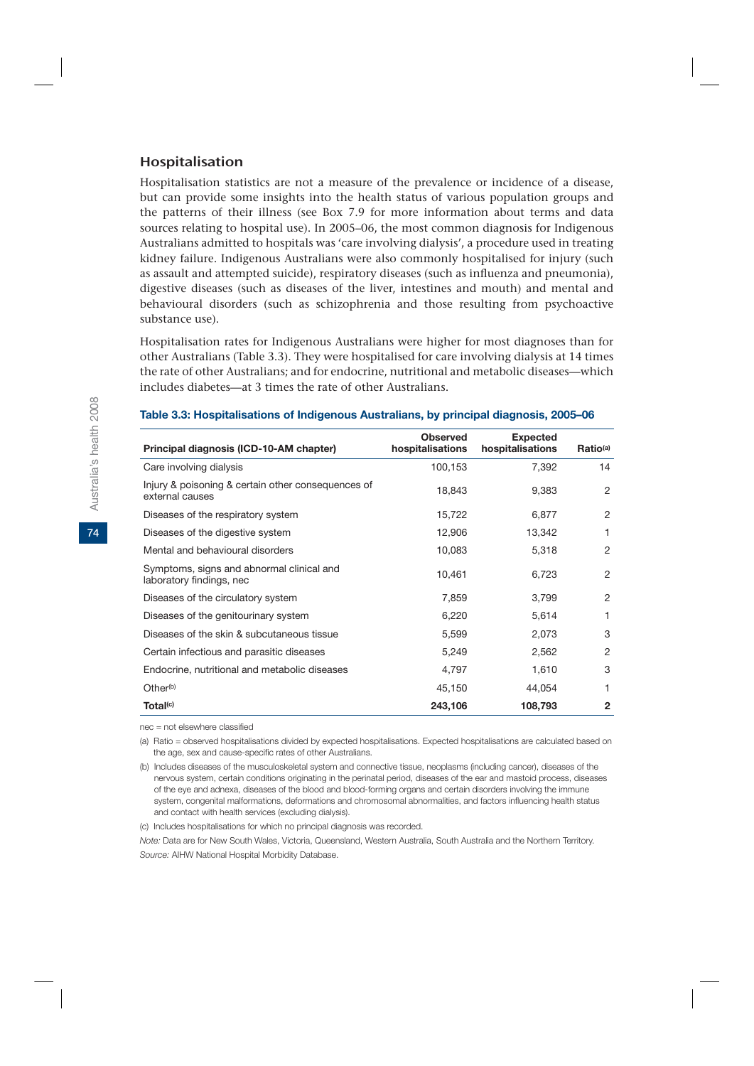## Hospitalisation

Hospitalisation statistics are not a measure of the prevalence or incidence of a disease, but can provide some insights into the health status of various population groups and the patterns of their illness (see Box 7.9 for more information about terms and data sources relating to hospital use). In 2005–06, the most common diagnosis for Indigenous Australians admitted to hospitals was 'care involving dialysis', a procedure used in treating kidney failure. Indigenous Australians were also commonly hospitalised for injury (such as assault and attempted suicide), respiratory diseases (such as influenza and pneumonia), digestive diseases (such as diseases of the liver, intestines and mouth) and mental and behavioural disorders (such as schizophrenia and those resulting from psychoactive substance use).

Hospitalisation rates for Indigenous Australians were higher for most diagnoses than for other Australians (Table 3.3). They were hospitalised for care involving dialysis at 14 times the rate of other Australians; and for endocrine, nutritional and metabolic diseases—which includes diabetes—at 3 times the rate of other Australians.

**Table 3.3: Hospitalisations of Indigenous Australians, by principal diagnosis, 2005–06**

| Principal diagnosis (ICD-10-AM chapter) | Observed hospitalisations | Expected hospitalisations | Ratio[(a)] |
|---|---|---|---|
| Care involving dialysis | 100,153 | 7,392 | 14 |
| Injury & poisoning & certain other consequences of external causes | 18,843 | 9,383 | 2 |
| Diseases of the respiratory system | 15,722 | 6,877 | 2 |
| Diseases of the digestive system | 12,906 | 13,342 | 1 |
| Mental and behavioural disorders | 10,083 | 5,318 | 2 |
| Symptoms, signs and abnormal clinical and laboratory findings, nec | 10,461 | 6,723 | 2 |
| Diseases of the circulatory system | 7,859 | 3,799 | 2 |
| Diseases of the genitourinary system | 6,220 | 5,614 | 1 |
| Diseases of the skin & subcutaneous tissue | 5,599 | 2,073 | 3 |
| Certain infectious and parasitic diseases | 5,249 | 2,562 | 2 |
| Endocrine, nutritional and metabolic diseases | 4,797 | 1,610 | 3 |
| Other[(b)] | 45,150 | 44,054 | 1 |
| **Total[(c)]** | **243,106** | **108,793** | **2** |

nec = not elsewhere classified

(a) Ratio = observed hospitalisations divided by expected hospitalisations. Expected hospitalisations are calculated based on the age, sex and cause-specific rates of other Australians.

(b) Includes diseases of the musculoskeletal system and connective tissue, neoplasms (including cancer), diseases of the nervous system, certain conditions originating in the perinatal period, diseases of the ear and mastoid process, diseases of the eye and adnexa, diseases of the blood and blood-forming organs and certain disorders involving the immune system, congenital malformations, deformations and chromosomal abnormalities, and factors influencing health status and contact with health services (excluding dialysis).

(c) Includes hospitalisations for which no principal diagnosis was recorded.

*Note:* Data are for New South Wales, Victoria, Queensland, Western Australia, South Australia and the Northern Territory.

*Source:* AIHW National Hospital Morbidity Database.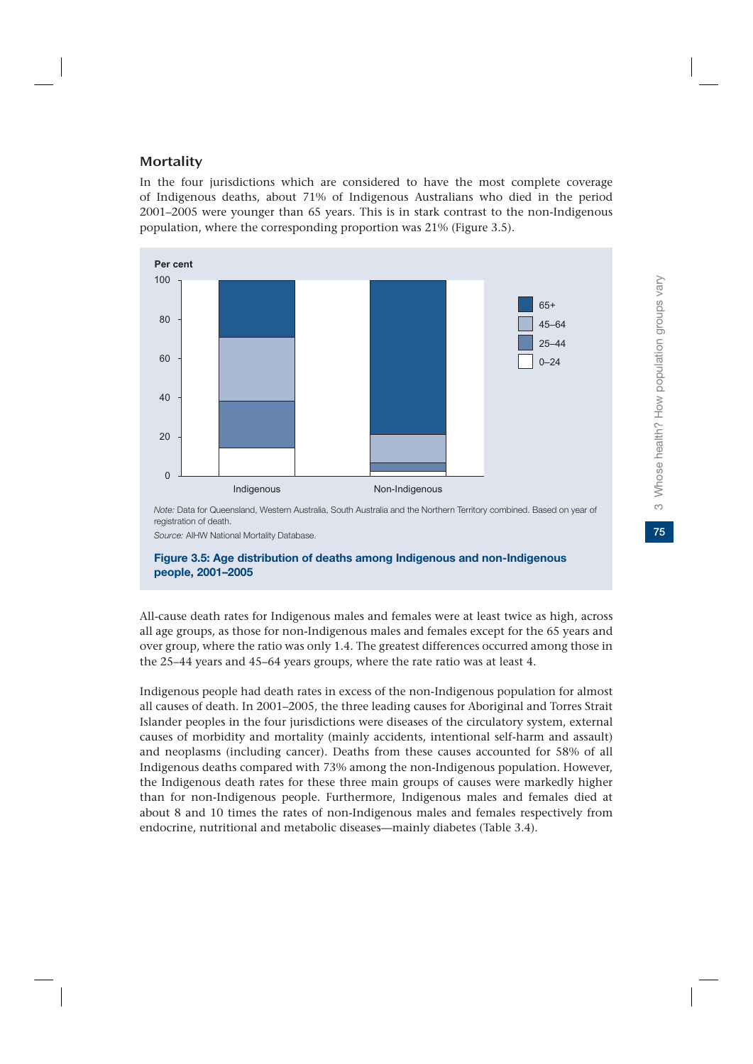## Mortality

In the four jurisdictions which are considered to have the most complete coverage of Indigenous deaths, about 71% of Indigenous Australians who died in the period 2001–2005 were younger than 65 years. This is in stark contrast to the non-Indigenous population, where the corresponding proportion was 21% (Figure 3.5).

*Note:* Data for Queensland, Western Australia, South Australia and the Northern Territory combined. Based on year of registration of death.

*Source:* AIHW National Mortality Database.

**Figure 3.5: Age distribution of deaths among Indigenous and non-Indigenous people, 2001–2005**

All-cause death rates for Indigenous males and females were at least twice as high, across all age groups, as those for non-Indigenous males and females except for the 65 years and over group, where the ratio was only 1.4. The greatest differences occurred among those in the 25–44 years and 45–64 years groups, where the rate ratio was at least 4.

Indigenous people had death rates in excess of the non-Indigenous population for almost all causes of death. In 2001–2005, the three leading causes for Aboriginal and Torres Strait Islander peoples in the four jurisdictions were diseases of the circulatory system, external causes of morbidity and mortality (mainly accidents, intentional self-harm and assault) and neoplasms (including cancer). Deaths from these causes accounted for 58% of all Indigenous deaths compared with 73% among the non-Indigenous population. However, the Indigenous death rates for these three main groups of causes were markedly higher than for non-Indigenous people. Furthermore, Indigenous males and females died at about 8 and 10 times the rates of non-Indigenous males and females respectively from endocrine, nutritional and metabolic diseases—mainly diabetes (Table 3.4).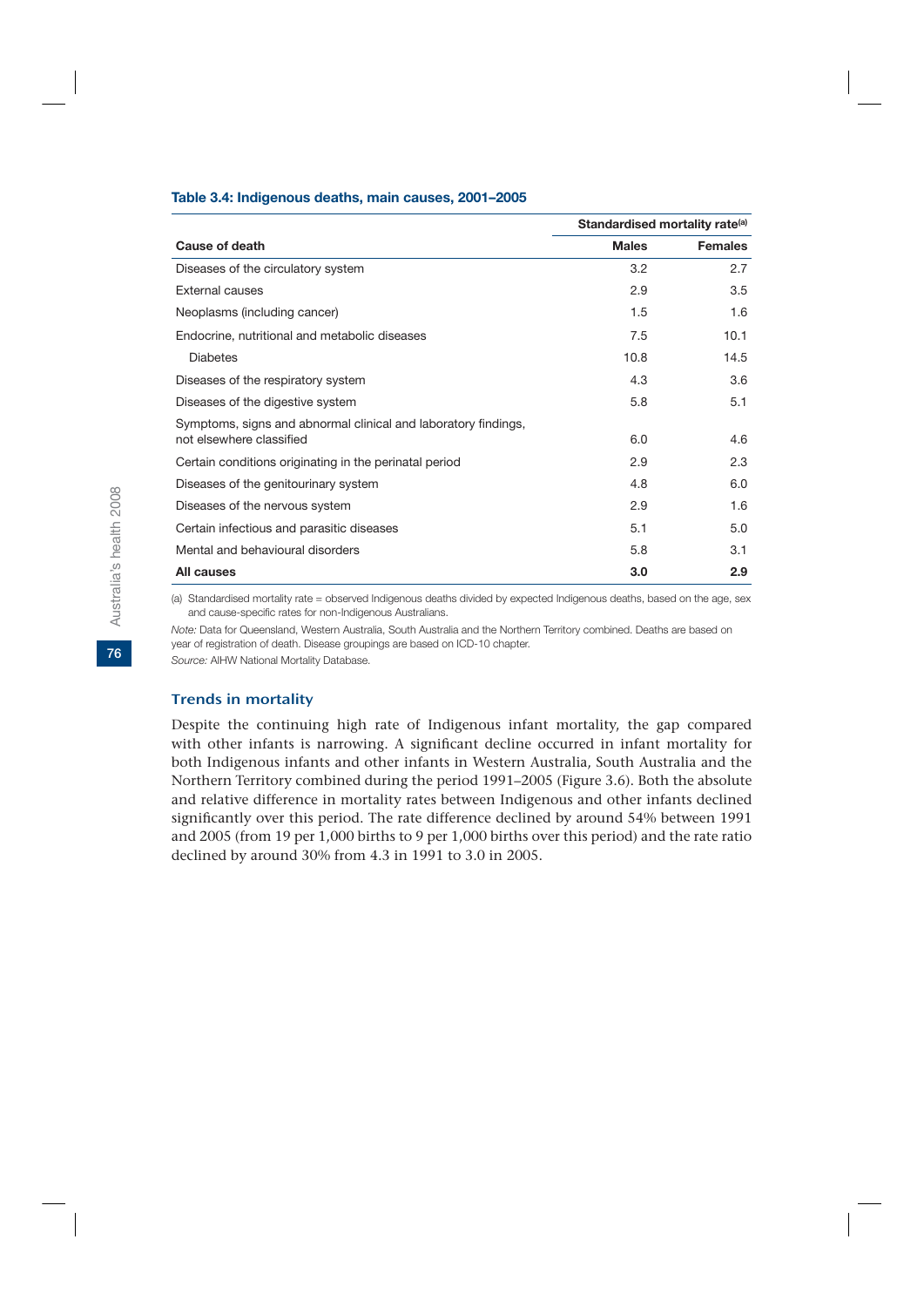**Table 3.4: Indigenous deaths, main causes, 2001–2005**

| | Standardised mortality rate[(a)] | |
|---|---|---|
| **Cause of death** | **Males** | **Females** |
| Diseases of the circulatory system | 3.2 | 2.7 |
| External causes | 2.9 | 3.5 |
| Neoplasms (including cancer) | 1.5 | 1.6 |
| Endocrine, nutritional and metabolic diseases | 7.5 | 10.1 |
| Diabetes | 10.8 | 14.5 |
| Diseases of the respiratory system | 4.3 | 3.6 |
| Diseases of the digestive system | 5.8 | 5.1 |
| Symptoms, signs and abnormal clinical and laboratory findings, not elsewhere classified | 6.0 | 4.6 |
| Certain conditions originating in the perinatal period | 2.9 | 2.3 |
| Diseases of the genitourinary system | 4.8 | 6.0 |
| Diseases of the nervous system | 2.9 | 1.6 |
| Certain infectious and parasitic diseases | 5.1 | 5.0 |
| Mental and behavioural disorders | 5.8 | 3.1 |
| **All causes** | **3.0** | **2.9** |

(a) Standardised mortality rate = observed Indigenous deaths divided by expected Indigenous deaths, based on the age, sex and cause-specific rates for non-Indigenous Australians.

*Note:* Data for Queensland, Western Australia, South Australia and the Northern Territory combined. Deaths are based on year of registration of death. Disease groupings are based on ICD-10 chapter.

*Source:* AIHW National Mortality Database.

### Trends in mortality

Despite the continuing high rate of Indigenous infant mortality, the gap compared with other infants is narrowing. A significant decline occurred in infant mortality for both Indigenous infants and other infants in Western Australia, South Australia and the Northern Territory combined during the period 1991–2005 (Figure 3.6). Both the absolute and relative difference in mortality rates between Indigenous and other infants declined significantly over this period. The rate difference declined by around 54% between 1991 and 2005 (from 19 per 1,000 births to 9 per 1,000 births over this period) and the rate ratio declined by around 30% from 4.3 in 1991 to 3.0 in 2005.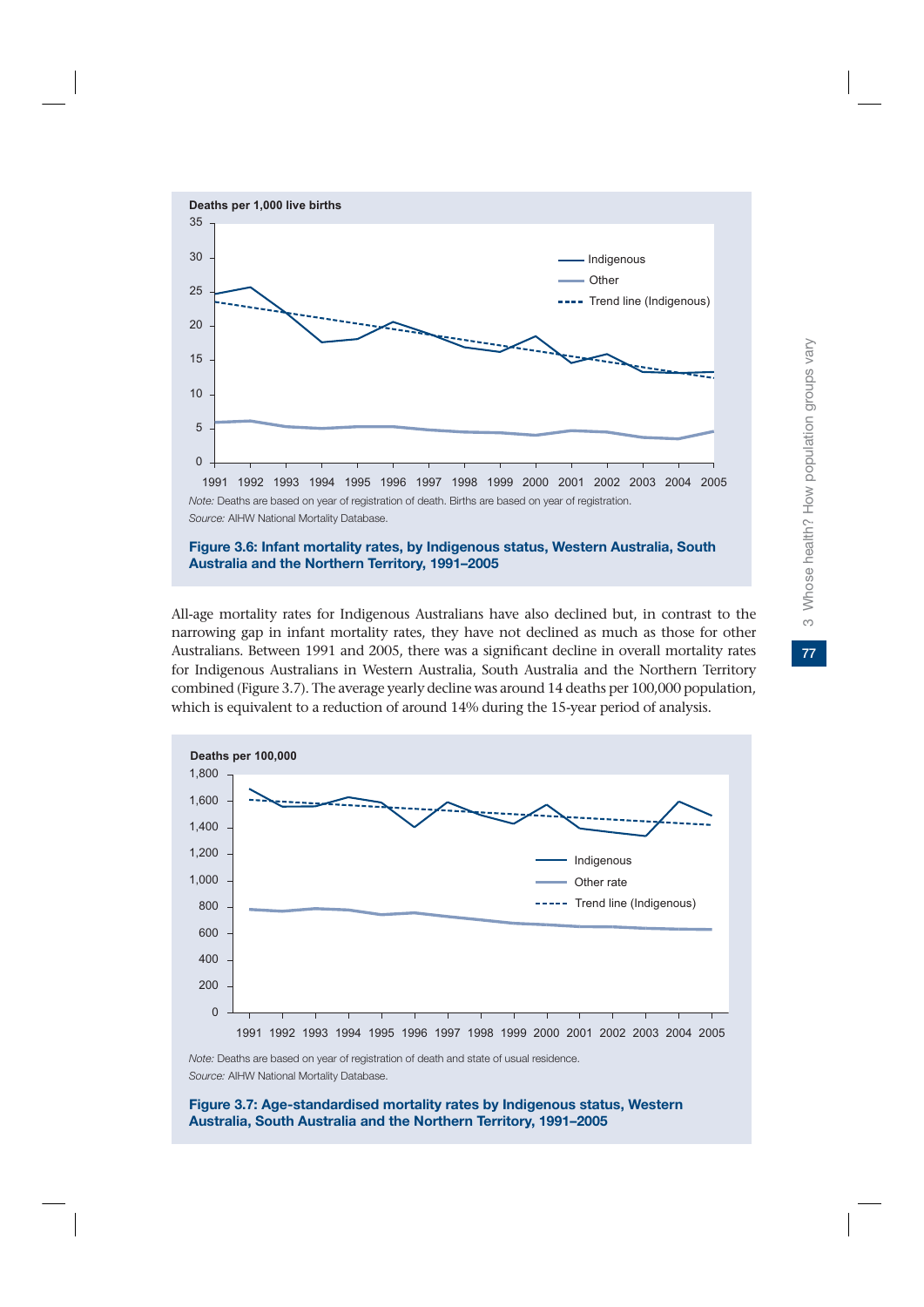Note: Deaths are based on year of registration of death. Births are based on year of registration.

Source: AIHW National Mortality Database.

**Figure 3.6: Infant mortality rates, by Indigenous status, Western Australia, South Australia and the Northern Territory, 1991–2005**

All-age mortality rates for Indigenous Australians have also declined but, in contrast to the narrowing gap in infant mortality rates, they have not declined as much as those for other Australians. Between 1991 and 2005, there was a significant decline in overall mortality rates for Indigenous Australians in Western Australia, South Australia and the Northern Territory combined (Figure 3.7). The average yearly decline was around 14 deaths per 100,000 population, which is equivalent to a reduction of around 14% during the 15-year period of analysis.

Note: Deaths are based on year of registration of death and state of usual residence.

Source: AIHW National Mortality Database.

**Figure 3.7: Age-standardised mortality rates by Indigenous status, Western Australia, South Australia and the Northern Territory, 1991–2005**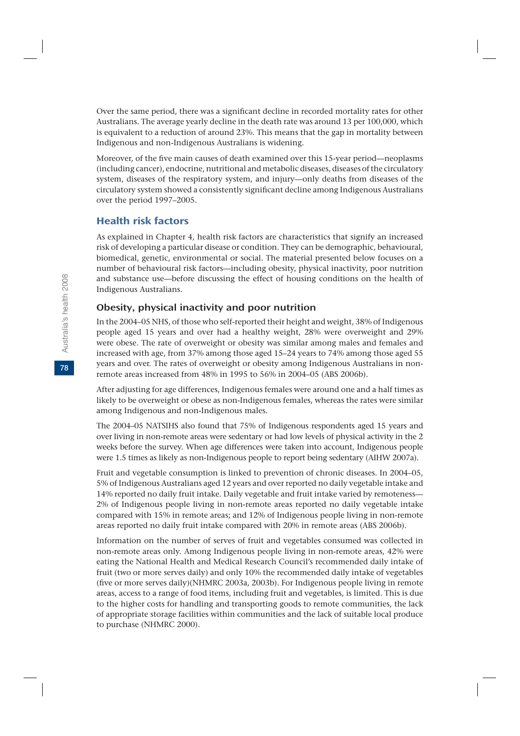Over the same period, there was a significant decline in recorded mortality rates for other Australians. The average yearly decline in the death rate was around 13 per 100,000, which is equivalent to a reduction of around 23%. This means that the gap in mortality between Indigenous and non-Indigenous Australians is widening.

Moreover, of the five main causes of death examined over this 15-year period—neoplasms (including cancer), endocrine, nutritional and metabolic diseases, diseases of the circulatory system, diseases of the respiratory system, and injury—only deaths from diseases of the circulatory system showed a consistently significant decline among Indigenous Australians over the period 1997–2005.

## Health risk factors

As explained in Chapter 4, health risk factors are characteristics that signify an increased risk of developing a particular disease or condition. They can be demographic, behavioural, biomedical, genetic, environmental or social. The material presented below focuses on a number of behavioural risk factors—including obesity, physical inactivity, poor nutrition and substance use—before discussing the effect of housing conditions on the health of Indigenous Australians.

### Obesity, physical inactivity and poor nutrition

In the 2004–05 NHS, of those who self-reported their height and weight, 38% of Indigenous people aged 15 years and over had a healthy weight, 28% were overweight and 29% were obese. The rate of overweight or obesity was similar among males and females and increased with age, from 37% among those aged 15–24 years to 74% among those aged 55 years and over. The rates of overweight or obesity among Indigenous Australians in non-remote areas increased from 48% in 1995 to 56% in 2004–05 (ABS 2006b).

After adjusting for age differences, Indigenous females were around one and a half times as likely to be overweight or obese as non-Indigenous females, whereas the rates were similar among Indigenous and non-Indigenous males.

The 2004–05 NATSIHS also found that 75% of Indigenous respondents aged 15 years and over living in non-remote areas were sedentary or had low levels of physical activity in the 2 weeks before the survey. When age differences were taken into account, Indigenous people were 1.5 times as likely as non-Indigenous people to report being sedentary (AIHW 2007a).

Fruit and vegetable consumption is linked to prevention of chronic diseases. In 2004–05, 5% of Indigenous Australians aged 12 years and over reported no daily vegetable intake and 14% reported no daily fruit intake. Daily vegetable and fruit intake varied by remoteness—2% of Indigenous people living in non-remote areas reported no daily vegetable intake compared with 15% in remote areas; and 12% of Indigenous people living in non-remote areas reported no daily fruit intake compared with 20% in remote areas (ABS 2006b).

Information on the number of serves of fruit and vegetables consumed was collected in non-remote areas only. Among Indigenous people living in non-remote areas, 42% were eating the National Health and Medical Research Council's recommended daily intake of fruit (two or more serves daily) and only 10% the recommended daily intake of vegetables (five or more serves daily)(NHMRC 2003a, 2003b). For Indigenous people living in remote areas, access to a range of food items, including fruit and vegetables, is limited. This is due to the higher costs for handling and transporting goods to remote communities, the lack of appropriate storage facilities within communities and the lack of suitable local produce to purchase (NHMRC 2000).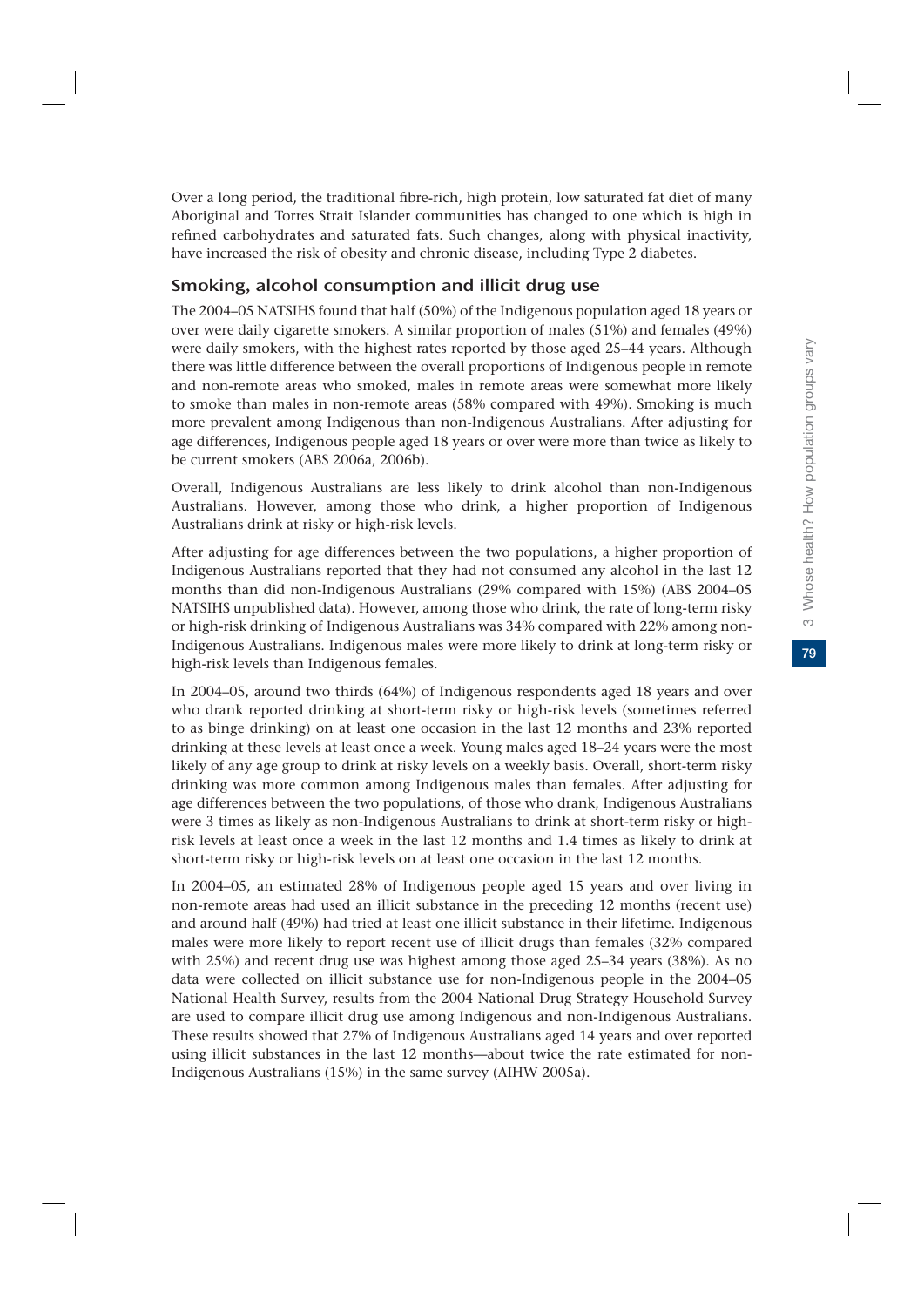Over a long period, the traditional fibre-rich, high protein, low saturated fat diet of many Aboriginal and Torres Strait Islander communities has changed to one which is high in refined carbohydrates and saturated fats. Such changes, along with physical inactivity, have increased the risk of obesity and chronic disease, including Type 2 diabetes.

### Smoking, alcohol consumption and illicit drug use

The 2004–05 NATSIHS found that half (50%) of the Indigenous population aged 18 years or over were daily cigarette smokers. A similar proportion of males (51%) and females (49%) were daily smokers, with the highest rates reported by those aged 25–44 years. Although there was little difference between the overall proportions of Indigenous people in remote and non-remote areas who smoked, males in remote areas were somewhat more likely to smoke than males in non-remote areas (58% compared with 49%). Smoking is much more prevalent among Indigenous than non-Indigenous Australians. After adjusting for age differences, Indigenous people aged 18 years or over were more than twice as likely to be current smokers (ABS 2006a, 2006b).

Overall, Indigenous Australians are less likely to drink alcohol than non-Indigenous Australians. However, among those who drink, a higher proportion of Indigenous Australians drink at risky or high-risk levels.

After adjusting for age differences between the two populations, a higher proportion of Indigenous Australians reported that they had not consumed any alcohol in the last 12 months than did non-Indigenous Australians (29% compared with 15%) (ABS 2004–05 NATSIHS unpublished data). However, among those who drink, the rate of long-term risky or high-risk drinking of Indigenous Australians was 34% compared with 22% among non-Indigenous Australians. Indigenous males were more likely to drink at long-term risky or high-risk levels than Indigenous females.

In 2004–05, around two thirds (64%) of Indigenous respondents aged 18 years and over who drank reported drinking at short-term risky or high-risk levels (sometimes referred to as binge drinking) on at least one occasion in the last 12 months and 23% reported drinking at these levels at least once a week. Young males aged 18–24 years were the most likely of any age group to drink at risky levels on a weekly basis. Overall, short-term risky drinking was more common among Indigenous males than females. After adjusting for age differences between the two populations, of those who drank, Indigenous Australians were 3 times as likely as non-Indigenous Australians to drink at short-term risky or high-risk levels at least once a week in the last 12 months and 1.4 times as likely to drink at short-term risky or high-risk levels on at least one occasion in the last 12 months.

In 2004–05, an estimated 28% of Indigenous people aged 15 years and over living in non-remote areas had used an illicit substance in the preceding 12 months (recent use) and around half (49%) had tried at least one illicit substance in their lifetime. Indigenous males were more likely to report recent use of illicit drugs than females (32% compared with 25%) and recent drug use was highest among those aged 25–34 years (38%). As no data were collected on illicit substance use for non-Indigenous people in the 2004–05 National Health Survey, results from the 2004 National Drug Strategy Household Survey are used to compare illicit drug use among Indigenous and non-Indigenous Australians. These results showed that 27% of Indigenous Australians aged 14 years and over reported using illicit substances in the last 12 months—about twice the rate estimated for non-Indigenous Australians (15%) in the same survey (AIHW 2005a).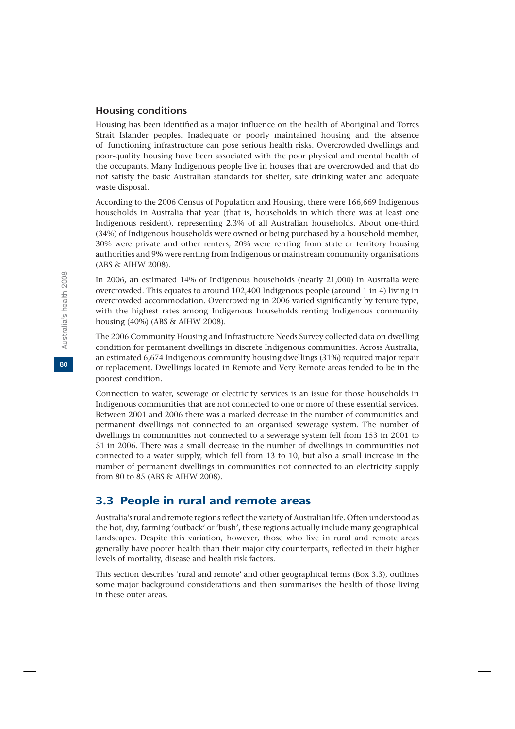### Housing conditions

Housing has been identified as a major influence on the health of Aboriginal and Torres Strait Islander peoples. Inadequate or poorly maintained housing and the absence of functioning infrastructure can pose serious health risks. Overcrowded dwellings and poor-quality housing have been associated with the poor physical and mental health of the occupants. Many Indigenous people live in houses that are overcrowded and that do not satisfy the basic Australian standards for shelter, safe drinking water and adequate waste disposal.

According to the 2006 Census of Population and Housing, there were 166,669 Indigenous households in Australia that year (that is, households in which there was at least one Indigenous resident), representing 2.3% of all Australian households. About one-third (34%) of Indigenous households were owned or being purchased by a household member, 30% were private and other renters, 20% were renting from state or territory housing authorities and 9% were renting from Indigenous or mainstream community organisations (ABS & AIHW 2008).

In 2006, an estimated 14% of Indigenous households (nearly 21,000) in Australia were overcrowded. This equates to around 102,400 Indigenous people (around 1 in 4) living in overcrowded accommodation. Overcrowding in 2006 varied significantly by tenure type, with the highest rates among Indigenous households renting Indigenous community housing (40%) (ABS & AIHW 2008).

The 2006 Community Housing and Infrastructure Needs Survey collected data on dwelling condition for permanent dwellings in discrete Indigenous communities. Across Australia, an estimated 6,674 Indigenous community housing dwellings (31%) required major repair or replacement. Dwellings located in Remote and Very Remote areas tended to be in the poorest condition.

Connection to water, sewerage or electricity services is an issue for those households in Indigenous communities that are not connected to one or more of these essential services. Between 2001 and 2006 there was a marked decrease in the number of communities and permanent dwellings not connected to an organised sewerage system. The number of dwellings in communities not connected to a sewerage system fell from 153 in 2001 to 51 in 2006. There was a small decrease in the number of dwellings in communities not connected to a water supply, which fell from 13 to 10, but also a small increase in the number of permanent dwellings in communities not connected to an electricity supply from 80 to 85 (ABS & AIHW 2008).

## 3.3 People in rural and remote areas

Australia's rural and remote regions reflect the variety of Australian life. Often understood as the hot, dry, farming 'outback' or 'bush', these regions actually include many geographical landscapes. Despite this variation, however, those who live in rural and remote areas generally have poorer health than their major city counterparts, reflected in their higher levels of mortality, disease and health risk factors.

This section describes 'rural and remote' and other geographical terms (Box 3.3), outlines some major background considerations and then summarises the health of those living in these outer areas.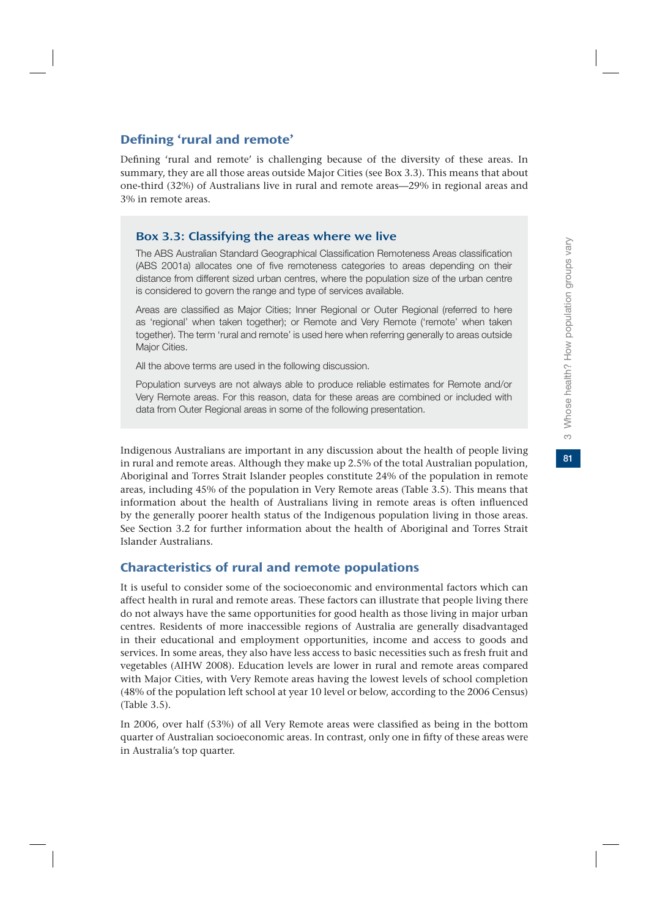## Defining 'rural and remote'

Defining 'rural and remote' is challenging because of the diversity of these areas. In summary, they are all those areas outside Major Cities (see Box 3.3). This means that about one-third (32%) of Australians live in rural and remote areas—29% in regional areas and 3% in remote areas.

### Box 3.3: Classifying the areas where we live

The ABS Australian Standard Geographical Classification Remoteness Areas classification (ABS 2001a) allocates one of five remoteness categories to areas depending on their distance from different sized urban centres, where the population size of the urban centre is considered to govern the range and type of services available.

Areas are classified as Major Cities; Inner Regional or Outer Regional (referred to here as 'regional' when taken together); or Remote and Very Remote ('remote' when taken together). The term 'rural and remote' is used here when referring generally to areas outside Major Cities.

All the above terms are used in the following discussion.

Population surveys are not always able to produce reliable estimates for Remote and/or Very Remote areas. For this reason, data for these areas are combined or included with data from Outer Regional areas in some of the following presentation.

Indigenous Australians are important in any discussion about the health of people living in rural and remote areas. Although they make up 2.5% of the total Australian population, Aboriginal and Torres Strait Islander peoples constitute 24% of the population in remote areas, including 45% of the population in Very Remote areas (Table 3.5). This means that information about the health of Australians living in remote areas is often influenced by the generally poorer health status of the Indigenous population living in those areas. See Section 3.2 for further information about the health of Aboriginal and Torres Strait Islander Australians.

## Characteristics of rural and remote populations

It is useful to consider some of the socioeconomic and environmental factors which can affect health in rural and remote areas. These factors can illustrate that people living there do not always have the same opportunities for good health as those living in major urban centres. Residents of more inaccessible regions of Australia are generally disadvantaged in their educational and employment opportunities, income and access to goods and services. In some areas, they also have less access to basic necessities such as fresh fruit and vegetables (AIHW 2008). Education levels are lower in rural and remote areas compared with Major Cities, with Very Remote areas having the lowest levels of school completion (48% of the population left school at year 10 level or below, according to the 2006 Census) (Table 3.5).

In 2006, over half (53%) of all Very Remote areas were classified as being in the bottom quarter of Australian socioeconomic areas. In contrast, only one in fifty of these areas were in Australia's top quarter.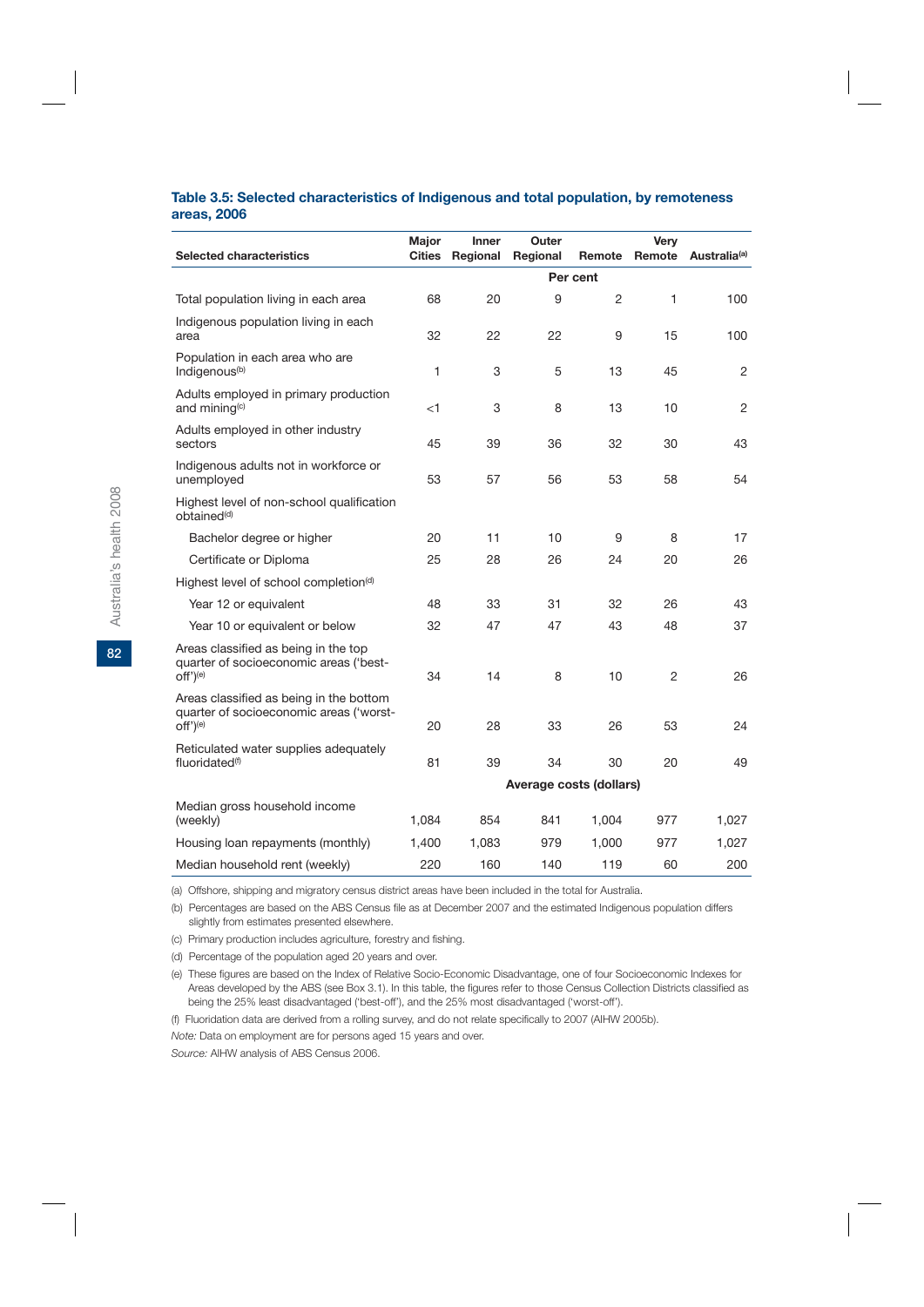### Table 3.5: Selected characteristics of Indigenous and total population, by remoteness areas, 2006

| Selected characteristics | Major Cities | Inner Regional | Outer Regional | Remote | Very Remote | Australia[(a)] |
|---|---|---|---|---|---|---|
| | | | Per cent | | | |
| Total population living in each area | 68 | 20 | 9 | 2 | 1 | 100 |
| Indigenous population living in each area | 32 | 22 | 22 | 9 | 15 | 100 |
| Population in each area who are Indigenous[(b)] | 1 | 3 | 5 | 13 | 45 | 2 |
| Adults employed in primary production and mining[(c)] | <1 | 3 | 8 | 13 | 10 | 2 |
| Adults employed in other industry sectors | 45 | 39 | 36 | 32 | 30 | 43 |
| Indigenous adults not in workforce or unemployed | 53 | 57 | 56 | 53 | 58 | 54 |
| Highest level of non-school qualification obtained[(d)] | | | | | | |
| Bachelor degree or higher | 20 | 11 | 10 | 9 | 8 | 17 |
| Certificate or Diploma | 25 | 28 | 26 | 24 | 20 | 26 |
| Highest level of school completion[(d)] | | | | | | |
| Year 12 or equivalent | 48 | 33 | 31 | 32 | 26 | 43 |
| Year 10 or equivalent or below | 32 | 47 | 47 | 43 | 48 | 37 |
| Areas classified as being in the top quarter of socioeconomic areas ('best-off')[(e)] | 34 | 14 | 8 | 10 | 2 | 26 |
| Areas classified as being in the bottom quarter of socioeconomic areas ('worst-off')[(e)] | 20 | 28 | 33 | 26 | 53 | 24 |
| Reticulated water supplies adequately fluoridated[(f)] | 81 | 39 | 34 | 30 | 20 | 49 |
| | | | Average costs (dollars) | | | |
| Median gross household income (weekly) | 1,084 | 854 | 841 | 1,004 | 977 | 1,027 |
| Housing loan repayments (monthly) | 1,400 | 1,083 | 979 | 1,000 | 977 | 1,027 |
| Median household rent (weekly) | 220 | 160 | 140 | 119 | 60 | 200 |

(a) Offshore, shipping and migratory census district areas have been included in the total for Australia.

(b) Percentages are based on the ABS Census file as at December 2007 and the estimated Indigenous population differs slightly from estimates presented elsewhere.

(c) Primary production includes agriculture, forestry and fishing.

(d) Percentage of the population aged 20 years and over.

(e) These figures are based on the Index of Relative Socio-Economic Disadvantage, one of four Socioeconomic Indexes for Areas developed by the ABS (see Box 3.1). In this table, the figures refer to those Census Collection Districts classified as being the 25% least disadvantaged ('best-off'), and the 25% most disadvantaged ('worst-off').

(f) Fluoridation data are derived from a rolling survey, and do not relate specifically to 2007 (AIHW 2005b).

*Note:* Data on employment are for persons aged 15 years and over.

*Source:* AIHW analysis of ABS Census 2006.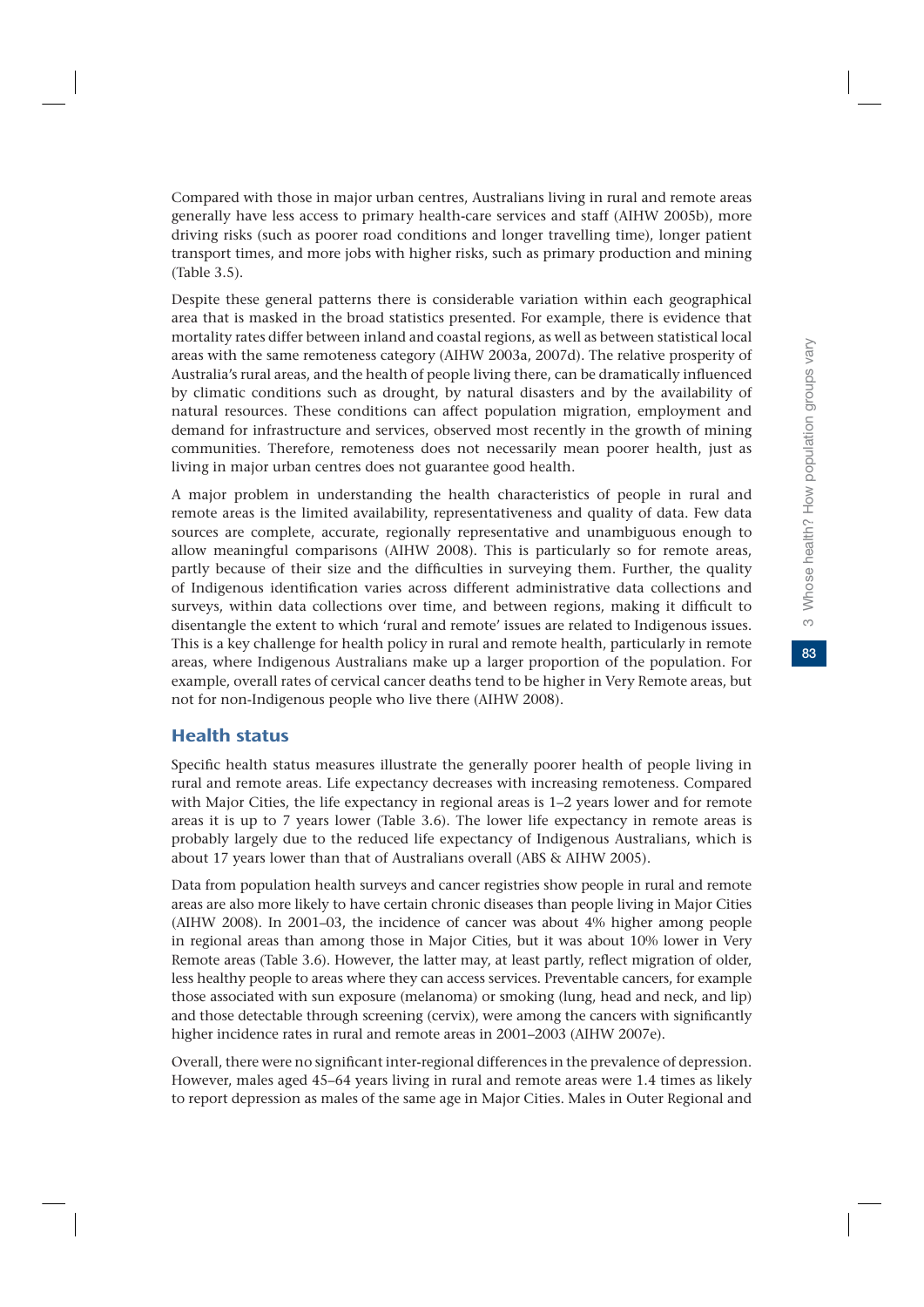Compared with those in major urban centres, Australians living in rural and remote areas generally have less access to primary health-care services and staff (AIHW 2005b), more driving risks (such as poorer road conditions and longer travelling time), longer patient transport times, and more jobs with higher risks, such as primary production and mining (Table 3.5).

Despite these general patterns there is considerable variation within each geographical area that is masked in the broad statistics presented. For example, there is evidence that mortality rates differ between inland and coastal regions, as well as between statistical local areas with the same remoteness category (AIHW 2003a, 2007d). The relative prosperity of Australia's rural areas, and the health of people living there, can be dramatically influenced by climatic conditions such as drought, by natural disasters and by the availability of natural resources. These conditions can affect population migration, employment and demand for infrastructure and services, observed most recently in the growth of mining communities. Therefore, remoteness does not necessarily mean poorer health, just as living in major urban centres does not guarantee good health.

A major problem in understanding the health characteristics of people in rural and remote areas is the limited availability, representativeness and quality of data. Few data sources are complete, accurate, regionally representative and unambiguous enough to allow meaningful comparisons (AIHW 2008). This is particularly so for remote areas, partly because of their size and the difficulties in surveying them. Further, the quality of Indigenous identification varies across different administrative data collections and surveys, within data collections over time, and between regions, making it difficult to disentangle the extent to which 'rural and remote' issues are related to Indigenous issues. This is a key challenge for health policy in rural and remote health, particularly in remote areas, where Indigenous Australians make up a larger proportion of the population. For example, overall rates of cervical cancer deaths tend to be higher in Very Remote areas, but not for non-Indigenous people who live there (AIHW 2008).

## Health status

Specific health status measures illustrate the generally poorer health of people living in rural and remote areas. Life expectancy decreases with increasing remoteness. Compared with Major Cities, the life expectancy in regional areas is 1–2 years lower and for remote areas it is up to 7 years lower (Table 3.6). The lower life expectancy in remote areas is probably largely due to the reduced life expectancy of Indigenous Australians, which is about 17 years lower than that of Australians overall (ABS & AIHW 2005).

Data from population health surveys and cancer registries show people in rural and remote areas are also more likely to have certain chronic diseases than people living in Major Cities (AIHW 2008). In 2001–03, the incidence of cancer was about 4% higher among people in regional areas than among those in Major Cities, but it was about 10% lower in Very Remote areas (Table 3.6). However, the latter may, at least partly, reflect migration of older, less healthy people to areas where they can access services. Preventable cancers, for example those associated with sun exposure (melanoma) or smoking (lung, head and neck, and lip) and those detectable through screening (cervix), were among the cancers with significantly higher incidence rates in rural and remote areas in 2001–2003 (AIHW 2007e).

Overall, there were no significant inter-regional differences in the prevalence of depression. However, males aged 45–64 years living in rural and remote areas were 1.4 times as likely to report depression as males of the same age in Major Cities. Males in Outer Regional and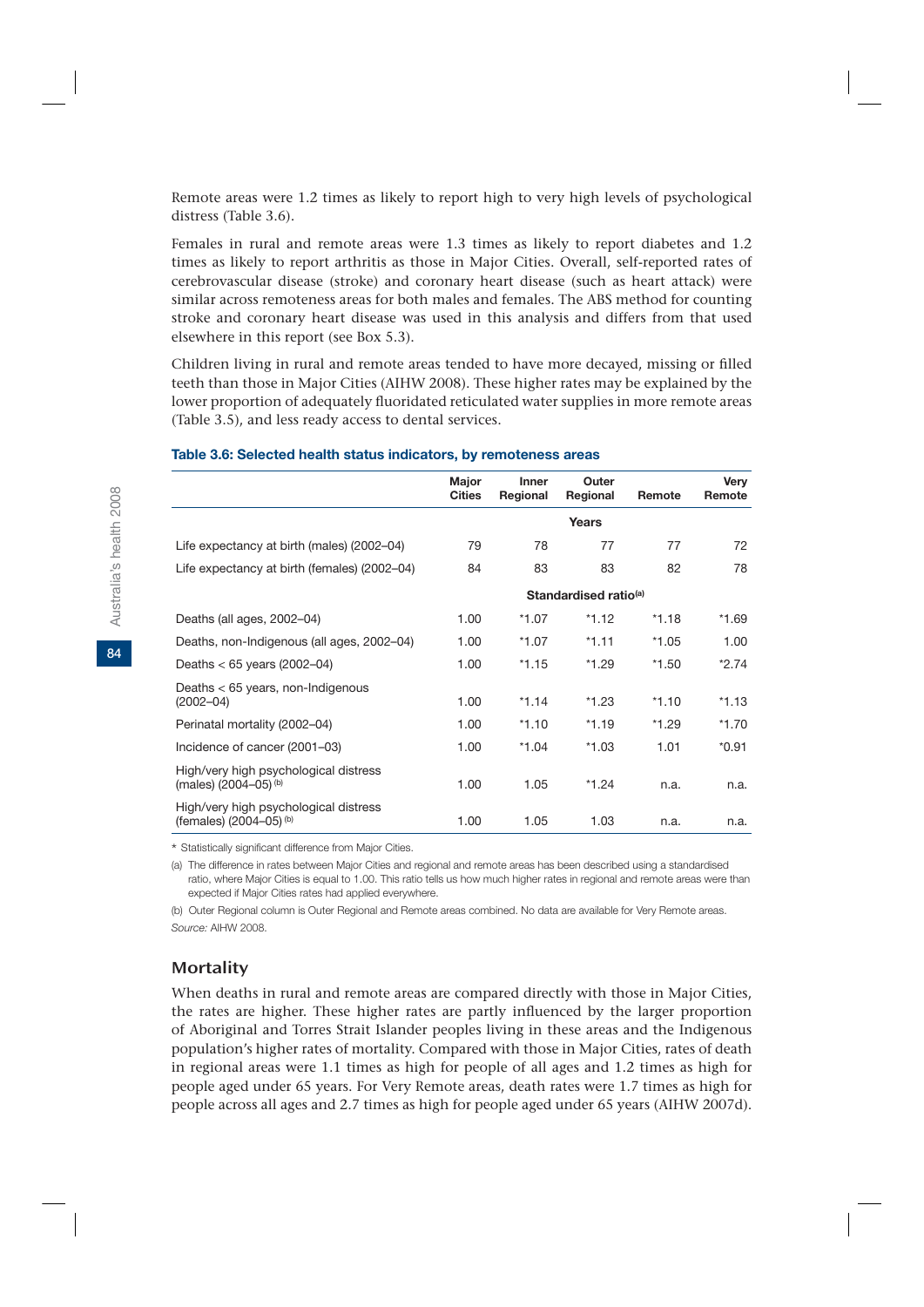Remote areas were 1.2 times as likely to report high to very high levels of psychological distress (Table 3.6).

Females in rural and remote areas were 1.3 times as likely to report diabetes and 1.2 times as likely to report arthritis as those in Major Cities. Overall, self-reported rates of cerebrovascular disease (stroke) and coronary heart disease (such as heart attack) were similar across remoteness areas for both males and females. The ABS method for counting stroke and coronary heart disease was used in this analysis and differs from that used elsewhere in this report (see Box 5.3).

Children living in rural and remote areas tended to have more decayed, missing or filled teeth than those in Major Cities (AIHW 2008). These higher rates may be explained by the lower proportion of adequately fluoridated reticulated water supplies in more remote areas (Table 3.5), and less ready access to dental services.

**Table 3.6: Selected health status indicators, by remoteness areas**

| | Major Cities | Inner Regional | Outer Regional | Remote | Very Remote |
|---|---|---|---|---|---|
| | | | **Years** | | |
| Life expectancy at birth (males) (2002–04) | 79 | 78 | 77 | 77 | 72 |
| Life expectancy at birth (females) (2002–04) | 84 | 83 | 83 | 82 | 78 |
| | | | **Standardised ratio[(a)]** | | |
| Deaths (all ages, 2002–04) | 1.00 | *1.07 | *1.12 | *1.18 | *1.69 |
| Deaths, non-Indigenous (all ages, 2002–04) | 1.00 | *1.07 | *1.11 | *1.05 | 1.00 |
| Deaths < 65 years (2002–04) | 1.00 | *1.15 | *1.29 | *1.50 | *2.74 |
| Deaths < 65 years, non-Indigenous (2002–04) | 1.00 | *1.14 | *1.23 | *1.10 | *1.13 |
| Perinatal mortality (2002–04) | 1.00 | *1.10 | *1.19 | *1.29 | *1.70 |
| Incidence of cancer (2001–03) | 1.00 | *1.04 | *1.03 | 1.01 | *0.91 |
| High/very high psychological distress (males) (2004–05)[(b)] | 1.00 | 1.05 | *1.24 | n.a. | n.a. |
| High/very high psychological distress (females) (2004–05)[(b)] | 1.00 | 1.05 | 1.03 | n.a. | n.a. |

* Statistically significant difference from Major Cities.

(a) The difference in rates between Major Cities and regional and remote areas has been described using a standardised ratio, where Major Cities is equal to 1.00. This ratio tells us how much higher rates in regional and remote areas were than expected if Major Cities rates had applied everywhere.

(b) Outer Regional column is Outer Regional and Remote areas combined. No data are available for Very Remote areas.

*Source:* AIHW 2008.

## Mortality

When deaths in rural and remote areas are compared directly with those in Major Cities, the rates are higher. These higher rates are partly influenced by the larger proportion of Aboriginal and Torres Strait Islander peoples living in these areas and the Indigenous population's higher rates of mortality. Compared with those in Major Cities, rates of death in regional areas were 1.1 times as high for people of all ages and 1.2 times as high for people aged under 65 years. For Very Remote areas, death rates were 1.7 times as high for people across all ages and 2.7 times as high for people aged under 65 years (AIHW 2007d).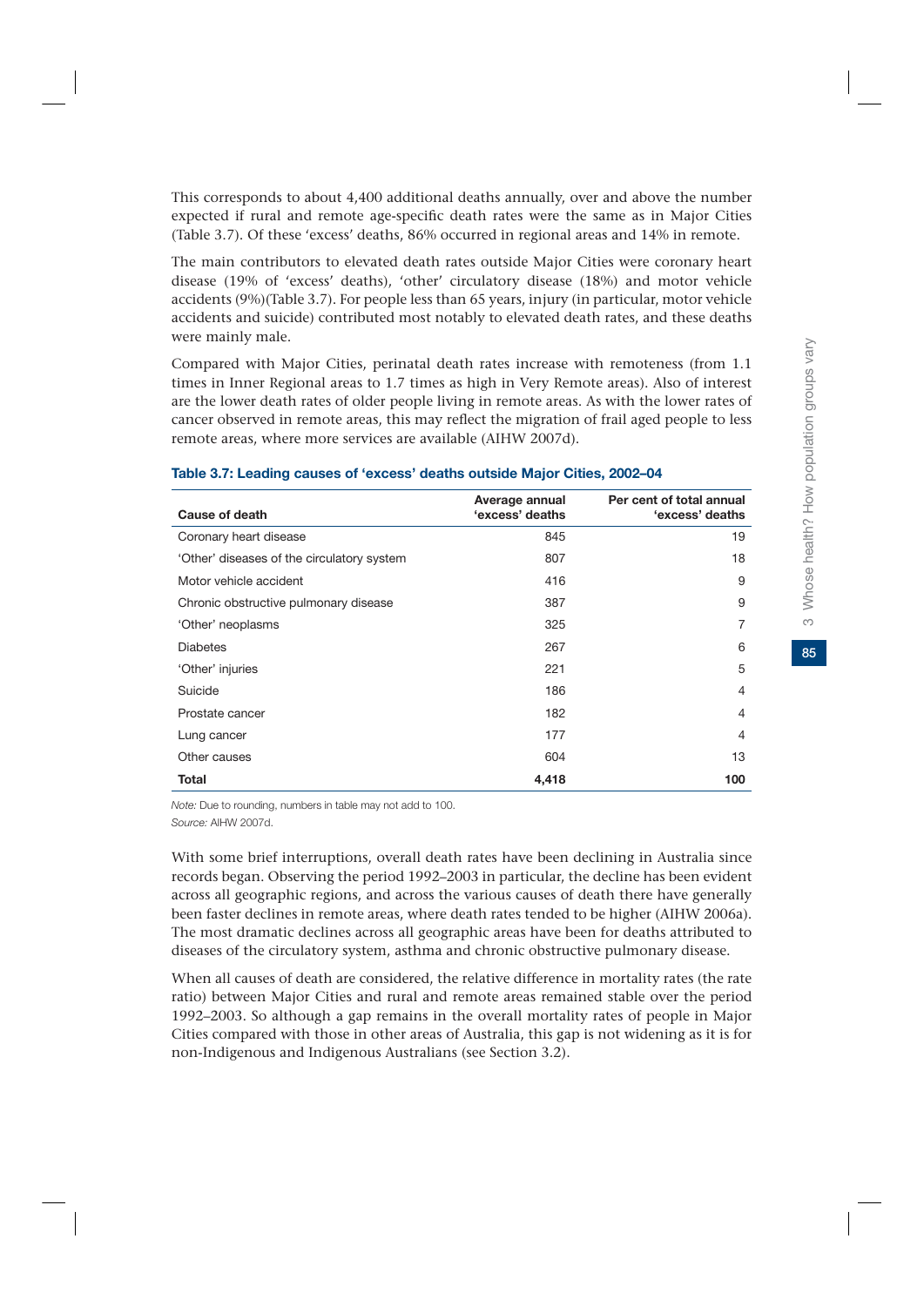This corresponds to about 4,400 additional deaths annually, over and above the number expected if rural and remote age-specific death rates were the same as in Major Cities (Table 3.7). Of these 'excess' deaths, 86% occurred in regional areas and 14% in remote.

The main contributors to elevated death rates outside Major Cities were coronary heart disease (19% of 'excess' deaths), 'other' circulatory disease (18%) and motor vehicle accidents (9%)(Table 3.7). For people less than 65 years, injury (in particular, motor vehicle accidents and suicide) contributed most notably to elevated death rates, and these deaths were mainly male.

Compared with Major Cities, perinatal death rates increase with remoteness (from 1.1 times in Inner Regional areas to 1.7 times as high in Very Remote areas). Also of interest are the lower death rates of older people living in remote areas. As with the lower rates of cancer observed in remote areas, this may reflect the migration of frail aged people to less remote areas, where more services are available (AIHW 2007d).

**Table 3.7: Leading causes of 'excess' deaths outside Major Cities, 2002–04**

| Cause of death | Average annual 'excess' deaths | Per cent of total annual 'excess' deaths |
|---|---|---|
| Coronary heart disease | 845 | 19 |
| 'Other' diseases of the circulatory system | 807 | 18 |
| Motor vehicle accident | 416 | 9 |
| Chronic obstructive pulmonary disease | 387 | 9 |
| 'Other' neoplasms | 325 | 7 |
| Diabetes | 267 | 6 |
| 'Other' injuries | 221 | 5 |
| Suicide | 186 | 4 |
| Prostate cancer | 182 | 4 |
| Lung cancer | 177 | 4 |
| Other causes | 604 | 13 |
| **Total** | **4,418** | **100** |

*Note:* Due to rounding, numbers in table may not add to 100.

*Source:* AIHW 2007d.

With some brief interruptions, overall death rates have been declining in Australia since records began. Observing the period 1992–2003 in particular, the decline has been evident across all geographic regions, and across the various causes of death there have generally been faster declines in remote areas, where death rates tended to be higher (AIHW 2006a). The most dramatic declines across all geographic areas have been for deaths attributed to diseases of the circulatory system, asthma and chronic obstructive pulmonary disease.

When all causes of death are considered, the relative difference in mortality rates (the rate ratio) between Major Cities and rural and remote areas remained stable over the period 1992–2003. So although a gap remains in the overall mortality rates of people in Major Cities compared with those in other areas of Australia, this gap is not widening as it is for non-Indigenous and Indigenous Australians (see Section 3.2).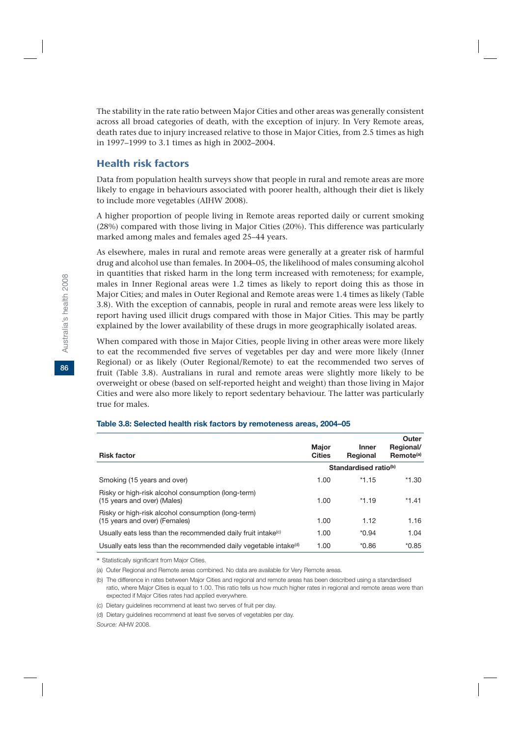The stability in the rate ratio between Major Cities and other areas was generally consistent across all broad categories of death, with the exception of injury. In Very Remote areas, death rates due to injury increased relative to those in Major Cities, from 2.5 times as high in 1997–1999 to 3.1 times as high in 2002–2004.

## Health risk factors

Data from population health surveys show that people in rural and remote areas are more likely to engage in behaviours associated with poorer health, although their diet is likely to include more vegetables (AIHW 2008).

A higher proportion of people living in Remote areas reported daily or current smoking (28%) compared with those living in Major Cities (20%). This difference was particularly marked among males and females aged 25–44 years.

As elsewhere, males in rural and remote areas were generally at a greater risk of harmful drug and alcohol use than females. In 2004–05, the likelihood of males consuming alcohol in quantities that risked harm in the long term increased with remoteness; for example, males in Inner Regional areas were 1.2 times as likely to report doing this as those in Major Cities; and males in Outer Regional and Remote areas were 1.4 times as likely (Table 3.8). With the exception of cannabis, people in rural and remote areas were less likely to report having used illicit drugs compared with those in Major Cities. This may be partly explained by the lower availability of these drugs in more geographically isolated areas.

When compared with those in Major Cities, people living in other areas were more likely to eat the recommended five serves of vegetables per day and were more likely (Inner Regional) or as likely (Outer Regional/Remote) to eat the recommended two serves of fruit (Table 3.8). Australians in rural and remote areas were slightly more likely to be overweight or obese (based on self-reported height and weight) than those living in Major Cities and were also more likely to report sedentary behaviour. The latter was particularly true for males.

**Table 3.8: Selected health risk factors by remoteness areas, 2004–05**

| Risk factor | Major Cities | Inner Regional | Outer Regional/ Remote[(a)] |
|---|---|---|---|
| | Standardised ratio[(b)] | | |
| Smoking (15 years and over) | 1.00 | *1.15 | *1.30 |
| Risky or high-risk alcohol consumption (long-term) (15 years and over) (Males) | 1.00 | *1.19 | *1.41 |
| Risky or high-risk alcohol consumption (long-term) (15 years and over) (Females) | 1.00 | 1.12 | 1.16 |
| Usually eats less than the recommended daily fruit intake[(c)] | 1.00 | *0.94 | 1.04 |
| Usually eats less than the recommended daily vegetable intake[(d)] | 1.00 | *0.86 | *0.85 |

\* Statistically significant from Major Cities.

(a) Outer Regional and Remote areas combined. No data are available for Very Remote areas.

(b) The difference in rates between Major Cities and regional and remote areas has been described using a standardised ratio, where Major Cities is equal to 1.00. This ratio tells us how much higher rates in regional and remote areas were than expected if Major Cities rates had applied everywhere.

(c) Dietary guidelines recommend at least two serves of fruit per day.

(d) Dietary guidelines recommend at least five serves of vegetables per day.

*Source:* AIHW 2008.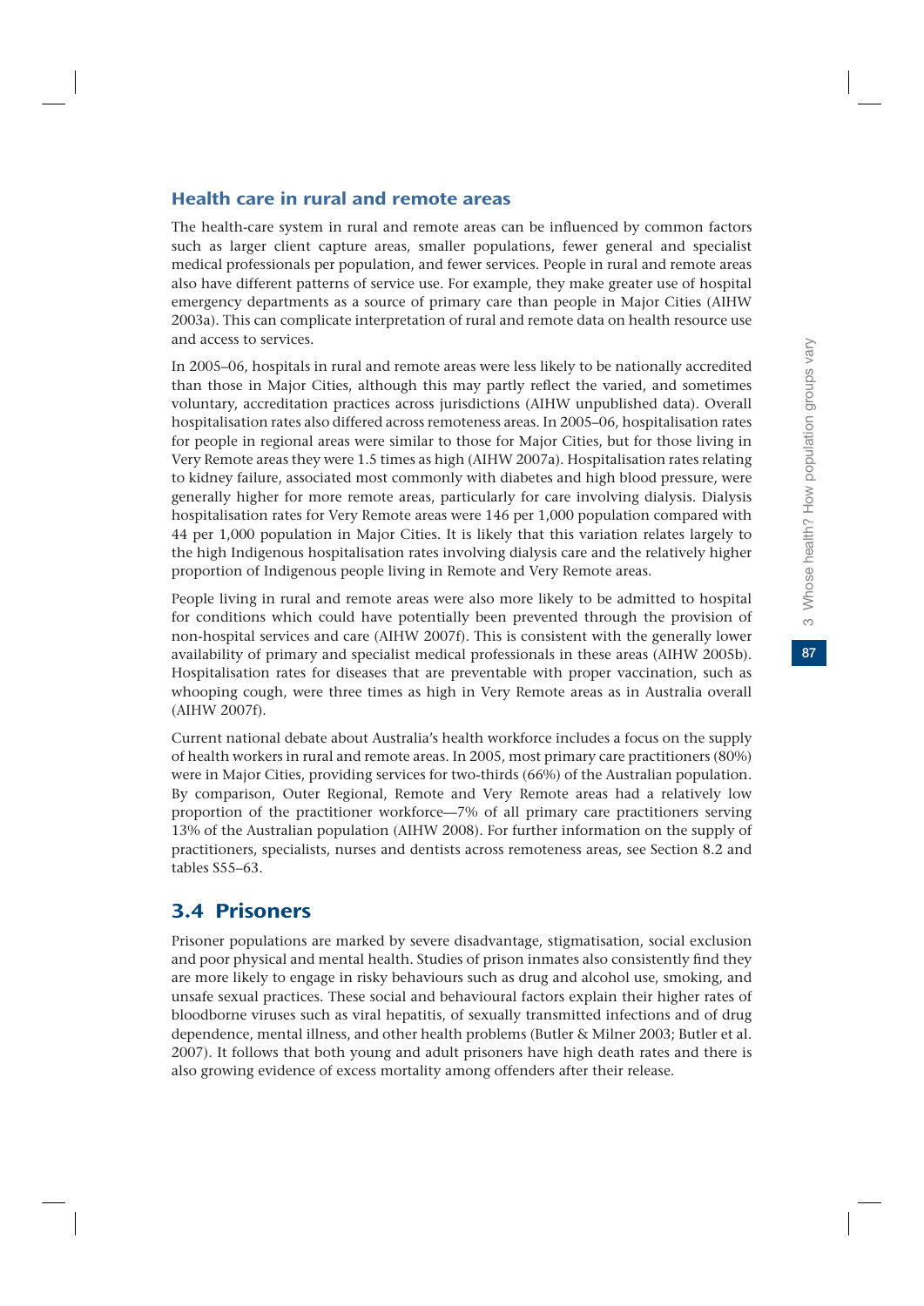### Health care in rural and remote areas

The health-care system in rural and remote areas can be influenced by common factors such as larger client capture areas, smaller populations, fewer general and specialist medical professionals per population, and fewer services. People in rural and remote areas also have different patterns of service use. For example, they make greater use of hospital emergency departments as a source of primary care than people in Major Cities (AIHW 2003a). This can complicate interpretation of rural and remote data on health resource use and access to services.

In 2005–06, hospitals in rural and remote areas were less likely to be nationally accredited than those in Major Cities, although this may partly reflect the varied, and sometimes voluntary, accreditation practices across jurisdictions (AIHW unpublished data). Overall hospitalisation rates also differed across remoteness areas. In 2005–06, hospitalisation rates for people in regional areas were similar to those for Major Cities, but for those living in Very Remote areas they were 1.5 times as high (AIHW 2007a). Hospitalisation rates relating to kidney failure, associated most commonly with diabetes and high blood pressure, were generally higher for more remote areas, particularly for care involving dialysis. Dialysis hospitalisation rates for Very Remote areas were 146 per 1,000 population compared with 44 per 1,000 population in Major Cities. It is likely that this variation relates largely to the high Indigenous hospitalisation rates involving dialysis care and the relatively higher proportion of Indigenous people living in Remote and Very Remote areas.

People living in rural and remote areas were also more likely to be admitted to hospital for conditions which could have potentially been prevented through the provision of non-hospital services and care (AIHW 2007f). This is consistent with the generally lower availability of primary and specialist medical professionals in these areas (AIHW 2005b). Hospitalisation rates for diseases that are preventable with proper vaccination, such as whooping cough, were three times as high in Very Remote areas as in Australia overall (AIHW 2007f).

Current national debate about Australia's health workforce includes a focus on the supply of health workers in rural and remote areas. In 2005, most primary care practitioners (80%) were in Major Cities, providing services for two-thirds (66%) of the Australian population. By comparison, Outer Regional, Remote and Very Remote areas had a relatively low proportion of the practitioner workforce—7% of all primary care practitioners serving 13% of the Australian population (AIHW 2008). For further information on the supply of practitioners, specialists, nurses and dentists across remoteness areas, see Section 8.2 and tables S55–63.

## 3.4 Prisoners

Prisoner populations are marked by severe disadvantage, stigmatisation, social exclusion and poor physical and mental health. Studies of prison inmates also consistently find they are more likely to engage in risky behaviours such as drug and alcohol use, smoking, and unsafe sexual practices. These social and behavioural factors explain their higher rates of bloodborne viruses such as viral hepatitis, of sexually transmitted infections and of drug dependence, mental illness, and other health problems (Butler & Milner 2003; Butler et al. 2007). It follows that both young and adult prisoners have high death rates and there is also growing evidence of excess mortality among offenders after their release.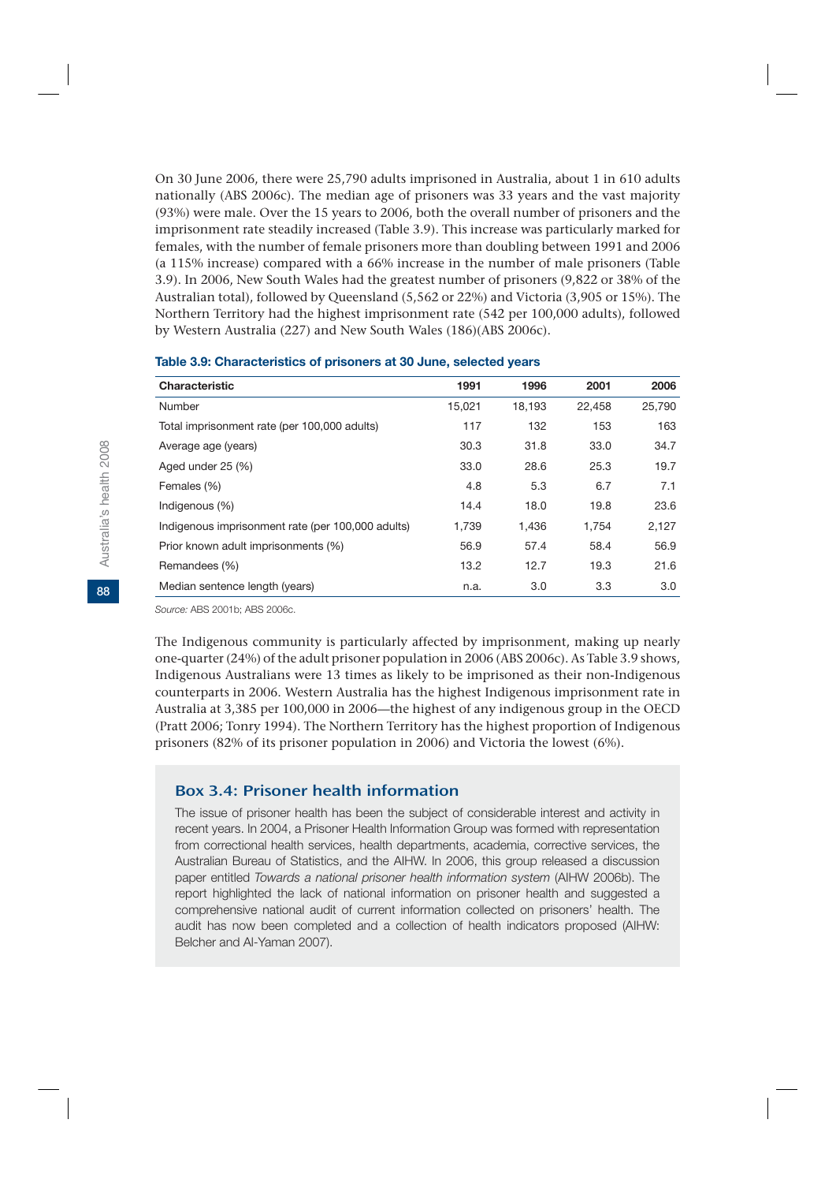On 30 June 2006, there were 25,790 adults imprisoned in Australia, about 1 in 610 adults nationally (ABS 2006c). The median age of prisoners was 33 years and the vast majority (93%) were male. Over the 15 years to 2006, both the overall number of prisoners and the imprisonment rate steadily increased (Table 3.9). This increase was particularly marked for females, with the number of female prisoners more than doubling between 1991 and 2006 (a 115% increase) compared with a 66% increase in the number of male prisoners (Table 3.9). In 2006, New South Wales had the greatest number of prisoners (9,822 or 38% of the Australian total), followed by Queensland (5,562 or 22%) and Victoria (3,905 or 15%). The Northern Territory had the highest imprisonment rate (542 per 100,000 adults), followed by Western Australia (227) and New South Wales (186)(ABS 2006c).

**Table 3.9: Characteristics of prisoners at 30 June, selected years**

| Characteristic | 1991 | 1996 | 2001 | 2006 |
|---|---|---|---|---|
| Number | 15,021 | 18,193 | 22,458 | 25,790 |
| Total imprisonment rate (per 100,000 adults) | 117 | 132 | 153 | 163 |
| Average age (years) | 30.3 | 31.8 | 33.0 | 34.7 |
| Aged under 25 (%) | 33.0 | 28.6 | 25.3 | 19.7 |
| Females (%) | 4.8 | 5.3 | 6.7 | 7.1 |
| Indigenous (%) | 14.4 | 18.0 | 19.8 | 23.6 |
| Indigenous imprisonment rate (per 100,000 adults) | 1,739 | 1,436 | 1,754 | 2,127 |
| Prior known adult imprisonments (%) | 56.9 | 57.4 | 58.4 | 56.9 |
| Remandees (%) | 13.2 | 12.7 | 19.3 | 21.6 |
| Median sentence length (years) | n.a. | 3.0 | 3.3 | 3.0 |

*Source:* ABS 2001b; ABS 2006c.

The Indigenous community is particularly affected by imprisonment, making up nearly one-quarter (24%) of the adult prisoner population in 2006 (ABS 2006c). As Table 3.9 shows, Indigenous Australians were 13 times as likely to be imprisoned as their non-Indigenous counterparts in 2006. Western Australia has the highest Indigenous imprisonment rate in Australia at 3,385 per 100,000 in 2006—the highest of any indigenous group in the OECD (Pratt 2006; Tonry 1994). The Northern Territory has the highest proportion of Indigenous prisoners (82% of its prisoner population in 2006) and Victoria the lowest (6%).

## Box 3.4: Prisoner health information

The issue of prisoner health has been the subject of considerable interest and activity in recent years. In 2004, a Prisoner Health Information Group was formed with representation from correctional health services, health departments, academia, corrective services, the Australian Bureau of Statistics, and the AIHW. In 2006, this group released a discussion paper entitled *Towards a national prisoner health information system* (AIHW 2006b). The report highlighted the lack of national information on prisoner health and suggested a comprehensive national audit of current information collected on prisoners' health. The audit has now been completed and a collection of health indicators proposed (AIHW: Belcher and Al-Yaman 2007).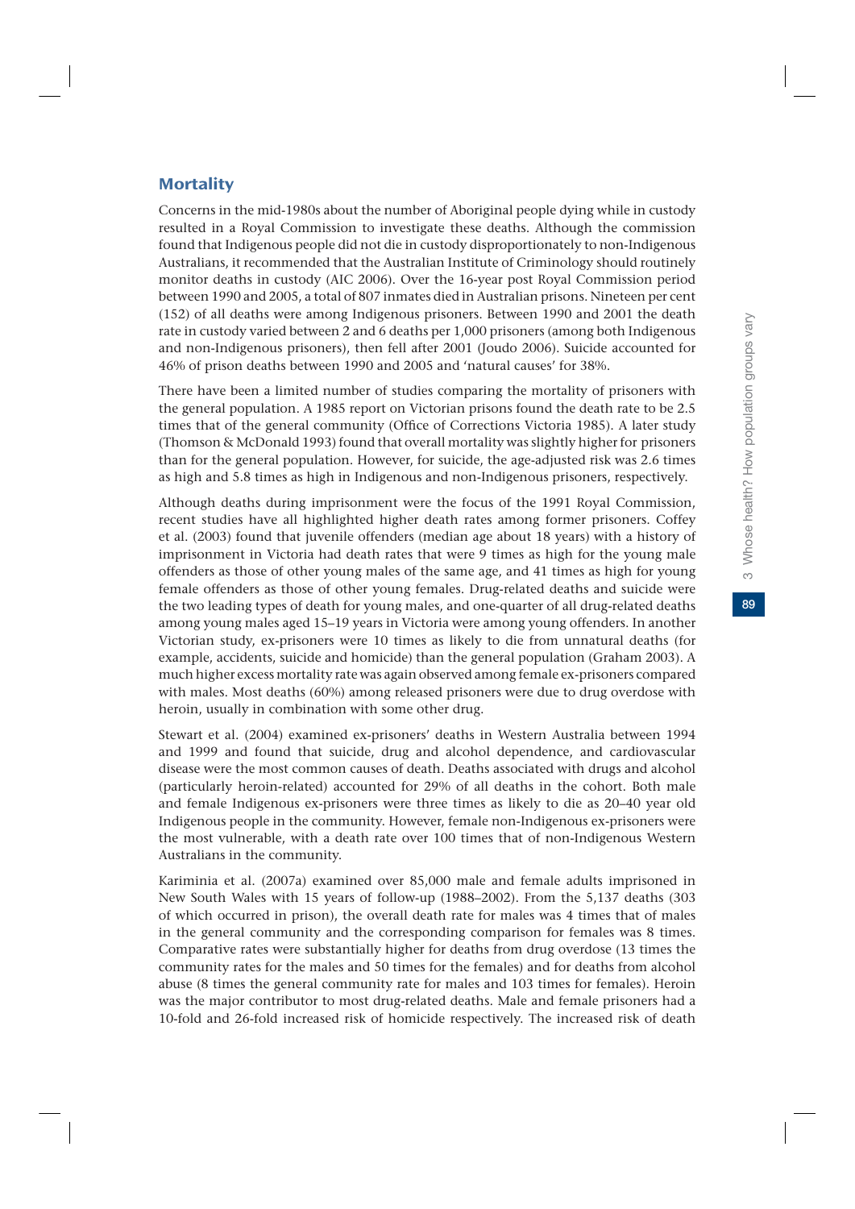## Mortality

Concerns in the mid-1980s about the number of Aboriginal people dying while in custody resulted in a Royal Commission to investigate these deaths. Although the commission found that Indigenous people did not die in custody disproportionately to non-Indigenous Australians, it recommended that the Australian Institute of Criminology should routinely monitor deaths in custody (AIC 2006). Over the 16-year post Royal Commission period between 1990 and 2005, a total of 807 inmates died in Australian prisons. Nineteen per cent (152) of all deaths were among Indigenous prisoners. Between 1990 and 2001 the death rate in custody varied between 2 and 6 deaths per 1,000 prisoners (among both Indigenous and non-Indigenous prisoners), then fell after 2001 (Joudo 2006). Suicide accounted for 46% of prison deaths between 1990 and 2005 and 'natural causes' for 38%.

There have been a limited number of studies comparing the mortality of prisoners with the general population. A 1985 report on Victorian prisons found the death rate to be 2.5 times that of the general community (Office of Corrections Victoria 1985). A later study (Thomson & McDonald 1993) found that overall mortality was slightly higher for prisoners than for the general population. However, for suicide, the age-adjusted risk was 2.6 times as high and 5.8 times as high in Indigenous and non-Indigenous prisoners, respectively.

Although deaths during imprisonment were the focus of the 1991 Royal Commission, recent studies have all highlighted higher death rates among former prisoners. Coffey et al. (2003) found that juvenile offenders (median age about 18 years) with a history of imprisonment in Victoria had death rates that were 9 times as high for the young male offenders as those of other young males of the same age, and 41 times as high for young female offenders as those of other young females. Drug-related deaths and suicide were the two leading types of death for young males, and one-quarter of all drug-related deaths among young males aged 15–19 years in Victoria were among young offenders. In another Victorian study, ex-prisoners were 10 times as likely to die from unnatural deaths (for example, accidents, suicide and homicide) than the general population (Graham 2003). A much higher excess mortality rate was again observed among female ex-prisoners compared with males. Most deaths (60%) among released prisoners were due to drug overdose with heroin, usually in combination with some other drug.

Stewart et al. (2004) examined ex-prisoners' deaths in Western Australia between 1994 and 1999 and found that suicide, drug and alcohol dependence, and cardiovascular disease were the most common causes of death. Deaths associated with drugs and alcohol (particularly heroin-related) accounted for 29% of all deaths in the cohort. Both male and female Indigenous ex-prisoners were three times as likely to die as 20–40 year old Indigenous people in the community. However, female non-Indigenous ex-prisoners were the most vulnerable, with a death rate over 100 times that of non-Indigenous Western Australians in the community.

Kariminia et al. (2007a) examined over 85,000 male and female adults imprisoned in New South Wales with 15 years of follow-up (1988–2002). From the 5,137 deaths (303 of which occurred in prison), the overall death rate for males was 4 times that of males in the general community and the corresponding comparison for females was 8 times. Comparative rates were substantially higher for deaths from drug overdose (13 times the community rates for the males and 50 times for the females) and for deaths from alcohol abuse (8 times the general community rate for males and 103 times for females). Heroin was the major contributor to most drug-related deaths. Male and female prisoners had a 10-fold and 26-fold increased risk of homicide respectively. The increased risk of death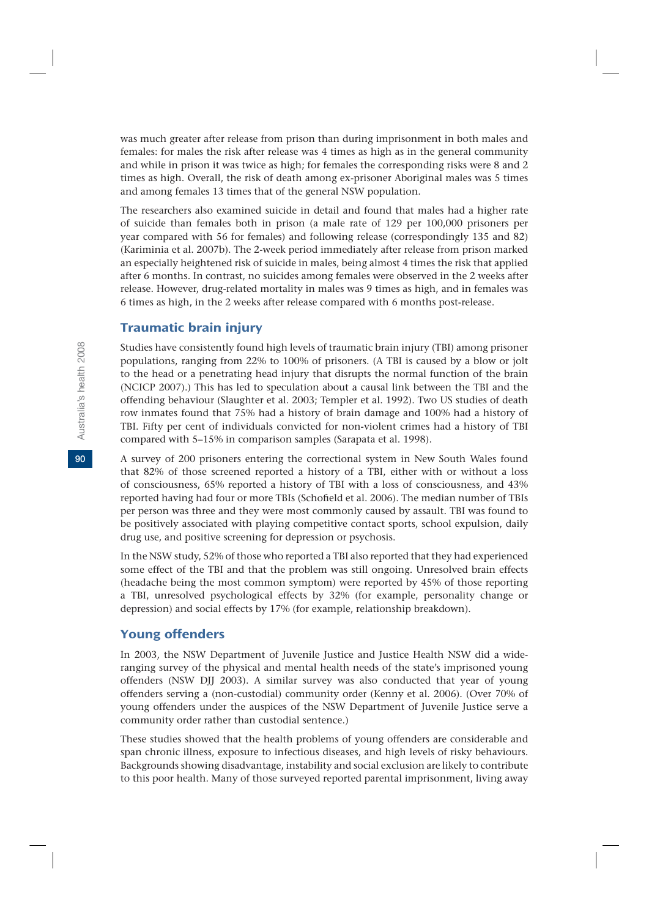was much greater after release from prison than during imprisonment in both males and females: for males the risk after release was 4 times as high as in the general community and while in prison it was twice as high; for females the corresponding risks were 8 and 2 times as high. Overall, the risk of death among ex-prisoner Aboriginal males was 5 times and among females 13 times that of the general NSW population.

The researchers also examined suicide in detail and found that males had a higher rate of suicide than females both in prison (a male rate of 129 per 100,000 prisoners per year compared with 56 for females) and following release (correspondingly 135 and 82) (Kariminia et al. 2007b). The 2-week period immediately after release from prison marked an especially heightened risk of suicide in males, being almost 4 times the risk that applied after 6 months. In contrast, no suicides among females were observed in the 2 weeks after release. However, drug-related mortality in males was 9 times as high, and in females was 6 times as high, in the 2 weeks after release compared with 6 months post-release.

### Traumatic brain injury

Studies have consistently found high levels of traumatic brain injury (TBI) among prisoner populations, ranging from 22% to 100% of prisoners. (A TBI is caused by a blow or jolt to the head or a penetrating head injury that disrupts the normal function of the brain (NCICP 2007).) This has led to speculation about a causal link between the TBI and the offending behaviour (Slaughter et al. 2003; Templer et al. 1992). Two US studies of death row inmates found that 75% had a history of brain damage and 100% had a history of TBI. Fifty per cent of individuals convicted for non-violent crimes had a history of TBI compared with 5–15% in comparison samples (Sarapata et al. 1998).

A survey of 200 prisoners entering the correctional system in New South Wales found that 82% of those screened reported a history of a TBI, either with or without a loss of consciousness, 65% reported a history of TBI with a loss of consciousness, and 43% reported having had four or more TBIs (Schofield et al. 2006). The median number of TBIs per person was three and they were most commonly caused by assault. TBI was found to be positively associated with playing competitive contact sports, school expulsion, daily drug use, and positive screening for depression or psychosis.

In the NSW study, 52% of those who reported a TBI also reported that they had experienced some effect of the TBI and that the problem was still ongoing. Unresolved brain effects (headache being the most common symptom) were reported by 45% of those reporting a TBI, unresolved psychological effects by 32% (for example, personality change or depression) and social effects by 17% (for example, relationship breakdown).

### Young offenders

In 2003, the NSW Department of Juvenile Justice and Justice Health NSW did a wide-ranging survey of the physical and mental health needs of the state's imprisoned young offenders (NSW DJJ 2003). A similar survey was also conducted that year of young offenders serving a (non-custodial) community order (Kenny et al. 2006). (Over 70% of young offenders under the auspices of the NSW Department of Juvenile Justice serve a community order rather than custodial sentence.)

These studies showed that the health problems of young offenders are considerable and span chronic illness, exposure to infectious diseases, and high levels of risky behaviours. Backgrounds showing disadvantage, instability and social exclusion are likely to contribute to this poor health. Many of those surveyed reported parental imprisonment, living away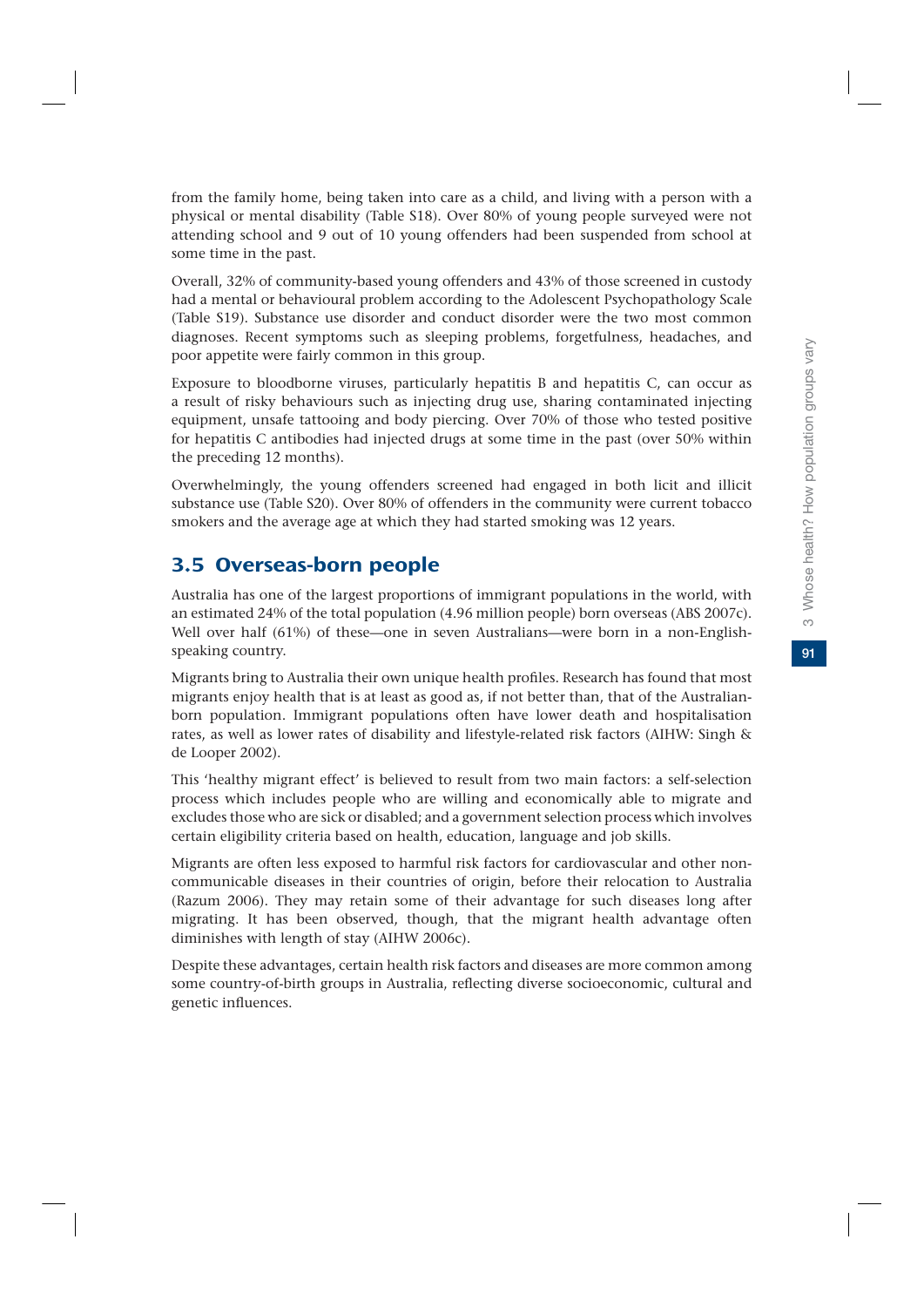from the family home, being taken into care as a child, and living with a person with a physical or mental disability (Table S18). Over 80% of young people surveyed were not attending school and 9 out of 10 young offenders had been suspended from school at some time in the past.

Overall, 32% of community-based young offenders and 43% of those screened in custody had a mental or behavioural problem according to the Adolescent Psychopathology Scale (Table S19). Substance use disorder and conduct disorder were the two most common diagnoses. Recent symptoms such as sleeping problems, forgetfulness, headaches, and poor appetite were fairly common in this group.

Exposure to bloodborne viruses, particularly hepatitis B and hepatitis C, can occur as a result of risky behaviours such as injecting drug use, sharing contaminated injecting equipment, unsafe tattooing and body piercing. Over 70% of those who tested positive for hepatitis C antibodies had injected drugs at some time in the past (over 50% within the preceding 12 months).

Overwhelmingly, the young offenders screened had engaged in both licit and illicit substance use (Table S20). Over 80% of offenders in the community were current tobacco smokers and the average age at which they had started smoking was 12 years.

## 3.5 Overseas-born people

Australia has one of the largest proportions of immigrant populations in the world, with an estimated 24% of the total population (4.96 million people) born overseas (ABS 2007c). Well over half (61%) of these—one in seven Australians—were born in a non-English-speaking country.

Migrants bring to Australia their own unique health profiles. Research has found that most migrants enjoy health that is at least as good as, if not better than, that of the Australian-born population. Immigrant populations often have lower death and hospitalisation rates, as well as lower rates of disability and lifestyle-related risk factors (AIHW: Singh & de Looper 2002).

This 'healthy migrant effect' is believed to result from two main factors: a self-selection process which includes people who are willing and economically able to migrate and excludes those who are sick or disabled; and a government selection process which involves certain eligibility criteria based on health, education, language and job skills.

Migrants are often less exposed to harmful risk factors for cardiovascular and other non-communicable diseases in their countries of origin, before their relocation to Australia (Razum 2006). They may retain some of their advantage for such diseases long after migrating. It has been observed, though, that the migrant health advantage often diminishes with length of stay (AIHW 2006c).

Despite these advantages, certain health risk factors and diseases are more common among some country-of-birth groups in Australia, reflecting diverse socioeconomic, cultural and genetic influences.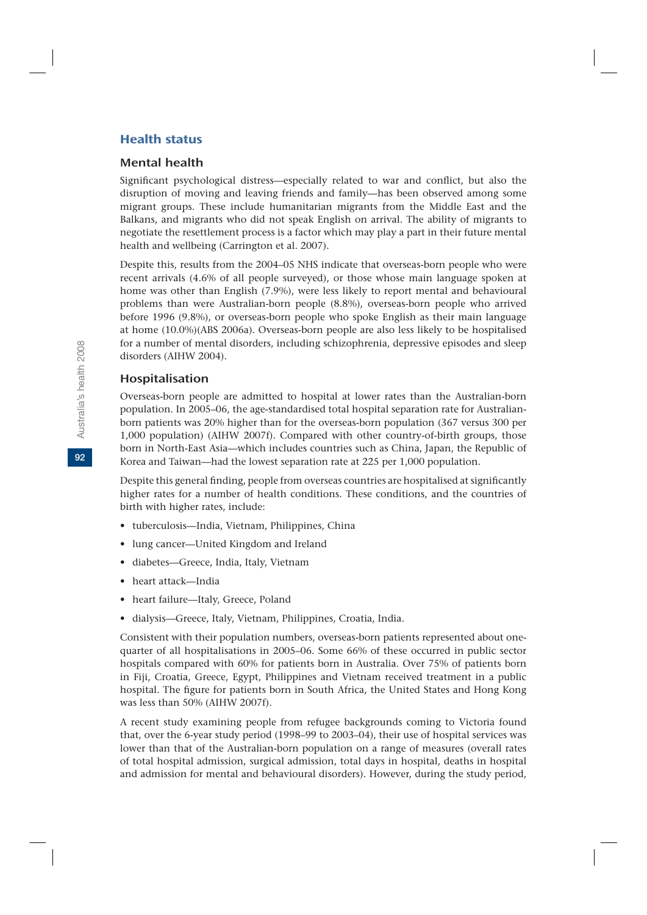## Health status

### Mental health

Significant psychological distress—especially related to war and conflict, but also the disruption of moving and leaving friends and family—has been observed among some migrant groups. These include humanitarian migrants from the Middle East and the Balkans, and migrants who did not speak English on arrival. The ability of migrants to negotiate the resettlement process is a factor which may play a part in their future mental health and wellbeing (Carrington et al. 2007).

Despite this, results from the 2004–05 NHS indicate that overseas-born people who were recent arrivals (4.6% of all people surveyed), or those whose main language spoken at home was other than English (7.9%), were less likely to report mental and behavioural problems than were Australian-born people (8.8%), overseas-born people who arrived before 1996 (9.8%), or overseas-born people who spoke English as their main language at home (10.0%)(ABS 2006a). Overseas-born people are also less likely to be hospitalised for a number of mental disorders, including schizophrenia, depressive episodes and sleep disorders (AIHW 2004).

### Hospitalisation

Overseas-born people are admitted to hospital at lower rates than the Australian-born population. In 2005–06, the age-standardised total hospital separation rate for Australian-born patients was 20% higher than for the overseas-born population (367 versus 300 per 1,000 population) (AIHW 2007f). Compared with other country-of-birth groups, those born in North-East Asia—which includes countries such as China, Japan, the Republic of Korea and Taiwan—had the lowest separation rate at 225 per 1,000 population.

Despite this general finding, people from overseas countries are hospitalised at significantly higher rates for a number of health conditions. These conditions, and the countries of birth with higher rates, include:

- tuberculosis—India, Vietnam, Philippines, China
- lung cancer—United Kingdom and Ireland
- diabetes—Greece, India, Italy, Vietnam
- heart attack—India
- heart failure—Italy, Greece, Poland
- dialysis—Greece, Italy, Vietnam, Philippines, Croatia, India.

Consistent with their population numbers, overseas-born patients represented about one-quarter of all hospitalisations in 2005–06. Some 66% of these occurred in public sector hospitals compared with 60% for patients born in Australia. Over 75% of patients born in Fiji, Croatia, Greece, Egypt, Philippines and Vietnam received treatment in a public hospital. The figure for patients born in South Africa, the United States and Hong Kong was less than 50% (AIHW 2007f).

A recent study examining people from refugee backgrounds coming to Victoria found that, over the 6-year study period (1998–99 to 2003–04), their use of hospital services was lower than that of the Australian-born population on a range of measures (overall rates of total hospital admission, surgical admission, total days in hospital, deaths in hospital and admission for mental and behavioural disorders). However, during the study period,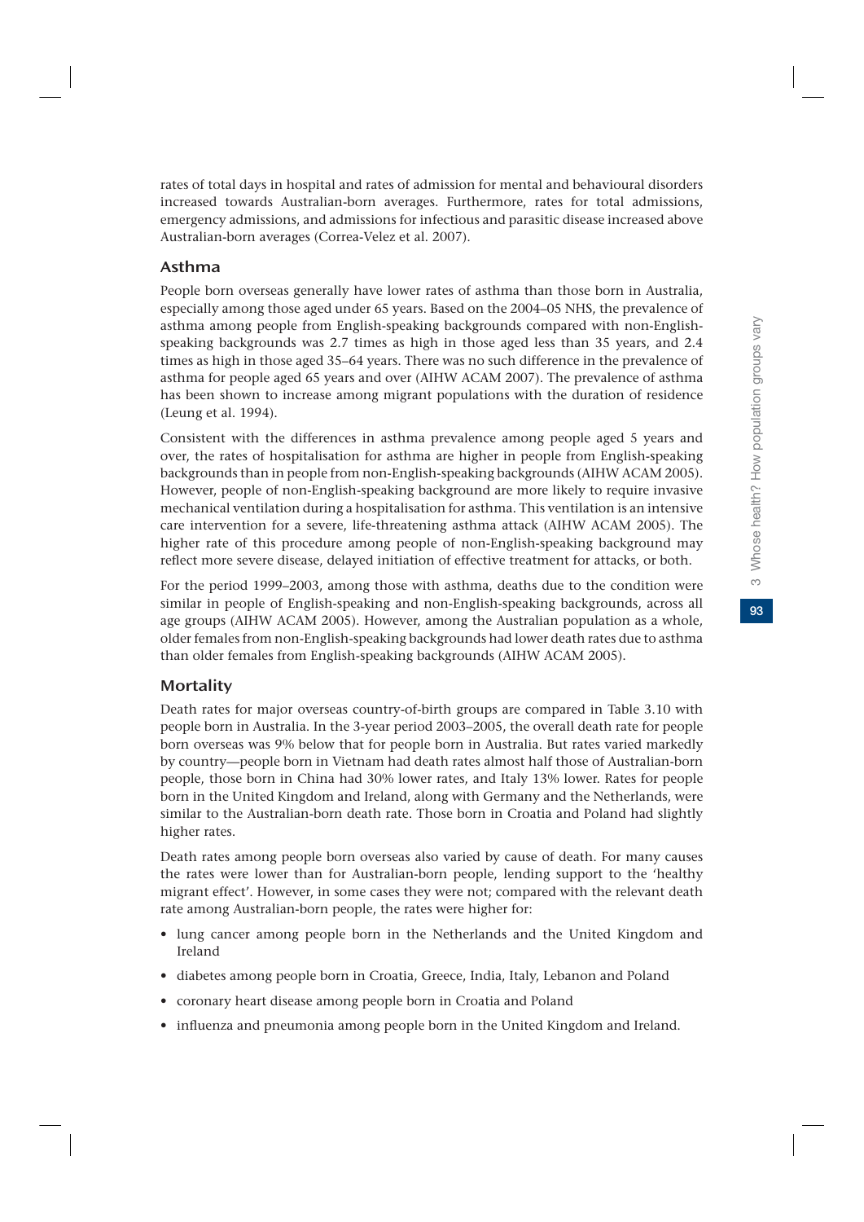rates of total days in hospital and rates of admission for mental and behavioural disorders increased towards Australian-born averages. Furthermore, rates for total admissions, emergency admissions, and admissions for infectious and parasitic disease increased above Australian-born averages (Correa-Velez et al. 2007).

### Asthma

People born overseas generally have lower rates of asthma than those born in Australia, especially among those aged under 65 years. Based on the 2004–05 NHS, the prevalence of asthma among people from English-speaking backgrounds compared with non-English-speaking backgrounds was 2.7 times as high in those aged less than 35 years, and 2.4 times as high in those aged 35–64 years. There was no such difference in the prevalence of asthma for people aged 65 years and over (AIHW ACAM 2007). The prevalence of asthma has been shown to increase among migrant populations with the duration of residence (Leung et al. 1994).

Consistent with the differences in asthma prevalence among people aged 5 years and over, the rates of hospitalisation for asthma are higher in people from English-speaking backgrounds than in people from non-English-speaking backgrounds (AIHW ACAM 2005). However, people of non-English-speaking background are more likely to require invasive mechanical ventilation during a hospitalisation for asthma. This ventilation is an intensive care intervention for a severe, life-threatening asthma attack (AIHW ACAM 2005). The higher rate of this procedure among people of non-English-speaking background may reflect more severe disease, delayed initiation of effective treatment for attacks, or both.

For the period 1999–2003, among those with asthma, deaths due to the condition were similar in people of English-speaking and non-English-speaking backgrounds, across all age groups (AIHW ACAM 2005). However, among the Australian population as a whole, older females from non-English-speaking backgrounds had lower death rates due to asthma than older females from English-speaking backgrounds (AIHW ACAM 2005).

### Mortality

Death rates for major overseas country-of-birth groups are compared in Table 3.10 with people born in Australia. In the 3-year period 2003–2005, the overall death rate for people born overseas was 9% below that for people born in Australia. But rates varied markedly by country—people born in Vietnam had death rates almost half those of Australian-born people, those born in China had 30% lower rates, and Italy 13% lower. Rates for people born in the United Kingdom and Ireland, along with Germany and the Netherlands, were similar to the Australian-born death rate. Those born in Croatia and Poland had slightly higher rates.

Death rates among people born overseas also varied by cause of death. For many causes the rates were lower than for Australian-born people, lending support to the 'healthy migrant effect'. However, in some cases they were not; compared with the relevant death rate among Australian-born people, the rates were higher for:

- lung cancer among people born in the Netherlands and the United Kingdom and Ireland
- diabetes among people born in Croatia, Greece, India, Italy, Lebanon and Poland
- coronary heart disease among people born in Croatia and Poland
- influenza and pneumonia among people born in the United Kingdom and Ireland.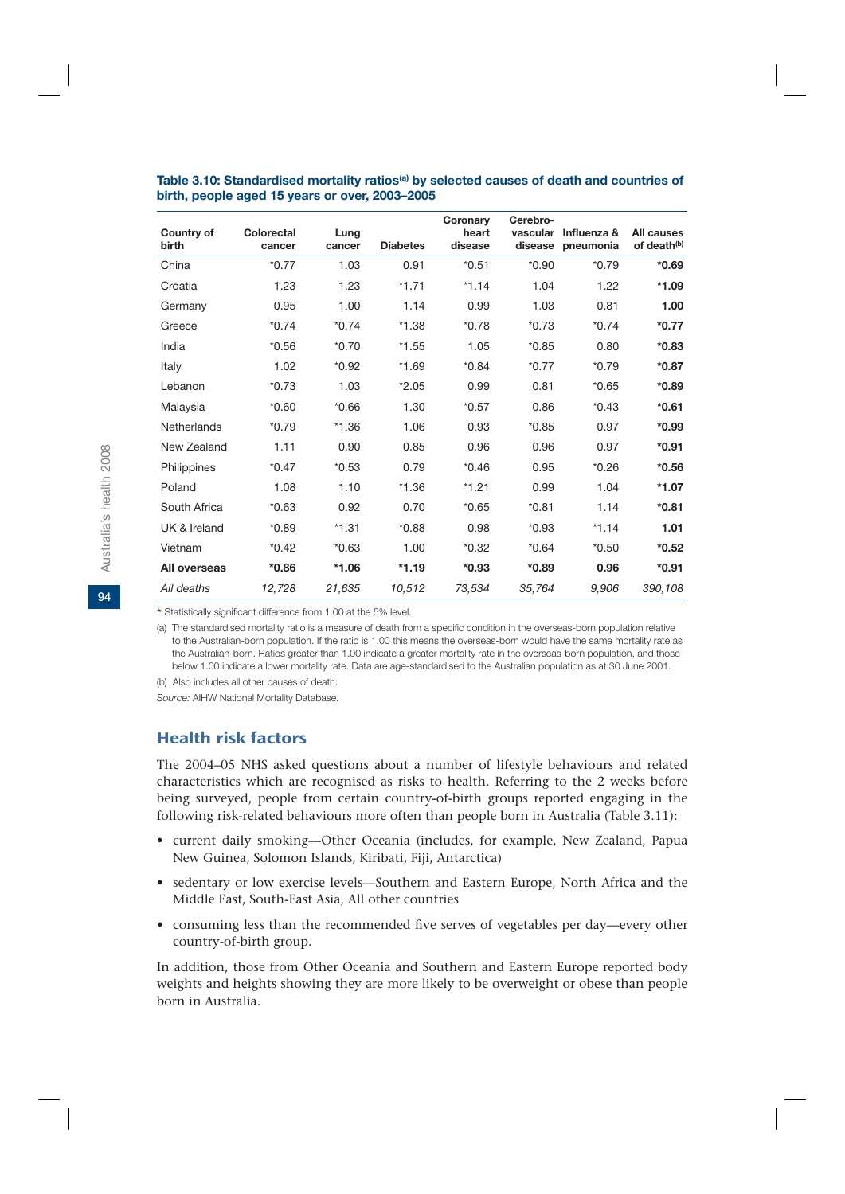**Table 3.10: Standardised mortality ratios[(a)] by selected causes of death and countries of birth, people aged 15 years or over, 2003–2005**

| Country of birth | Colorectal cancer | Lung cancer | Diabetes | Coronary heart disease | Cerebro-vascular disease | Influenza & pneumonia | All causes of death[(b)] |
|---|---|---|---|---|---|---|---|
| China | *0.77 | 1.03 | 0.91 | *0.51 | *0.90 | *0.79 | ***0.69** |
| Croatia | 1.23 | 1.23 | *1.71 | *1.14 | 1.04 | 1.22 | ***1.09** |
| Germany | 0.95 | 1.00 | 1.14 | 0.99 | 1.03 | 0.81 | **1.00** |
| Greece | *0.74 | *0.74 | *1.38 | *0.78 | *0.73 | *0.74 | ***0.77** |
| India | *0.56 | *0.70 | *1.55 | 1.05 | *0.85 | 0.80 | ***0.83** |
| Italy | 1.02 | *0.92 | *1.69 | *0.84 | *0.77 | *0.79 | ***0.87** |
| Lebanon | *0.73 | 1.03 | *2.05 | 0.99 | 0.81 | *0.65 | ***0.89** |
| Malaysia | *0.60 | *0.66 | 1.30 | *0.57 | 0.86 | *0.43 | ***0.61** |
| Netherlands | *0.79 | *1.36 | 1.06 | 0.93 | *0.85 | 0.97 | ***0.99** |
| New Zealand | 1.11 | 0.90 | 0.85 | 0.96 | 0.96 | 0.97 | ***0.91** |
| Philippines | *0.47 | *0.53 | 0.79 | *0.46 | 0.95 | *0.26 | ***0.56** |
| Poland | 1.08 | 1.10 | *1.36 | *1.21 | 0.99 | 1.04 | ***1.07** |
| South Africa | *0.63 | 0.92 | 0.70 | *0.65 | *0.81 | 1.14 | ***0.81** |
| UK & Ireland | *0.89 | *1.31 | *0.88 | 0.98 | *0.93 | *1.14 | **1.01** |
| Vietnam | *0.42 | *0.63 | 1.00 | *0.32 | *0.64 | *0.50 | ***0.52** |
| **All overseas** | ***0.86** | ***1.06** | ***1.19** | ***0.93** | ***0.89** | **0.96** | *0.91 |
| *All deaths* | *12,728* | *21,635* | *10,512* | *73,534* | *35,764* | *9,906* | *390,108* |

* Statistically significant difference from 1.00 at the 5% level.

(a) The standardised mortality ratio is a measure of death from a specific condition in the overseas-born population relative to the Australian-born population. If the ratio is 1.00 this means the overseas-born would have the same mortality rate as the Australian-born. Ratios greater than 1.00 indicate a greater mortality rate in the overseas-born population, and those below 1.00 indicate a lower mortality rate. Data are age-standardised to the Australian population as at 30 June 2001.

(b) Also includes all other causes of death.

*Source:* AIHW National Mortality Database.

## Health risk factors

The 2004–05 NHS asked questions about a number of lifestyle behaviours and related characteristics which are recognised as risks to health. Referring to the 2 weeks before being surveyed, people from certain country-of-birth groups reported engaging in the following risk-related behaviours more often than people born in Australia (Table 3.11):

- current daily smoking—Other Oceania (includes, for example, New Zealand, Papua New Guinea, Solomon Islands, Kiribati, Fiji, Antarctica)
- sedentary or low exercise levels—Southern and Eastern Europe, North Africa and the Middle East, South-East Asia, All other countries
- consuming less than the recommended five serves of vegetables per day—every other country-of-birth group.

In addition, those from Other Oceania and Southern and Eastern Europe reported body weights and heights showing they are more likely to be overweight or obese than people born in Australia.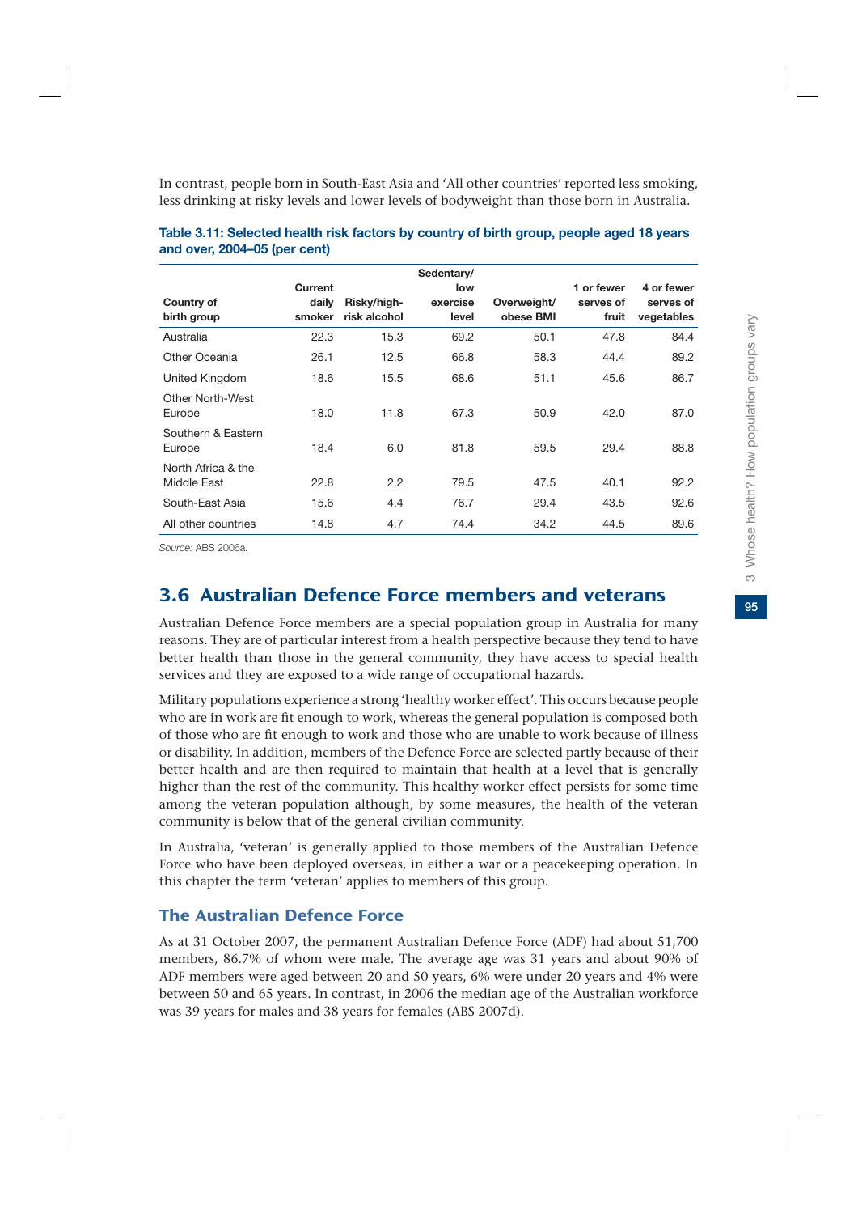In contrast, people born in South-East Asia and 'All other countries' reported less smoking, less drinking at risky levels and lower levels of bodyweight than those born in Australia.

**Table 3.11: Selected health risk factors by country of birth group, people aged 18 years and over, 2004–05 (per cent)**

| Country of birth group | Current daily smoker | Risky/high-risk alcohol | Sedentary/low exercise level | Overweight/obese BMI | 1 or fewer serves of fruit | 4 or fewer serves of vegetables |
|---|---|---|---|---|---|---|
| Australia | 22.3 | 15.3 | 69.2 | 50.1 | 47.8 | 84.4 |
| Other Oceania | 26.1 | 12.5 | 66.8 | 58.3 | 44.4 | 89.2 |
| United Kingdom | 18.6 | 15.5 | 68.6 | 51.1 | 45.6 | 86.7 |
| Other North-West Europe | 18.0 | 11.8 | 67.3 | 50.9 | 42.0 | 87.0 |
| Southern & Eastern Europe | 18.4 | 6.0 | 81.8 | 59.5 | 29.4 | 88.8 |
| North Africa & the Middle East | 22.8 | 2.2 | 79.5 | 47.5 | 40.1 | 92.2 |
| South-East Asia | 15.6 | 4.4 | 76.7 | 29.4 | 43.5 | 92.6 |
| All other countries | 14.8 | 4.7 | 74.4 | 34.2 | 44.5 | 89.6 |

*Source:* ABS 2006a.

## 3.6 Australian Defence Force members and veterans

Australian Defence Force members are a special population group in Australia for many reasons. They are of particular interest from a health perspective because they tend to have better health than those in the general community, they have access to special health services and they are exposed to a wide range of occupational hazards.

Military populations experience a strong 'healthy worker effect'. This occurs because people who are in work are fit enough to work, whereas the general population is composed both of those who are fit enough to work and those who are unable to work because of illness or disability. In addition, members of the Defence Force are selected partly because of their better health and are then required to maintain that health at a level that is generally higher than the rest of the community. This healthy worker effect persists for some time among the veteran population although, by some measures, the health of the veteran community is below that of the general civilian community.

In Australia, 'veteran' is generally applied to those members of the Australian Defence Force who have been deployed overseas, in either a war or a peacekeeping operation. In this chapter the term 'veteran' applies to members of this group.

### The Australian Defence Force

As at 31 October 2007, the permanent Australian Defence Force (ADF) had about 51,700 members, 86.7% of whom were male. The average age was 31 years and about 90% of ADF members were aged between 20 and 50 years, 6% were under 20 years and 4% were between 50 and 65 years. In contrast, in 2006 the median age of the Australian workforce was 39 years for males and 38 years for females (ABS 2007d).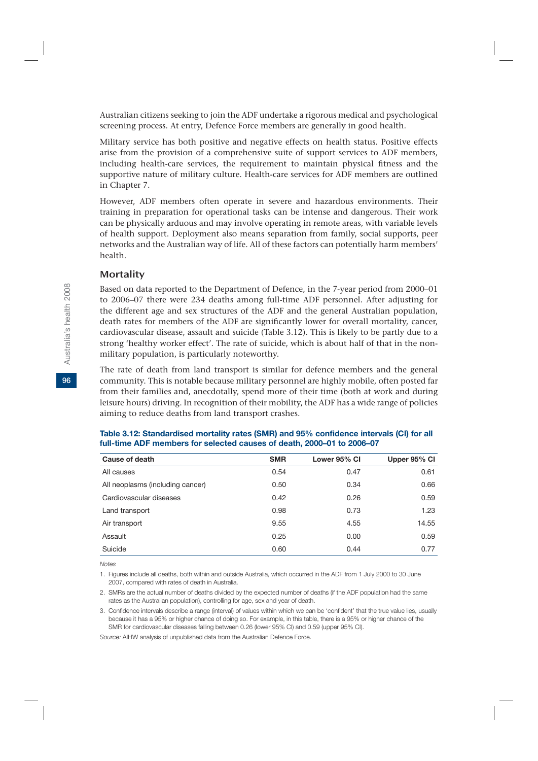Australian citizens seeking to join the ADF undertake a rigorous medical and psychological screening process. At entry, Defence Force members are generally in good health.

Military service has both positive and negative effects on health status. Positive effects arise from the provision of a comprehensive suite of support services to ADF members, including health-care services, the requirement to maintain physical fitness and the supportive nature of military culture. Health-care services for ADF members are outlined in Chapter 7.

However, ADF members often operate in severe and hazardous environments. Their training in preparation for operational tasks can be intense and dangerous. Their work can be physically arduous and may involve operating in remote areas, with variable levels of health support. Deployment also means separation from family, social supports, peer networks and the Australian way of life. All of these factors can potentially harm members' health.

### Mortality

Based on data reported to the Department of Defence, in the 7-year period from 2000–01 to 2006–07 there were 234 deaths among full-time ADF personnel. After adjusting for the different age and sex structures of the ADF and the general Australian population, death rates for members of the ADF are significantly lower for overall mortality, cancer, cardiovascular disease, assault and suicide (Table 3.12). This is likely to be partly due to a strong 'healthy worker effect'. The rate of suicide, which is about half of that in the non-military population, is particularly noteworthy.

The rate of death from land transport is similar for defence members and the general community. This is notable because military personnel are highly mobile, often posted far from their families and, anecdotally, spend more of their time (both at work and during leisure hours) driving. In recognition of their mobility, the ADF has a wide range of policies aiming to reduce deaths from land transport crashes.

**Table 3.12: Standardised mortality rates (SMR) and 95% confidence intervals (CI) for all full-time ADF members for selected causes of death, 2000–01 to 2006–07**

| Cause of death | SMR | Lower 95% CI | Upper 95% CI |
|---|---|---|---|
| All causes | 0.54 | 0.47 | 0.61 |
| All neoplasms (including cancer) | 0.50 | 0.34 | 0.66 |
| Cardiovascular diseases | 0.42 | 0.26 | 0.59 |
| Land transport | 0.98 | 0.73 | 1.23 |
| Air transport | 9.55 | 4.55 | 14.55 |
| Assault | 0.25 | 0.00 | 0.59 |
| Suicide | 0.60 | 0.44 | 0.77 |

*Notes*

1. Figures include all deaths, both within and outside Australia, which occurred in the ADF from 1 July 2000 to 30 June 2007, compared with rates of death in Australia.
2. SMRs are the actual number of deaths divided by the expected number of deaths (if the ADF population had the same rates as the Australian population), controlling for age, sex and year of death.
3. Confidence intervals describe a range (interval) of values within which we can be 'confident' that the true value lies, usually because it has a 95% or higher chance of doing so. For example, in this table, there is a 95% or higher chance of the SMR for cardiovascular diseases falling between 0.26 (lower 95% CI) and 0.59 (upper 95% CI).

*Source:* AIHW analysis of unpublished data from the Australian Defence Force.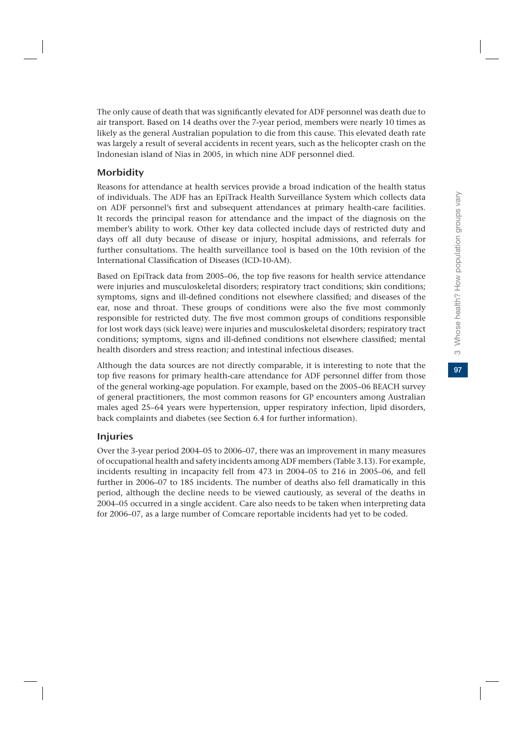The only cause of death that was significantly elevated for ADF personnel was death due to air transport. Based on 14 deaths over the 7-year period, members were nearly 10 times as likely as the general Australian population to die from this cause. This elevated death rate was largely a result of several accidents in recent years, such as the helicopter crash on the Indonesian island of Nias in 2005, in which nine ADF personnel died.

### Morbidity

Reasons for attendance at health services provide a broad indication of the health status of individuals. The ADF has an EpiTrack Health Surveillance System which collects data on ADF personnel's first and subsequent attendances at primary health-care facilities. It records the principal reason for attendance and the impact of the diagnosis on the member's ability to work. Other key data collected include days of restricted duty and days off all duty because of disease or injury, hospital admissions, and referrals for further consultations. The health surveillance tool is based on the 10th revision of the International Classification of Diseases (ICD-10-AM).

Based on EpiTrack data from 2005–06, the top five reasons for health service attendance were injuries and musculoskeletal disorders; respiratory tract conditions; skin conditions; symptoms, signs and ill-defined conditions not elsewhere classified; and diseases of the ear, nose and throat. These groups of conditions were also the five most commonly responsible for restricted duty. The five most common groups of conditions responsible for lost work days (sick leave) were injuries and musculoskeletal disorders; respiratory tract conditions; symptoms, signs and ill-defined conditions not elsewhere classified; mental health disorders and stress reaction; and intestinal infectious diseases.

Although the data sources are not directly comparable, it is interesting to note that the top five reasons for primary health-care attendance for ADF personnel differ from those of the general working-age population. For example, based on the 2005–06 BEACH survey of general practitioners, the most common reasons for GP encounters among Australian males aged 25–64 years were hypertension, upper respiratory infection, lipid disorders, back complaints and diabetes (see Section 6.4 for further information).

### Injuries

Over the 3-year period 2004–05 to 2006–07, there was an improvement in many measures of occupational health and safety incidents among ADF members (Table 3.13). For example, incidents resulting in incapacity fell from 473 in 2004–05 to 216 in 2005–06, and fell further in 2006–07 to 185 incidents. The number of deaths also fell dramatically in this period, although the decline needs to be viewed cautiously, as several of the deaths in 2004–05 occurred in a single accident. Care also needs to be taken when interpreting data for 2006–07, as a large number of Comcare reportable incidents had yet to be coded.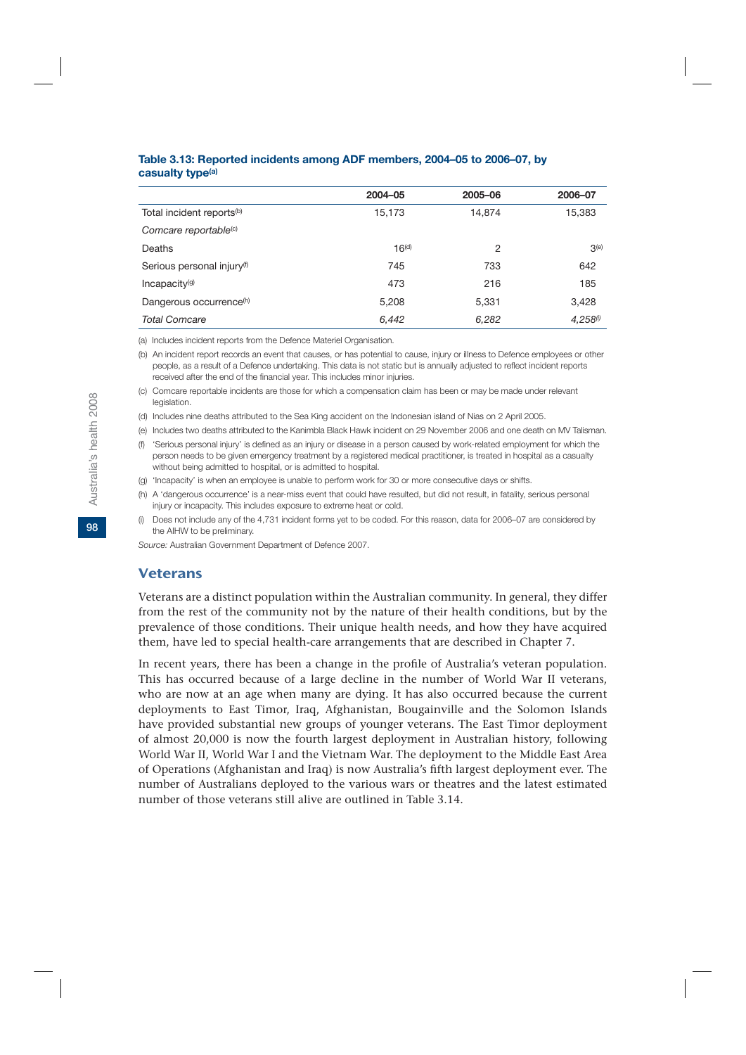**Table 3.13: Reported incidents among ADF members, 2004–05 to 2006–07, by casualty type[(a)]**

| | 2004–05 | 2005–06 | 2006–07 |
|---|---|---|---|
| Total incident reports[(b)] | 15,173 | 14,874 | 15,383 |
| *Comcare reportable[(c)]* | | | |
| Deaths | 16[(d)] | 2 | 3[(e)] |
| Serious personal injury[(f)] | 745 | 733 | 642 |
| Incapacity[(g)] | 473 | 216 | 185 |
| Dangerous occurrence[(h)] | 5,208 | 5,331 | 3,428 |
| *Total Comcare* | *6,442* | *6,282* | *4,258[(i)]* |

(a) Includes incident reports from the Defence Materiel Organisation.

(b) An incident report records an event that causes, or has potential to cause, injury or illness to Defence employees or other people, as a result of a Defence undertaking. This data is not static but is annually adjusted to reflect incident reports received after the end of the financial year. This includes minor injuries.

(c) Comcare reportable incidents are those for which a compensation claim has been or may be made under relevant legislation.

(d) Includes nine deaths attributed to the Sea King accident on the Indonesian island of Nias on 2 April 2005.

(e) Includes two deaths attributed to the Kanimbla Black Hawk incident on 29 November 2006 and one death on MV Talisman.

(f) 'Serious personal injury' is defined as an injury or disease in a person caused by work-related employment for which the person needs to be given emergency treatment by a registered medical practitioner, is treated in hospital as a casualty without being admitted to hospital, or is admitted to hospital.

(g) 'Incapacity' is when an employee is unable to perform work for 30 or more consecutive days or shifts.

(h) A 'dangerous occurrence' is a near-miss event that could have resulted, but did not result, in fatality, serious personal injury or incapacity. This includes exposure to extreme heat or cold.

(i) Does not include any of the 4,731 incident forms yet to be coded. For this reason, data for 2006–07 are considered by the AIHW to be preliminary.

*Source:* Australian Government Department of Defence 2007.

## Veterans

Veterans are a distinct population within the Australian community. In general, they differ from the rest of the community not by the nature of their health conditions, but by the prevalence of those conditions. Their unique health needs, and how they have acquired them, have led to special health-care arrangements that are described in Chapter 7.

In recent years, there has been a change in the profile of Australia's veteran population. This has occurred because of a large decline in the number of World War II veterans, who are now at an age when many are dying. It has also occurred because the current deployments to East Timor, Iraq, Afghanistan, Bougainville and the Solomon Islands have provided substantial new groups of younger veterans. The East Timor deployment of almost 20,000 is now the fourth largest deployment in Australian history, following World War II, World War I and the Vietnam War. The deployment to the Middle East Area of Operations (Afghanistan and Iraq) is now Australia's fifth largest deployment ever. The number of Australians deployed to the various wars or theatres and the latest estimated number of those veterans still alive are outlined in Table 3.14.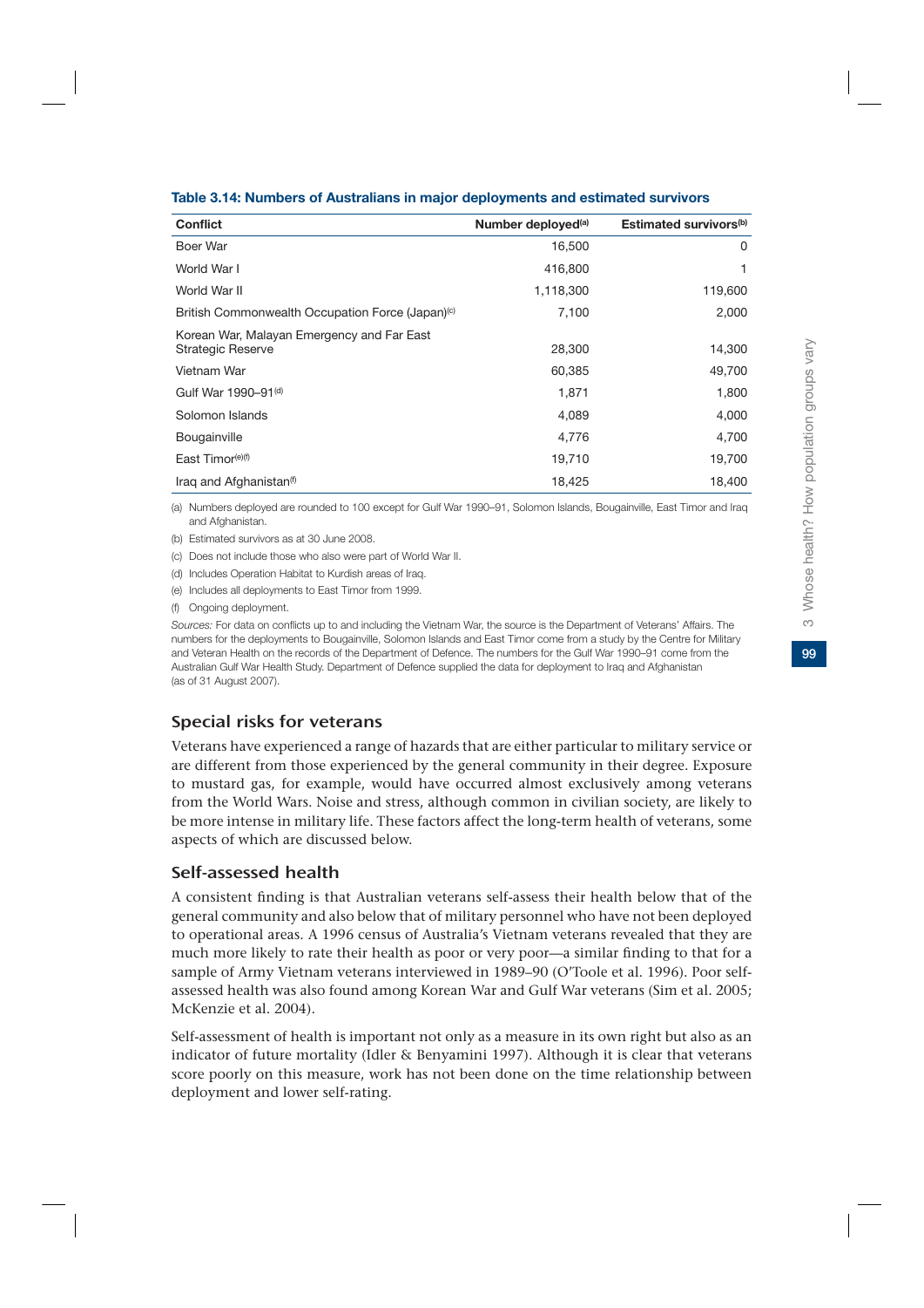**Table 3.14: Numbers of Australians in major deployments and estimated survivors**

| Conflict | Number deployed[(a)] | Estimated survivors[(b)] |
|---|---|---|
| Boer War | 16,500 | 0 |
| World War I | 416,800 | 1 |
| World War II | 1,118,300 | 119,600 |
| British Commonwealth Occupation Force (Japan)[(c)] | 7,100 | 2,000 |
| Korean War, Malayan Emergency and Far East Strategic Reserve | 28,300 | 14,300 |
| Vietnam War | 60,385 | 49,700 |
| Gulf War 1990–91[(d)] | 1,871 | 1,800 |
| Solomon Islands | 4,089 | 4,000 |
| Bougainville | 4,776 | 4,700 |
| East Timor[(e)(f)] | 19,710 | 19,700 |
| Iraq and Afghanistan[(f)] | 18,425 | 18,400 |

(a) Numbers deployed are rounded to 100 except for Gulf War 1990–91, Solomon Islands, Bougainville, East Timor and Iraq and Afghanistan.

(b) Estimated survivors as at 30 June 2008.

(c) Does not include those who also were part of World War II.

(d) Includes Operation Habitat to Kurdish areas of Iraq.

(e) Includes all deployments to East Timor from 1999.

(f) Ongoing deployment.

*Sources:* For data on conflicts up to and including the Vietnam War, the source is the Department of Veterans' Affairs. The numbers for the deployments to Bougainville, Solomon Islands and East Timor come from a study by the Centre for Military and Veteran Health on the records of the Department of Defence. The numbers for the Gulf War 1990–91 come from the Australian Gulf War Health Study. Department of Defence supplied the data for deployment to Iraq and Afghanistan (as of 31 August 2007).

## Special risks for veterans

Veterans have experienced a range of hazards that are either particular to military service or are different from those experienced by the general community in their degree. Exposure to mustard gas, for example, would have occurred almost exclusively among veterans from the World Wars. Noise and stress, although common in civilian society, are likely to be more intense in military life. These factors affect the long-term health of veterans, some aspects of which are discussed below.

## Self-assessed health

A consistent finding is that Australian veterans self-assess their health below that of the general community and also below that of military personnel who have not been deployed to operational areas. A 1996 census of Australia's Vietnam veterans revealed that they are much more likely to rate their health as poor or very poor—a similar finding to that for a sample of Army Vietnam veterans interviewed in 1989–90 (O'Toole et al. 1996). Poor self-assessed health was also found among Korean War and Gulf War veterans (Sim et al. 2005; McKenzie et al. 2004).

Self-assessment of health is important not only as a measure in its own right but also as an indicator of future mortality (Idler & Benyamini 1997). Although it is clear that veterans score poorly on this measure, work has not been done on the time relationship between deployment and lower self-rating.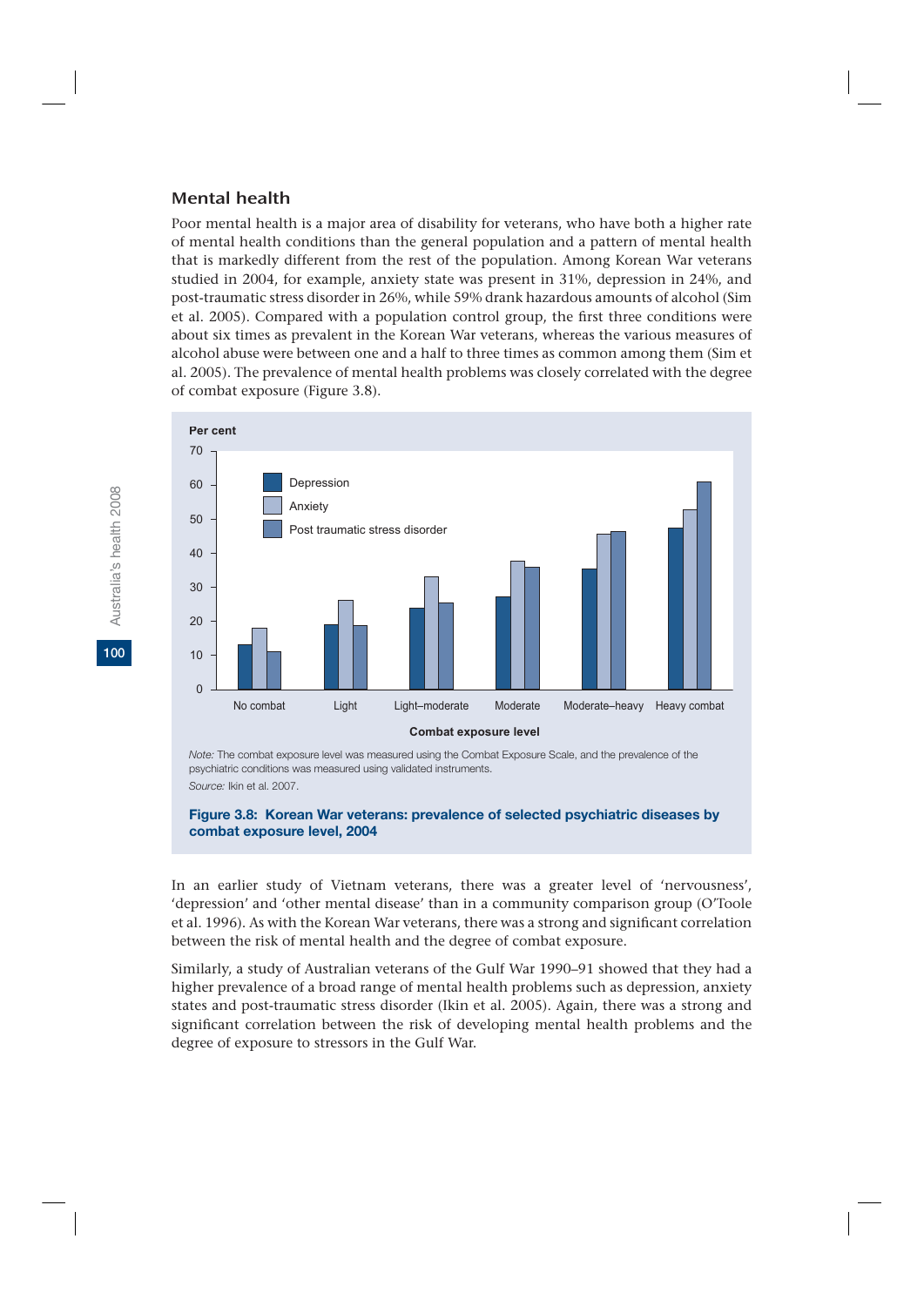## Mental health

Poor mental health is a major area of disability for veterans, who have both a higher rate of mental health conditions than the general population and a pattern of mental health that is markedly different from the rest of the population. Among Korean War veterans studied in 2004, for example, anxiety state was present in 31%, depression in 24%, and post-traumatic stress disorder in 26%, while 59% drank hazardous amounts of alcohol (Sim et al. 2005). Compared with a population control group, the first three conditions were about six times as prevalent in the Korean War veterans, whereas the various measures of alcohol abuse were between one and a half to three times as common among them (Sim et al. 2005). The prevalence of mental health problems was closely correlated with the degree of combat exposure (Figure 3.8).

*Note:* The combat exposure level was measured using the Combat Exposure Scale, and the prevalence of the psychiatric conditions was measured using validated instruments.

*Source:* Ikin et al. 2007.

**Figure 3.8: Korean War veterans: prevalence of selected psychiatric diseases by combat exposure level, 2004**

In an earlier study of Vietnam veterans, there was a greater level of 'nervousness', 'depression' and 'other mental disease' than in a community comparison group (O'Toole et al. 1996). As with the Korean War veterans, there was a strong and significant correlation between the risk of mental health and the degree of combat exposure.

Similarly, a study of Australian veterans of the Gulf War 1990–91 showed that they had a higher prevalence of a broad range of mental health problems such as depression, anxiety states and post-traumatic stress disorder (Ikin et al. 2005). Again, there was a strong and significant correlation between the risk of developing mental health problems and the degree of exposure to stressors in the Gulf War.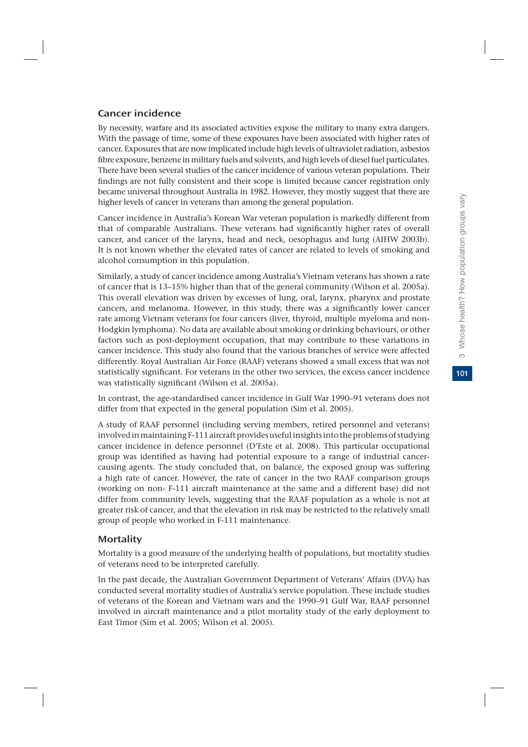## Cancer incidence

By necessity, warfare and its associated activities expose the military to many extra dangers. With the passage of time, some of these exposures have been associated with higher rates of cancer. Exposures that are now implicated include high levels of ultraviolet radiation, asbestos fibre exposure, benzene in military fuels and solvents, and high levels of diesel fuel particulates. There have been several studies of the cancer incidence of various veteran populations. Their findings are not fully consistent and their scope is limited because cancer registration only became universal throughout Australia in 1982. However, they mostly suggest that there are higher levels of cancer in veterans than among the general population.

Cancer incidence in Australia's Korean War veteran population is markedly different from that of comparable Australians. These veterans had significantly higher rates of overall cancer, and cancer of the larynx, head and neck, oesophagus and lung (AIHW 2003b). It is not known whether the elevated rates of cancer are related to levels of smoking and alcohol consumption in this population.

Similarly, a study of cancer incidence among Australia's Vietnam veterans has shown a rate of cancer that is 13–15% higher than that of the general community (Wilson et al. 2005a). This overall elevation was driven by excesses of lung, oral, larynx, pharynx and prostate cancers, and melanoma. However, in this study, there was a significantly lower cancer rate among Vietnam veterans for four cancers (liver, thyroid, multiple myeloma and non-Hodgkin lymphoma). No data are available about smoking or drinking behaviours, or other factors such as post-deployment occupation, that may contribute to these variations in cancer incidence. This study also found that the various branches of service were affected differently. Royal Australian Air Force (RAAF) veterans showed a small excess that was not statistically significant. For veterans in the other two services, the excess cancer incidence was statistically significant (Wilson et al. 2005a).

In contrast, the age-standardised cancer incidence in Gulf War 1990–91 veterans does not differ from that expected in the general population (Sim et al. 2005).

A study of RAAF personnel (including serving members, retired personnel and veterans) involved in maintaining F-111 aircraft provides useful insights into the problems of studying cancer incidence in defence personnel (D'Este et al. 2008). This particular occupational group was identified as having had potential exposure to a range of industrial cancer-causing agents. The study concluded that, on balance, the exposed group was suffering a high rate of cancer. However, the rate of cancer in the two RAAF comparison groups (working on non- F-111 aircraft maintenance at the same and a different base) did not differ from community levels, suggesting that the RAAF population as a whole is not at greater risk of cancer, and that the elevation in risk may be restricted to the relatively small group of people who worked in F-111 maintenance.

## Mortality

Mortality is a good measure of the underlying health of populations, but mortality studies of veterans need to be interpreted carefully.

In the past decade, the Australian Government Department of Veterans' Affairs (DVA) has conducted several mortality studies of Australia's service population. These include studies of veterans of the Korean and Vietnam wars and the 1990–91 Gulf War, RAAF personnel involved in aircraft maintenance and a pilot mortality study of the early deployment to East Timor (Sim et al. 2005; Wilson et al. 2005).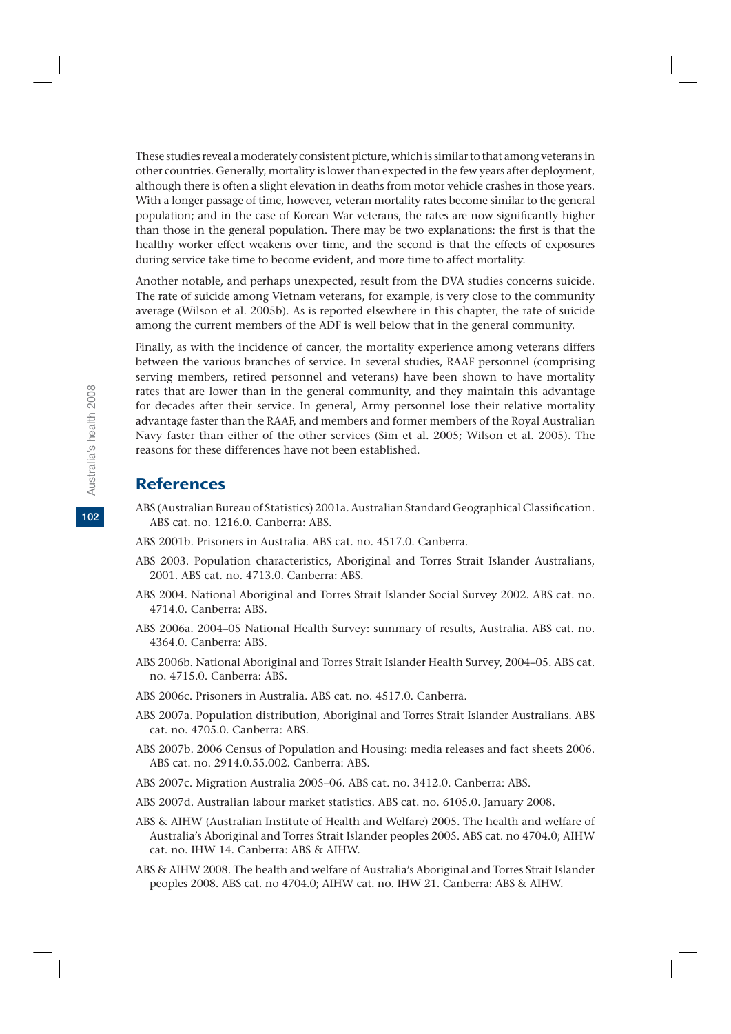These studies reveal a moderately consistent picture, which is similar to that among veterans in other countries. Generally, mortality is lower than expected in the few years after deployment, although there is often a slight elevation in deaths from motor vehicle crashes in those years. With a longer passage of time, however, veteran mortality rates become similar to the general population; and in the case of Korean War veterans, the rates are now significantly higher than those in the general population. There may be two explanations: the first is that the healthy worker effect weakens over time, and the second is that the effects of exposures during service take time to become evident, and more time to affect mortality.

Another notable, and perhaps unexpected, result from the DVA studies concerns suicide. The rate of suicide among Vietnam veterans, for example, is very close to the community average (Wilson et al. 2005b). As is reported elsewhere in this chapter, the rate of suicide among the current members of the ADF is well below that in the general community.

Finally, as with the incidence of cancer, the mortality experience among veterans differs between the various branches of service. In several studies, RAAF personnel (comprising serving members, retired personnel and veterans) have been shown to have mortality rates that are lower than in the general community, and they maintain this advantage for decades after their service. In general, Army personnel lose their relative mortality advantage faster than the RAAF, and members and former members of the Royal Australian Navy faster than either of the other services (Sim et al. 2005; Wilson et al. 2005). The reasons for these differences have not been established.

## References

ABS (Australian Bureau of Statistics) 2001a. Australian Standard Geographical Classification. ABS cat. no. 1216.0. Canberra: ABS.

ABS 2001b. Prisoners in Australia. ABS cat. no. 4517.0. Canberra.

ABS 2003. Population characteristics, Aboriginal and Torres Strait Islander Australians, 2001. ABS cat. no. 4713.0. Canberra: ABS.

ABS 2004. National Aboriginal and Torres Strait Islander Social Survey 2002. ABS cat. no. 4714.0. Canberra: ABS.

ABS 2006a. 2004–05 National Health Survey: summary of results, Australia. ABS cat. no. 4364.0. Canberra: ABS.

ABS 2006b. National Aboriginal and Torres Strait Islander Health Survey, 2004–05. ABS cat. no. 4715.0. Canberra: ABS.

ABS 2006c. Prisoners in Australia. ABS cat. no. 4517.0. Canberra.

ABS 2007a. Population distribution, Aboriginal and Torres Strait Islander Australians. ABS cat. no. 4705.0. Canberra: ABS.

ABS 2007b. 2006 Census of Population and Housing: media releases and fact sheets 2006. ABS cat. no. 2914.0.55.002. Canberra: ABS.

ABS 2007c. Migration Australia 2005–06. ABS cat. no. 3412.0. Canberra: ABS.

ABS 2007d. Australian labour market statistics. ABS cat. no. 6105.0. January 2008.

ABS & AIHW (Australian Institute of Health and Welfare) 2005. The health and welfare of Australia's Aboriginal and Torres Strait Islander peoples 2005. ABS cat. no 4704.0; AIHW cat. no. IHW 14. Canberra: ABS & AIHW.

ABS & AIHW 2008. The health and welfare of Australia's Aboriginal and Torres Strait Islander peoples 2008. ABS cat. no 4704.0; AIHW cat. no. IHW 21. Canberra: ABS & AIHW.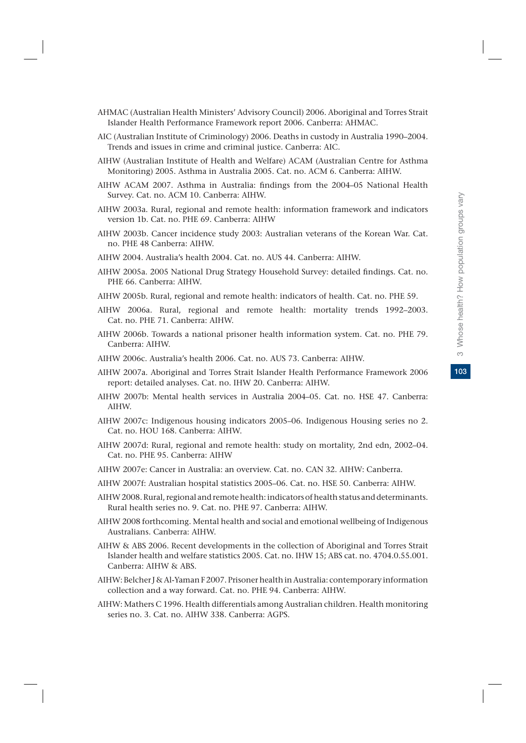AHMAC (Australian Health Ministers' Advisory Council) 2006. Aboriginal and Torres Strait Islander Health Performance Framework report 2006. Canberra: AHMAC.

AIC (Australian Institute of Criminology) 2006. Deaths in custody in Australia 1990–2004. Trends and issues in crime and criminal justice. Canberra: AIC.

AIHW (Australian Institute of Health and Welfare) ACAM (Australian Centre for Asthma Monitoring) 2005. Asthma in Australia 2005. Cat. no. ACM 6. Canberra: AIHW.

AIHW ACAM 2007. Asthma in Australia: findings from the 2004–05 National Health Survey. Cat. no. ACM 10. Canberra: AIHW.

AIHW 2003a. Rural, regional and remote health: information framework and indicators version 1b. Cat. no. PHE 69. Canberra: AIHW

AIHW 2003b. Cancer incidence study 2003: Australian veterans of the Korean War. Cat. no. PHE 48 Canberra: AIHW.

AIHW 2004. Australia's health 2004. Cat. no. AUS 44. Canberra: AIHW.

AIHW 2005a. 2005 National Drug Strategy Household Survey: detailed findings. Cat. no. PHE 66. Canberra: AIHW.

AIHW 2005b. Rural, regional and remote health: indicators of health. Cat. no. PHE 59.

AIHW 2006a. Rural, regional and remote health: mortality trends 1992–2003. Cat. no. PHE 71. Canberra: AIHW.

AIHW 2006b. Towards a national prisoner health information system. Cat. no. PHE 79. Canberra: AIHW.

AIHW 2006c. Australia's health 2006. Cat. no. AUS 73. Canberra: AIHW.

AIHW 2007a. Aboriginal and Torres Strait Islander Health Performance Framework 2006 report: detailed analyses. Cat. no. IHW 20. Canberra: AIHW.

AIHW 2007b: Mental health services in Australia 2004–05. Cat. no. HSE 47. Canberra: AIHW.

AIHW 2007c: Indigenous housing indicators 2005–06. Indigenous Housing series no 2. Cat. no. HOU 168. Canberra: AIHW.

AIHW 2007d: Rural, regional and remote health: study on mortality, 2nd edn, 2002–04. Cat. no. PHE 95. Canberra: AIHW

AIHW 2007e: Cancer in Australia: an overview. Cat. no. CAN 32. AIHW: Canberra.

AIHW 2007f: Australian hospital statistics 2005–06. Cat. no. HSE 50. Canberra: AIHW.

AIHW 2008. Rural, regional and remote health: indicators of health status and determinants. Rural health series no. 9. Cat. no. PHE 97. Canberra: AIHW.

AIHW 2008 forthcoming. Mental health and social and emotional wellbeing of Indigenous Australians. Canberra: AIHW.

AIHW & ABS 2006. Recent developments in the collection of Aboriginal and Torres Strait Islander health and welfare statistics 2005. Cat. no. IHW 15; ABS cat. no. 4704.0.55.001. Canberra: AIHW & ABS.

AIHW: Belcher J & Al-Yaman F 2007. Prisoner health in Australia: contemporary information collection and a way forward. Cat. no. PHE 94. Canberra: AIHW.

AIHW: Mathers C 1996. Health differentials among Australian children. Health monitoring series no. 3. Cat. no. AIHW 338. Canberra: AGPS.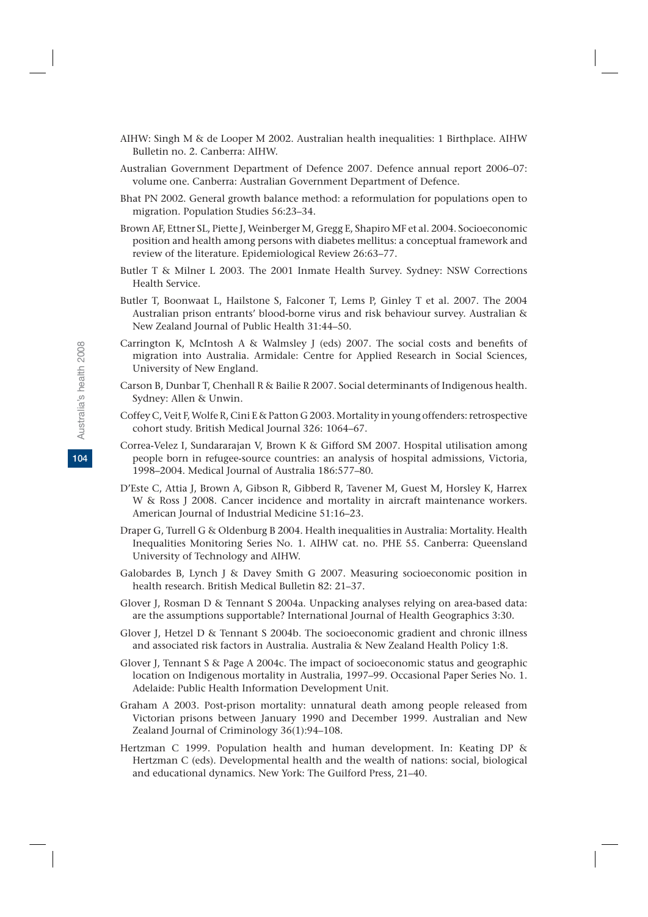AIHW: Singh M & de Looper M 2002. Australian health inequalities: 1 Birthplace. AIHW Bulletin no. 2. Canberra: AIHW.

Australian Government Department of Defence 2007. Defence annual report 2006–07: volume one. Canberra: Australian Government Department of Defence.

Bhat PN 2002. General growth balance method: a reformulation for populations open to migration. Population Studies 56:23–34.

Brown AF, Ettner SL, Piette J, Weinberger M, Gregg E, Shapiro MF et al. 2004. Socioeconomic position and health among persons with diabetes mellitus: a conceptual framework and review of the literature. Epidemiological Review 26:63–77.

Butler T & Milner L 2003. The 2001 Inmate Health Survey. Sydney: NSW Corrections Health Service.

Butler T, Boonwaat L, Hailstone S, Falconer T, Lems P, Ginley T et al. 2007. The 2004 Australian prison entrants' blood-borne virus and risk behaviour survey. Australian & New Zealand Journal of Public Health 31:44–50.

Carrington K, McIntosh A & Walmsley J (eds) 2007. The social costs and benefits of migration into Australia. Armidale: Centre for Applied Research in Social Sciences, University of New England.

Carson B, Dunbar T, Chenhall R & Bailie R 2007. Social determinants of Indigenous health. Sydney: Allen & Unwin.

Coffey C, Veit F, Wolfe R, Cini E & Patton G 2003. Mortality in young offenders: retrospective cohort study. British Medical Journal 326: 1064–67.

Correa-Velez I, Sundararajan V, Brown K & Gifford SM 2007. Hospital utilisation among people born in refugee-source countries: an analysis of hospital admissions, Victoria, 1998–2004. Medical Journal of Australia 186:577–80.

D'Este C, Attia J, Brown A, Gibson R, Gibberd R, Tavener M, Guest M, Horsley K, Harrex W & Ross J 2008. Cancer incidence and mortality in aircraft maintenance workers. American Journal of Industrial Medicine 51:16–23.

Draper G, Turrell G & Oldenburg B 2004. Health inequalities in Australia: Mortality. Health Inequalities Monitoring Series No. 1. AIHW cat. no. PHE 55. Canberra: Queensland University of Technology and AIHW.

Galobardes B, Lynch J & Davey Smith G 2007. Measuring socioeconomic position in health research. British Medical Bulletin 82: 21–37.

Glover J, Rosman D & Tennant S 2004a. Unpacking analyses relying on area-based data: are the assumptions supportable? International Journal of Health Geographics 3:30.

Glover J, Hetzel D & Tennant S 2004b. The socioeconomic gradient and chronic illness and associated risk factors in Australia. Australia & New Zealand Health Policy 1:8.

Glover J, Tennant S & Page A 2004c. The impact of socioeconomic status and geographic location on Indigenous mortality in Australia, 1997–99. Occasional Paper Series No. 1. Adelaide: Public Health Information Development Unit.

Graham A 2003. Post-prison mortality: unnatural death among people released from Victorian prisons between January 1990 and December 1999. Australian and New Zealand Journal of Criminology 36(1):94–108.

Hertzman C 1999. Population health and human development. In: Keating DP & Hertzman C (eds). Developmental health and the wealth of nations: social, biological and educational dynamics. New York: The Guilford Press, 21–40.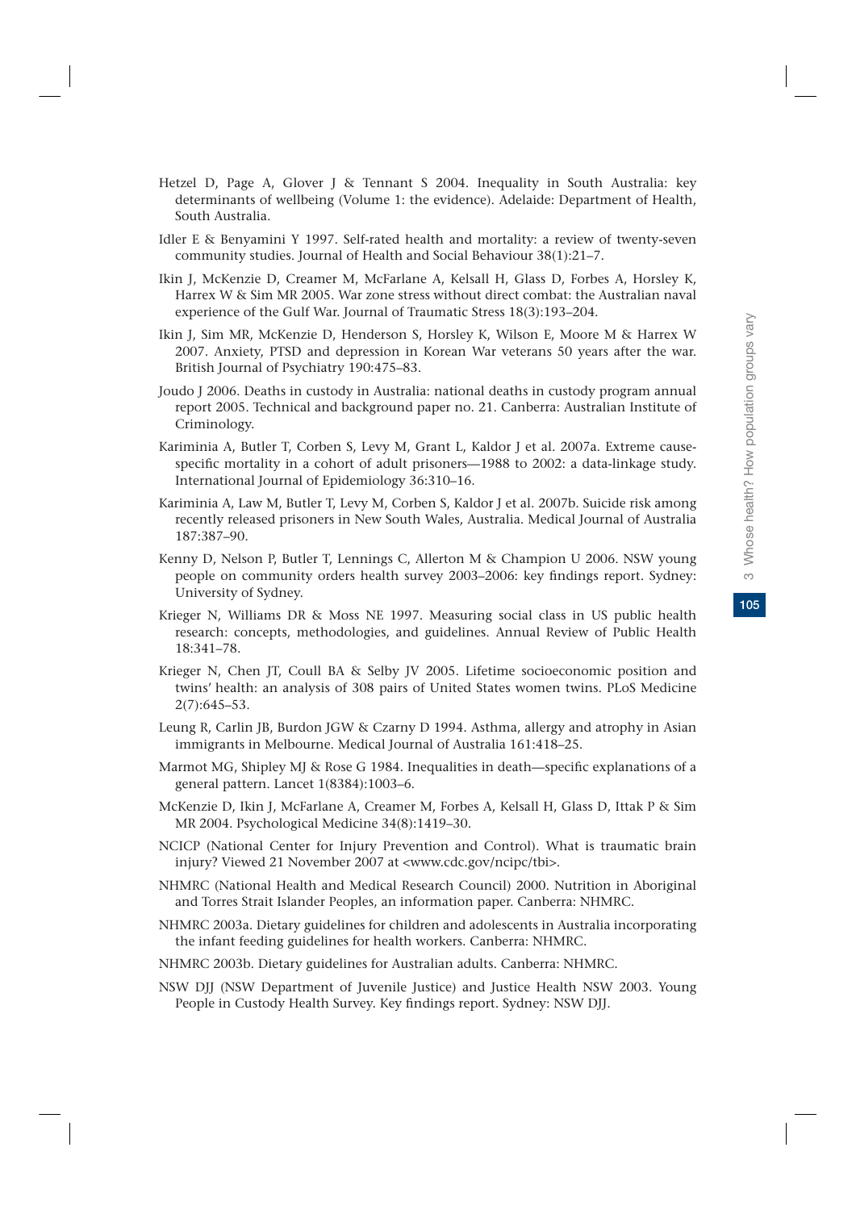Hetzel D, Page A, Glover J & Tennant S 2004. Inequality in South Australia: key determinants of wellbeing (Volume 1: the evidence). Adelaide: Department of Health, South Australia.

Idler E & Benyamini Y 1997. Self-rated health and mortality: a review of twenty-seven community studies. Journal of Health and Social Behaviour 38(1):21–7.

Ikin J, McKenzie D, Creamer M, McFarlane A, Kelsall H, Glass D, Forbes A, Horsley K, Harrex W & Sim MR 2005. War zone stress without direct combat: the Australian naval experience of the Gulf War. Journal of Traumatic Stress 18(3):193–204.

Ikin J, Sim MR, McKenzie D, Henderson S, Horsley K, Wilson E, Moore M & Harrex W 2007. Anxiety, PTSD and depression in Korean War veterans 50 years after the war. British Journal of Psychiatry 190:475–83.

Joudo J 2006. Deaths in custody in Australia: national deaths in custody program annual report 2005. Technical and background paper no. 21. Canberra: Australian Institute of Criminology.

Kariminia A, Butler T, Corben S, Levy M, Grant L, Kaldor J et al. 2007a. Extreme cause-specific mortality in a cohort of adult prisoners—1988 to 2002: a data-linkage study. International Journal of Epidemiology 36:310–16.

Kariminia A, Law M, Butler T, Levy M, Corben S, Kaldor J et al. 2007b. Suicide risk among recently released prisoners in New South Wales, Australia. Medical Journal of Australia 187:387–90.

Kenny D, Nelson P, Butler T, Lennings C, Allerton M & Champion U 2006. NSW young people on community orders health survey 2003–2006: key findings report. Sydney: University of Sydney.

Krieger N, Williams DR & Moss NE 1997. Measuring social class in US public health research: concepts, methodologies, and guidelines. Annual Review of Public Health 18:341–78.

Krieger N, Chen JT, Coull BA & Selby JV 2005. Lifetime socioeconomic position and twins' health: an analysis of 308 pairs of United States women twins. PLoS Medicine 2(7):645–53.

Leung R, Carlin JB, Burdon JGW & Czarny D 1994. Asthma, allergy and atrophy in Asian immigrants in Melbourne. Medical Journal of Australia 161:418–25.

Marmot MG, Shipley MJ & Rose G 1984. Inequalities in death—specific explanations of a general pattern. Lancet 1(8384):1003–6.

McKenzie D, Ikin J, McFarlane A, Creamer M, Forbes A, Kelsall H, Glass D, Ittak P & Sim MR 2004. Psychological Medicine 34(8):1419–30.

NCICP (National Center for Injury Prevention and Control). What is traumatic brain injury? Viewed 21 November 2007 at <www.cdc.gov/ncipc/tbi>.

NHMRC (National Health and Medical Research Council) 2000. Nutrition in Aboriginal and Torres Strait Islander Peoples, an information paper. Canberra: NHMRC.

NHMRC 2003a. Dietary guidelines for children and adolescents in Australia incorporating the infant feeding guidelines for health workers. Canberra: NHMRC.

NHMRC 2003b. Dietary guidelines for Australian adults. Canberra: NHMRC.

NSW DJJ (NSW Department of Juvenile Justice) and Justice Health NSW 2003. Young People in Custody Health Survey. Key findings report. Sydney: NSW DJJ.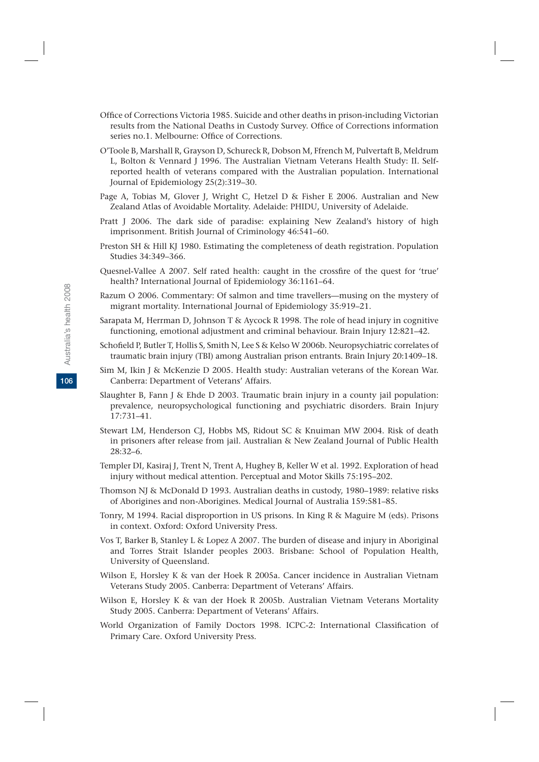Office of Corrections Victoria 1985. Suicide and other deaths in prison-including Victorian results from the National Deaths in Custody Survey. Office of Corrections information series no.1. Melbourne: Office of Corrections.

O'Toole B, Marshall R, Grayson D, Schureck R, Dobson M, Ffrench M, Pulvertaft B, Meldrum L, Bolton & Vennard J 1996. The Australian Vietnam Veterans Health Study: II. Self-reported health of veterans compared with the Australian population. International Journal of Epidemiology 25(2):319–30.

Page A, Tobias M, Glover J, Wright C, Hetzel D & Fisher E 2006. Australian and New Zealand Atlas of Avoidable Mortality. Adelaide: PHIDU, University of Adelaide.

Pratt J 2006. The dark side of paradise: explaining New Zealand's history of high imprisonment. British Journal of Criminology 46:541–60.

Preston SH & Hill KJ 1980. Estimating the completeness of death registration. Population Studies 34:349–366.

Quesnel-Vallee A 2007. Self rated health: caught in the crossfire of the quest for 'true' health? International Journal of Epidemiology 36:1161–64.

Razum O 2006. Commentary: Of salmon and time travellers—musing on the mystery of migrant mortality. International Journal of Epidemiology 35:919–21.

Sarapata M, Herrman D, Johnson T & Aycock R 1998. The role of head injury in cognitive functioning, emotional adjustment and criminal behaviour. Brain Injury 12:821–42.

Schofield P, Butler T, Hollis S, Smith N, Lee S & Kelso W 2006b. Neuropsychiatric correlates of traumatic brain injury (TBI) among Australian prison entrants. Brain Injury 20:1409–18.

Sim M, Ikin J & McKenzie D 2005. Health study: Australian veterans of the Korean War. Canberra: Department of Veterans' Affairs.

Slaughter B, Fann J & Ehde D 2003. Traumatic brain injury in a county jail population: prevalence, neuropsychological functioning and psychiatric disorders. Brain Injury 17:731–41.

Stewart LM, Henderson CJ, Hobbs MS, Ridout SC & Knuiman MW 2004. Risk of death in prisoners after release from jail. Australian & New Zealand Journal of Public Health 28:32–6.

Templer DI, Kasiraj J, Trent N, Trent A, Hughey B, Keller W et al. 1992. Exploration of head injury without medical attention. Perceptual and Motor Skills 75:195–202.

Thomson NJ & McDonald D 1993. Australian deaths in custody, 1980–1989: relative risks of Aborigines and non-Aborigines. Medical Journal of Australia 159:581–85.

Tonry, M 1994. Racial disproportion in US prisons. In King R & Maguire M (eds). Prisons in context. Oxford: Oxford University Press.

Vos T, Barker B, Stanley L & Lopez A 2007. The burden of disease and injury in Aboriginal and Torres Strait Islander peoples 2003. Brisbane: School of Population Health, University of Queensland.

Wilson E, Horsley K & van der Hoek R 2005a. Cancer incidence in Australian Vietnam Veterans Study 2005. Canberra: Department of Veterans' Affairs.

Wilson E, Horsley K & van der Hoek R 2005b. Australian Vietnam Veterans Mortality Study 2005. Canberra: Department of Veterans' Affairs.

World Organization of Family Doctors 1998. ICPC-2: International Classification of Primary Care. Oxford University Press.